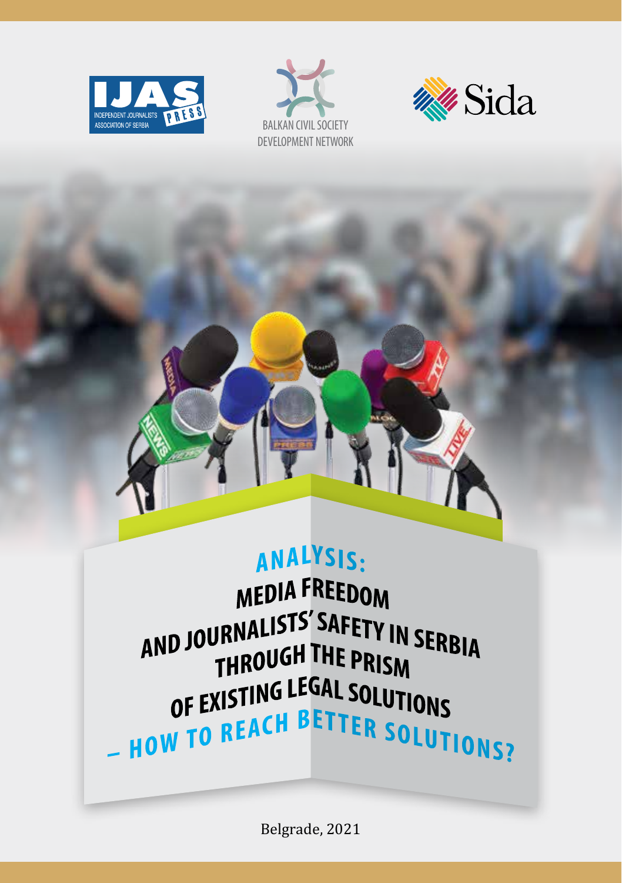INDEPENDENT JOURNALISTS ASSOCIATION OF SERBIA

BALKAN CIVIL SOCIETY DEVELOPMENT NETWORK

Sida

# ANALYSIS: MEDIA FREEDOM AND JOURNALISTS' SAFETY IN SERBIA THROUGH THE PRISM OF EXISTING LEGAL SOLUTIONS – HOW TO REACH BETTER SOLUTIONS?

Belgrade, 2021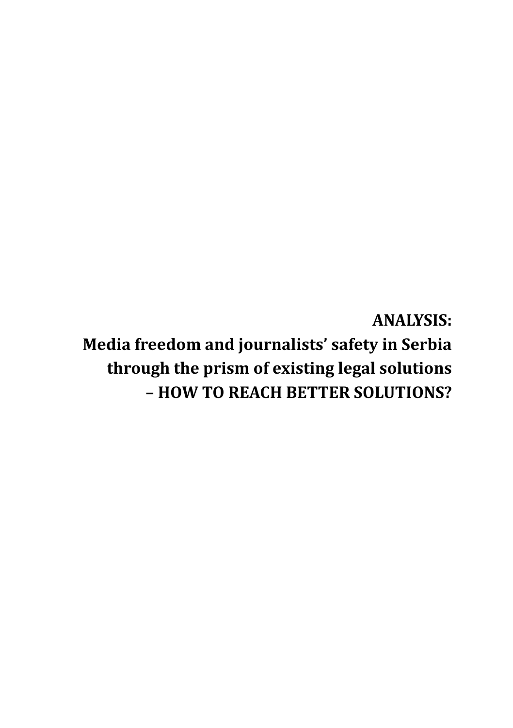# ANALYSIS:
# Media freedom and journalists' safety in Serbia through the prism of existing legal solutions – HOW TO REACH BETTER SOLUTIONS?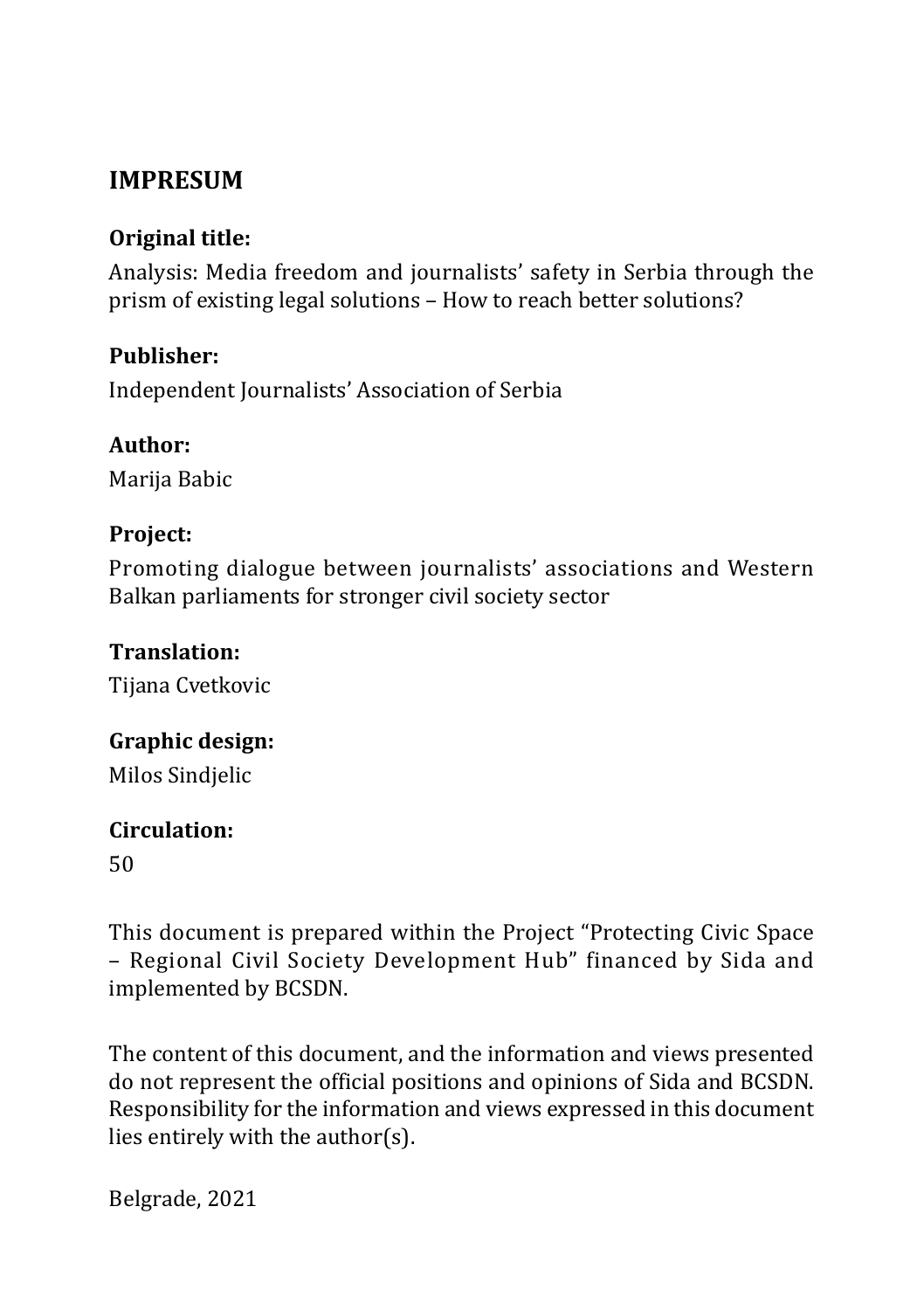## IMPRESUM

**Original title:**

Analysis: Media freedom and journalists' safety in Serbia through the prism of existing legal solutions – How to reach better solutions?

**Publisher:**

Independent Journalists' Association of Serbia

**Author:**

Marija Babic

**Project:**

Promoting dialogue between journalists' associations and Western Balkan parliaments for stronger civil society sector

**Translation:**

Tijana Cvetkovic

**Graphic design:**

Milos Sindjelic

**Circulation:**

50

This document is prepared within the Project "Protecting Civic Space – Regional Civil Society Development Hub" financed by Sida and implemented by BCSDN.

The content of this document, and the information and views presented do not represent the official positions and opinions of Sida and BCSDN. Responsibility for the information and views expressed in this document lies entirely with the author(s).

Belgrade, 2021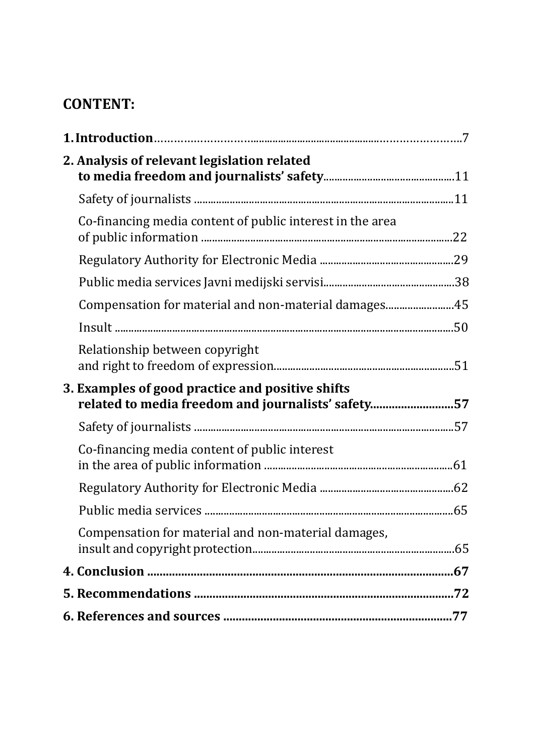## CONTENT:

**1. Introduction**……………………………………………………………………7

**2. Analysis of relevant legislation related to media freedom and journalists' safety**……………………………………11

- Safety of journalists ……………………………………………………………11
- Co-financing media content of public interest in the area of public information ……………………………………………………22
- Regulatory Authority for Electronic Media ……………………………29
- Public media services Javni medijski servisi……………………………38
- Compensation for material and non-material damages………………45
- Insult ……………………………………………………………………………50
- Relationship between copyright and right to freedom of expression……………………………………………51

**3. Examples of good practice and positive shifts related to media freedom and journalists' safety……………………57**

- Safety of journalists ……………………………………………………………57
- Co-financing media content of public interest in the area of public information ……………………………………………………61
- Regulatory Authority for Electronic Media ……………………………62
- Public media services ……………………………………………………………65
- Compensation for material and non-material damages, insult and copyright protection……………………………………………65

**4. Conclusion ……………………………………………………………………67**

**5. Recommendations ……………………………………………………………72**

**6. References and sources ……………………………………………………77**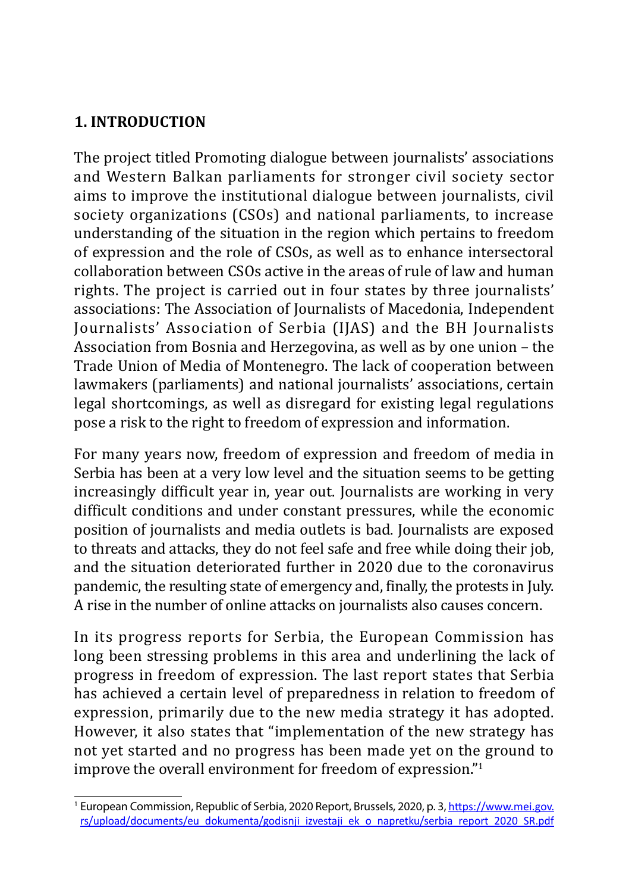## 1. INTRODUCTION

The project titled Promoting dialogue between journalists' associations and Western Balkan parliaments for stronger civil society sector aims to improve the institutional dialogue between journalists, civil society organizations (CSOs) and national parliaments, to increase understanding of the situation in the region which pertains to freedom of expression and the role of CSOs, as well as to enhance intersectoral collaboration between CSOs active in the areas of rule of law and human rights. The project is carried out in four states by three journalists' associations: The Association of Journalists of Macedonia, Independent Journalists' Association of Serbia (IJAS) and the BH Journalists Association from Bosnia and Herzegovina, as well as by one union – the Trade Union of Media of Montenegro. The lack of cooperation between lawmakers (parliaments) and national journalists' associations, certain legal shortcomings, as well as disregard for existing legal regulations pose a risk to the right to freedom of expression and information.

For many years now, freedom of expression and freedom of media in Serbia has been at a very low level and the situation seems to be getting increasingly difficult year in, year out. Journalists are working in very difficult conditions and under constant pressures, while the economic position of journalists and media outlets is bad. Journalists are exposed to threats and attacks, they do not feel safe and free while doing their job, and the situation deteriorated further in 2020 due to the coronavirus pandemic, the resulting state of emergency and, finally, the protests in July. A rise in the number of online attacks on journalists also causes concern.

In its progress reports for Serbia, the European Commission has long been stressing problems in this area and underlining the lack of progress in freedom of expression. The last report states that Serbia has achieved a certain level of preparedness in relation to freedom of expression, primarily due to the new media strategy it has adopted. However, it also states that "implementation of the new strategy has not yet started and no progress has been made yet on the ground to improve the overall environment for freedom of expression."[1]

---

[1] European Commission, Republic of Serbia, 2020 Report, Brussels, 2020, p. 3, https://www.mei.gov.rs/upload/documents/eu_dokumenta/godisnji_izvestaji_ek_o_napretku/serbia_report_2020_SR.pdf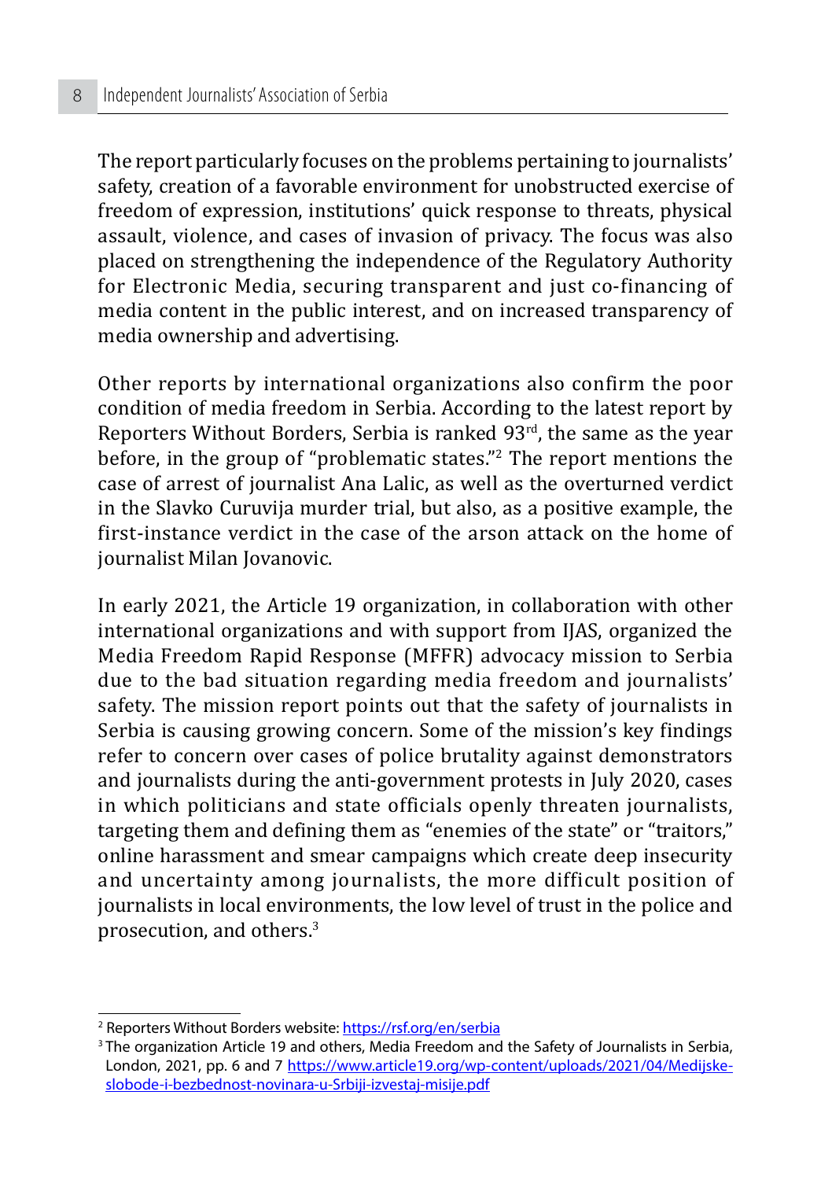The report particularly focuses on the problems pertaining to journalists' safety, creation of a favorable environment for unobstructed exercise of freedom of expression, institutions' quick response to threats, physical assault, violence, and cases of invasion of privacy. The focus was also placed on strengthening the independence of the Regulatory Authority for Electronic Media, securing transparent and just co-financing of media content in the public interest, and on increased transparency of media ownership and advertising.

Other reports by international organizations also confirm the poor condition of media freedom in Serbia. According to the latest report by Reporters Without Borders, Serbia is ranked 93rd, the same as the year before, in the group of "problematic states."[2] The report mentions the case of arrest of journalist Ana Lalic, as well as the overturned verdict in the Slavko Curuvija murder trial, but also, as a positive example, the first-instance verdict in the case of the arson attack on the home of journalist Milan Jovanovic.

In early 2021, the Article 19 organization, in collaboration with other international organizations and with support from IJAS, organized the Media Freedom Rapid Response (MFFR) advocacy mission to Serbia due to the bad situation regarding media freedom and journalists' safety. The mission report points out that the safety of journalists in Serbia is causing growing concern. Some of the mission's key findings refer to concern over cases of police brutality against demonstrators and journalists during the anti-government protests in July 2020, cases in which politicians and state officials openly threaten journalists, targeting them and defining them as "enemies of the state" or "traitors," online harassment and smear campaigns which create deep insecurity and uncertainty among journalists, the more difficult position of journalists in local environments, the low level of trust in the police and prosecution, and others.[3]

---

[2] Reporters Without Borders website: https://rsf.org/en/serbia

[3] The organization Article 19 and others, Media Freedom and the Safety of Journalists in Serbia, London, 2021, pp. 6 and 7 https://www.article19.org/wp-content/uploads/2021/04/Medijske-slobode-i-bezbednost-novinara-u-Srbiji-izvestaj-misije.pdf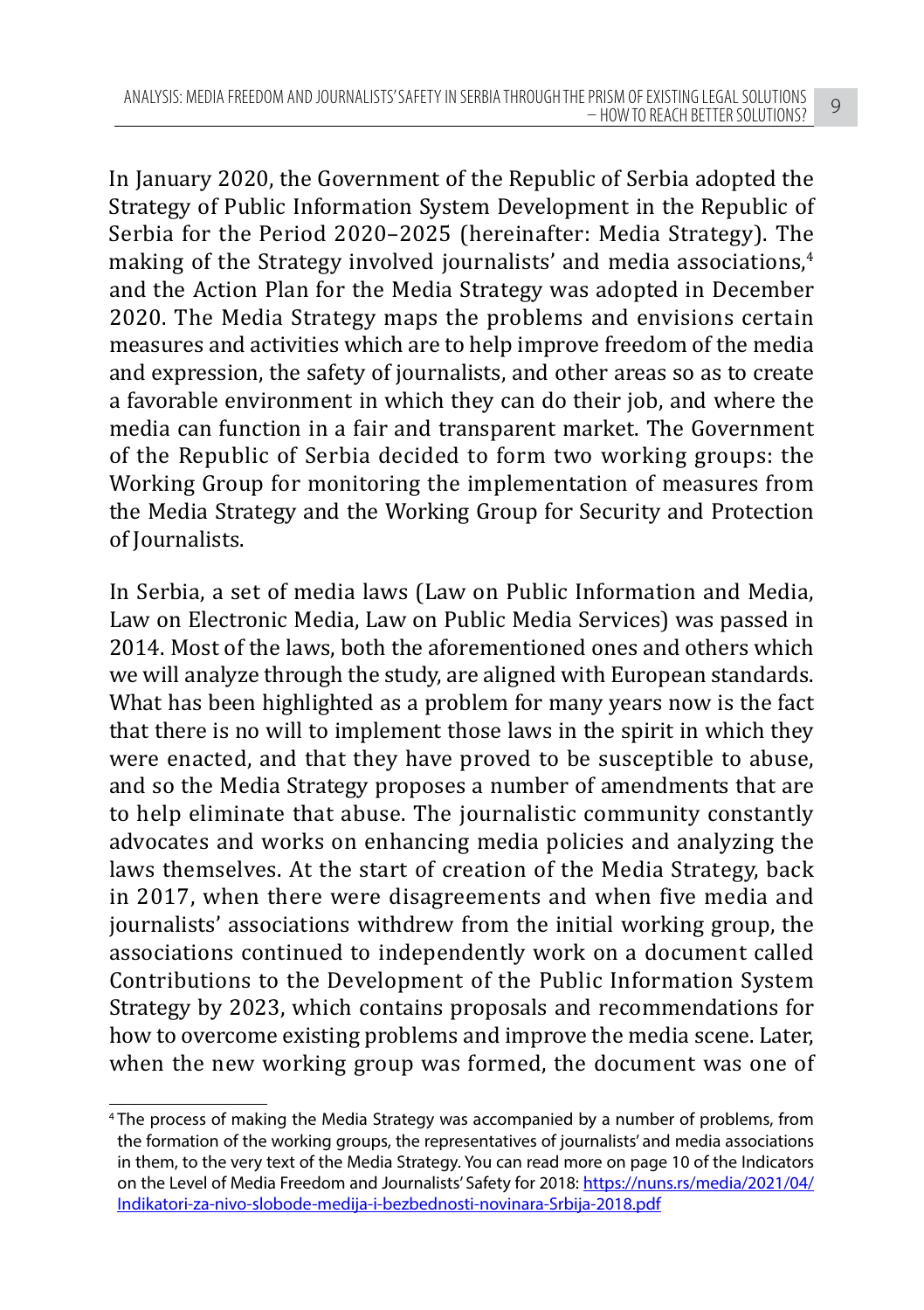In January 2020, the Government of the Republic of Serbia adopted the Strategy of Public Information System Development in the Republic of Serbia for the Period 2020–2025 (hereinafter: Media Strategy). The making of the Strategy involved journalists' and media associations,[4] and the Action Plan for the Media Strategy was adopted in December 2020. The Media Strategy maps the problems and envisions certain measures and activities which are to help improve freedom of the media and expression, the safety of journalists, and other areas so as to create a favorable environment in which they can do their job, and where the media can function in a fair and transparent market. The Government of the Republic of Serbia decided to form two working groups: the Working Group for monitoring the implementation of measures from the Media Strategy and the Working Group for Security and Protection of Journalists.

In Serbia, a set of media laws (Law on Public Information and Media, Law on Electronic Media, Law on Public Media Services) was passed in 2014. Most of the laws, both the aforementioned ones and others which we will analyze through the study, are aligned with European standards. What has been highlighted as a problem for many years now is the fact that there is no will to implement those laws in the spirit in which they were enacted, and that they have proved to be susceptible to abuse, and so the Media Strategy proposes a number of amendments that are to help eliminate that abuse. The journalistic community constantly advocates and works on enhancing media policies and analyzing the laws themselves. At the start of creation of the Media Strategy, back in 2017, when there were disagreements and when five media and journalists' associations withdrew from the initial working group, the associations continued to independently work on a document called Contributions to the Development of the Public Information System Strategy by 2023, which contains proposals and recommendations for how to overcome existing problems and improve the media scene. Later, when the new working group was formed, the document was one of

[4] The process of making the Media Strategy was accompanied by a number of problems, from the formation of the working groups, the representatives of journalists' and media associations in them, to the very text of the Media Strategy. You can read more on page 10 of the Indicators on the Level of Media Freedom and Journalists' Safety for 2018: https://nuns.rs/media/2021/04/Indikatori-za-nivo-slobode-medija-i-bezbednosti-novinara-Srbija-2018.pdf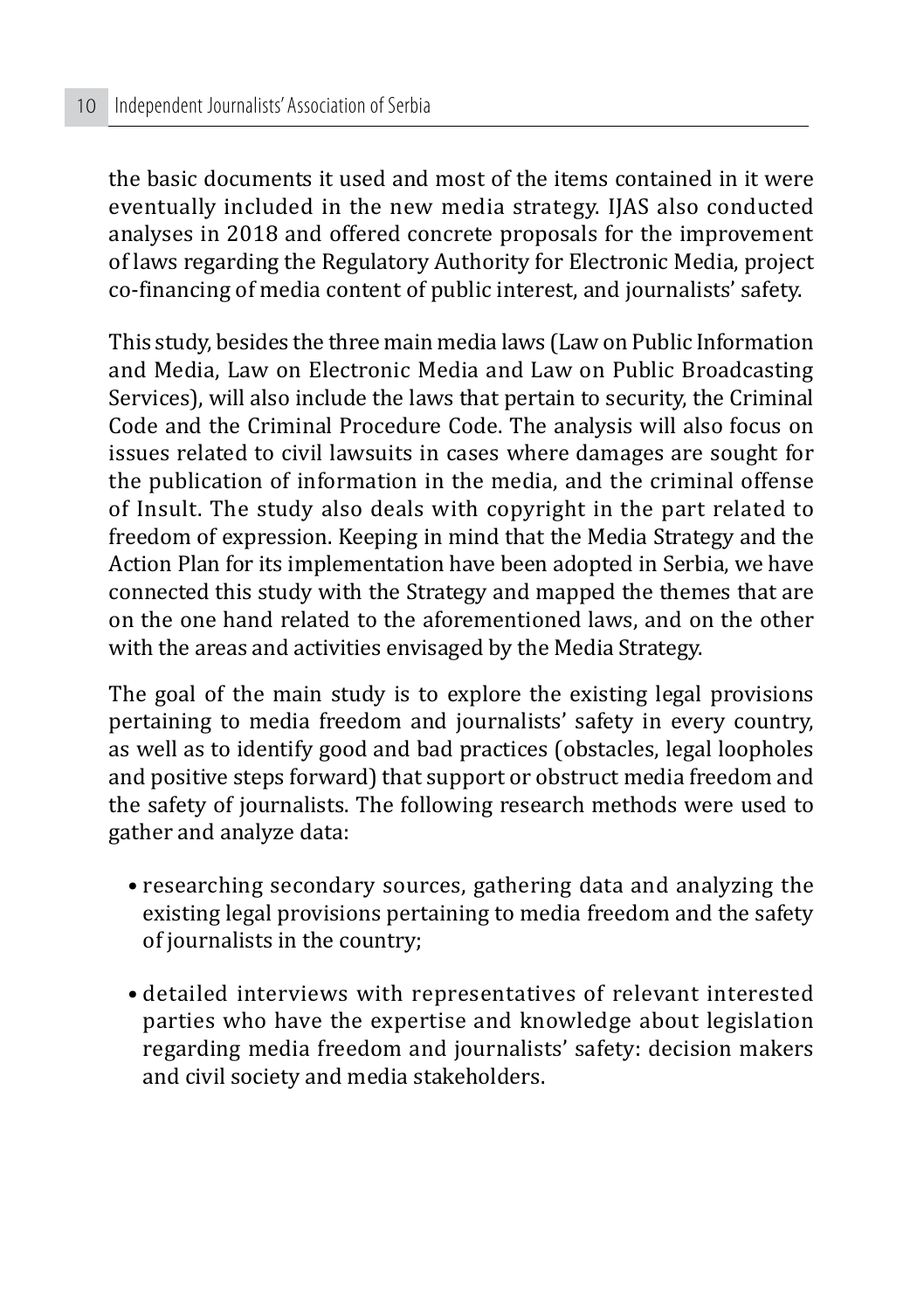the basic documents it used and most of the items contained in it were eventually included in the new media strategy. IJAS also conducted analyses in 2018 and offered concrete proposals for the improvement of laws regarding the Regulatory Authority for Electronic Media, project co-financing of media content of public interest, and journalists' safety.

This study, besides the three main media laws (Law on Public Information and Media, Law on Electronic Media and Law on Public Broadcasting Services), will also include the laws that pertain to security, the Criminal Code and the Criminal Procedure Code. The analysis will also focus on issues related to civil lawsuits in cases where damages are sought for the publication of information in the media, and the criminal offense of Insult. The study also deals with copyright in the part related to freedom of expression. Keeping in mind that the Media Strategy and the Action Plan for its implementation have been adopted in Serbia, we have connected this study with the Strategy and mapped the themes that are on the one hand related to the aforementioned laws, and on the other with the areas and activities envisaged by the Media Strategy.

The goal of the main study is to explore the existing legal provisions pertaining to media freedom and journalists' safety in every country, as well as to identify good and bad practices (obstacles, legal loopholes and positive steps forward) that support or obstruct media freedom and the safety of journalists. The following research methods were used to gather and analyze data:

- researching secondary sources, gathering data and analyzing the existing legal provisions pertaining to media freedom and the safety of journalists in the country;
- detailed interviews with representatives of relevant interested parties who have the expertise and knowledge about legislation regarding media freedom and journalists' safety: decision makers and civil society and media stakeholders.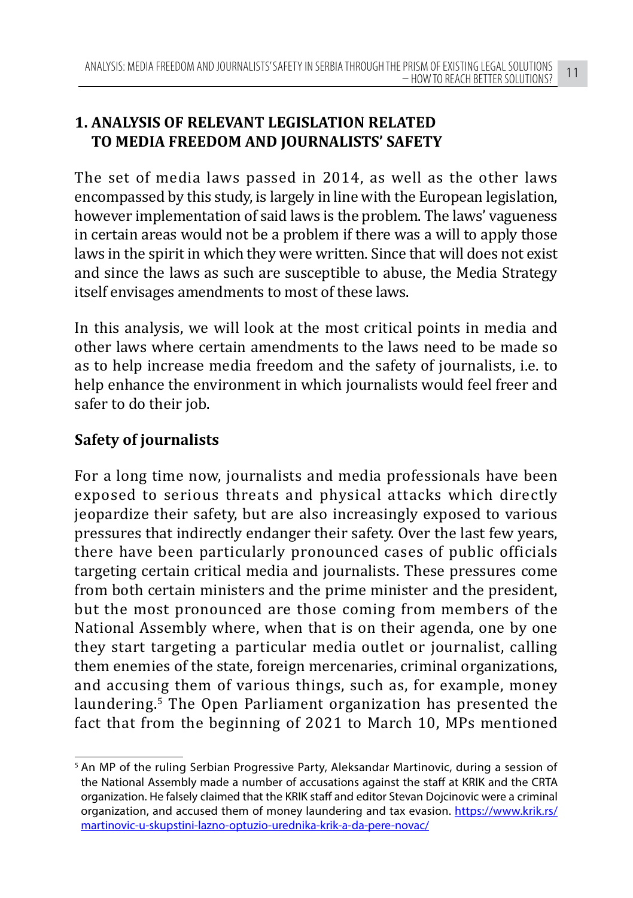## 1. ANALYSIS OF RELEVANT LEGISLATION RELATED TO MEDIA FREEDOM AND JOURNALISTS' SAFETY

The set of media laws passed in 2014, as well as the other laws encompassed by this study, is largely in line with the European legislation, however implementation of said laws is the problem. The laws' vagueness in certain areas would not be a problem if there was a will to apply those laws in the spirit in which they were written. Since that will does not exist and since the laws as such are susceptible to abuse, the Media Strategy itself envisages amendments to most of these laws.

In this analysis, we will look at the most critical points in media and other laws where certain amendments to the laws need to be made so as to help increase media freedom and the safety of journalists, i.e. to help enhance the environment in which journalists would feel freer and safer to do their job.

### Safety of journalists

For a long time now, journalists and media professionals have been exposed to serious threats and physical attacks which directly jeopardize their safety, but are also increasingly exposed to various pressures that indirectly endanger their safety. Over the last few years, there have been particularly pronounced cases of public officials targeting certain critical media and journalists. These pressures come from both certain ministers and the prime minister and the president, but the most pronounced are those coming from members of the National Assembly where, when that is on their agenda, one by one they start targeting a particular media outlet or journalist, calling them enemies of the state, foreign mercenaries, criminal organizations, and accusing them of various things, such as, for example, money laundering.[5] The Open Parliament organization has presented the fact that from the beginning of 2021 to March 10, MPs mentioned

---

[5] An MP of the ruling Serbian Progressive Party, Aleksandar Martinovic, during a session of the National Assembly made a number of accusations against the staff at KRIK and the CRTA organization. He falsely claimed that the KRIK staff and editor Stevan Dojcinovic were a criminal organization, and accused them of money laundering and tax evasion. https://www.krik.rs/martinovic-u-skupstini-lazno-optuzio-urednika-krik-a-da-pere-novac/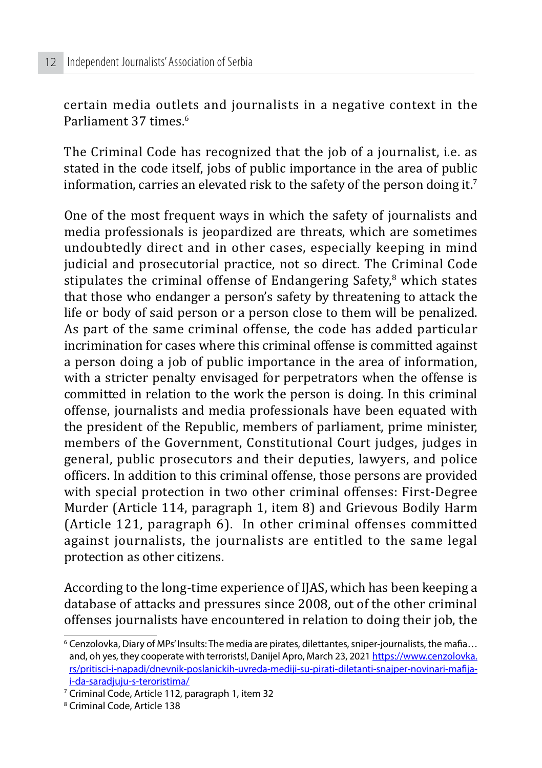certain media outlets and journalists in a negative context in the Parliament 37 times.[6]

The Criminal Code has recognized that the job of a journalist, i.e. as stated in the code itself, jobs of public importance in the area of public information, carries an elevated risk to the safety of the person doing it.[7]

One of the most frequent ways in which the safety of journalists and media professionals is jeopardized are threats, which are sometimes undoubtedly direct and in other cases, especially keeping in mind judicial and prosecutorial practice, not so direct. The Criminal Code stipulates the criminal offense of Endangering Safety,[8] which states that those who endanger a person's safety by threatening to attack the life or body of said person or a person close to them will be penalized. As part of the same criminal offense, the code has added particular incrimination for cases where this criminal offense is committed against a person doing a job of public importance in the area of information, with a stricter penalty envisaged for perpetrators when the offense is committed in relation to the work the person is doing. In this criminal offense, journalists and media professionals have been equated with the president of the Republic, members of parliament, prime minister, members of the Government, Constitutional Court judges, judges in general, public prosecutors and their deputies, lawyers, and police officers. In addition to this criminal offense, those persons are provided with special protection in two other criminal offenses: First-Degree Murder (Article 114, paragraph 1, item 8) and Grievous Bodily Harm (Article 121, paragraph 6). In other criminal offenses committed against journalists, the journalists are entitled to the same legal protection as other citizens.

According to the long-time experience of IJAS, which has been keeping a database of attacks and pressures since 2008, out of the other criminal offenses journalists have encountered in relation to doing their job, the

---

[6] Cenzolovka, Diary of MPs' Insults: The media are pirates, dilettantes, sniper-journalists, the mafia… and, oh yes, they cooperate with terrorists!, Danijel Apro, March 23, 2021 https://www.cenzolovka.rs/pritisci-i-napadi/dnevnik-poslanickih-uvreda-mediji-su-pirati-diletanti-snajper-novinari-mafija-i-da-saradjuju-s-teroristima/

[7] Criminal Code, Article 112, paragraph 1, item 32

[8] Criminal Code, Article 138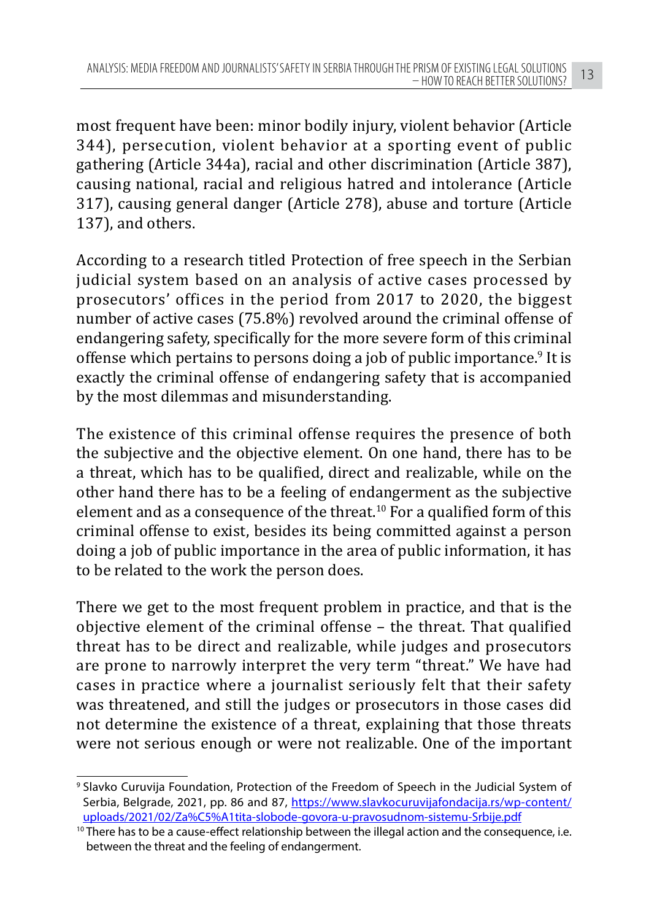most frequent have been: minor bodily injury, violent behavior (Article 344), persecution, violent behavior at a sporting event of public gathering (Article 344a), racial and other discrimination (Article 387), causing national, racial and religious hatred and intolerance (Article 317), causing general danger (Article 278), abuse and torture (Article 137), and others.

According to a research titled Protection of free speech in the Serbian judicial system based on an analysis of active cases processed by prosecutors' offices in the period from 2017 to 2020, the biggest number of active cases (75.8%) revolved around the criminal offense of endangering safety, specifically for the more severe form of this criminal offense which pertains to persons doing a job of public importance.[9] It is exactly the criminal offense of endangering safety that is accompanied by the most dilemmas and misunderstanding.

The existence of this criminal offense requires the presence of both the subjective and the objective element. On one hand, there has to be a threat, which has to be qualified, direct and realizable, while on the other hand there has to be a feeling of endangerment as the subjective element and as a consequence of the threat.[10] For a qualified form of this criminal offense to exist, besides its being committed against a person doing a job of public importance in the area of public information, it has to be related to the work the person does.

There we get to the most frequent problem in practice, and that is the objective element of the criminal offense – the threat. That qualified threat has to be direct and realizable, while judges and prosecutors are prone to narrowly interpret the very term "threat." We have had cases in practice where a journalist seriously felt that their safety was threatened, and still the judges or prosecutors in those cases did not determine the existence of a threat, explaining that those threats were not serious enough or were not realizable. One of the important

---

[9] Slavko Curuvija Foundation, Protection of the Freedom of Speech in the Judicial System of Serbia, Belgrade, 2021, pp. 86 and 87, https://www.slavkocuruvijafondacija.rs/wp-content/uploads/2021/02/Za%C5%A1tita-slobode-govora-u-pravosudnom-sistemu-Srbije.pdf

[10] There has to be a cause-effect relationship between the illegal action and the consequence, i.e. between the threat and the feeling of endangerment.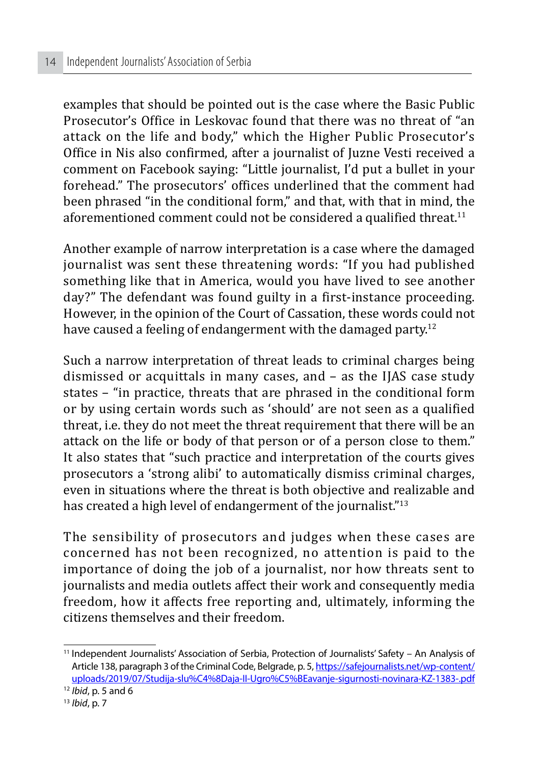examples that should be pointed out is the case where the Basic Public Prosecutor's Office in Leskovac found that there was no threat of "an attack on the life and body," which the Higher Public Prosecutor's Office in Nis also confirmed, after a journalist of Juzne Vesti received a comment on Facebook saying: "Little journalist, I'd put a bullet in your forehead." The prosecutors' offices underlined that the comment had been phrased "in the conditional form," and that, with that in mind, the aforementioned comment could not be considered a qualified threat.[11]

Another example of narrow interpretation is a case where the damaged journalist was sent these threatening words: "If you had published something like that in America, would you have lived to see another day?" The defendant was found guilty in a first-instance proceeding. However, in the opinion of the Court of Cassation, these words could not have caused a feeling of endangerment with the damaged party.[12]

Such a narrow interpretation of threat leads to criminal charges being dismissed or acquittals in many cases, and – as the IJAS case study states – "in practice, threats that are phrased in the conditional form or by using certain words such as 'should' are not seen as a qualified threat, i.e. they do not meet the threat requirement that there will be an attack on the life or body of that person or of a person close to them." It also states that "such practice and interpretation of the courts gives prosecutors a 'strong alibi' to automatically dismiss criminal charges, even in situations where the threat is both objective and realizable and has created a high level of endangerment of the journalist."[13]

The sensibility of prosecutors and judges when these cases are concerned has not been recognized, no attention is paid to the importance of doing the job of a journalist, nor how threats sent to journalists and media outlets affect their work and consequently media freedom, how it affects free reporting and, ultimately, informing the citizens themselves and their freedom.

---

[11] Independent Journalists' Association of Serbia, Protection of Journalists' Safety – An Analysis of Article 138, paragraph 3 of the Criminal Code, Belgrade, p. 5, https://safejournalists.net/wp-content/uploads/2019/07/Studija-slu%C4%8Daja-II-Ugro%C5%BEavanje-sigurnosti-novinara-KZ-1383-.pdf

[12] *Ibid*, p. 5 and 6

[13] *Ibid*, p. 7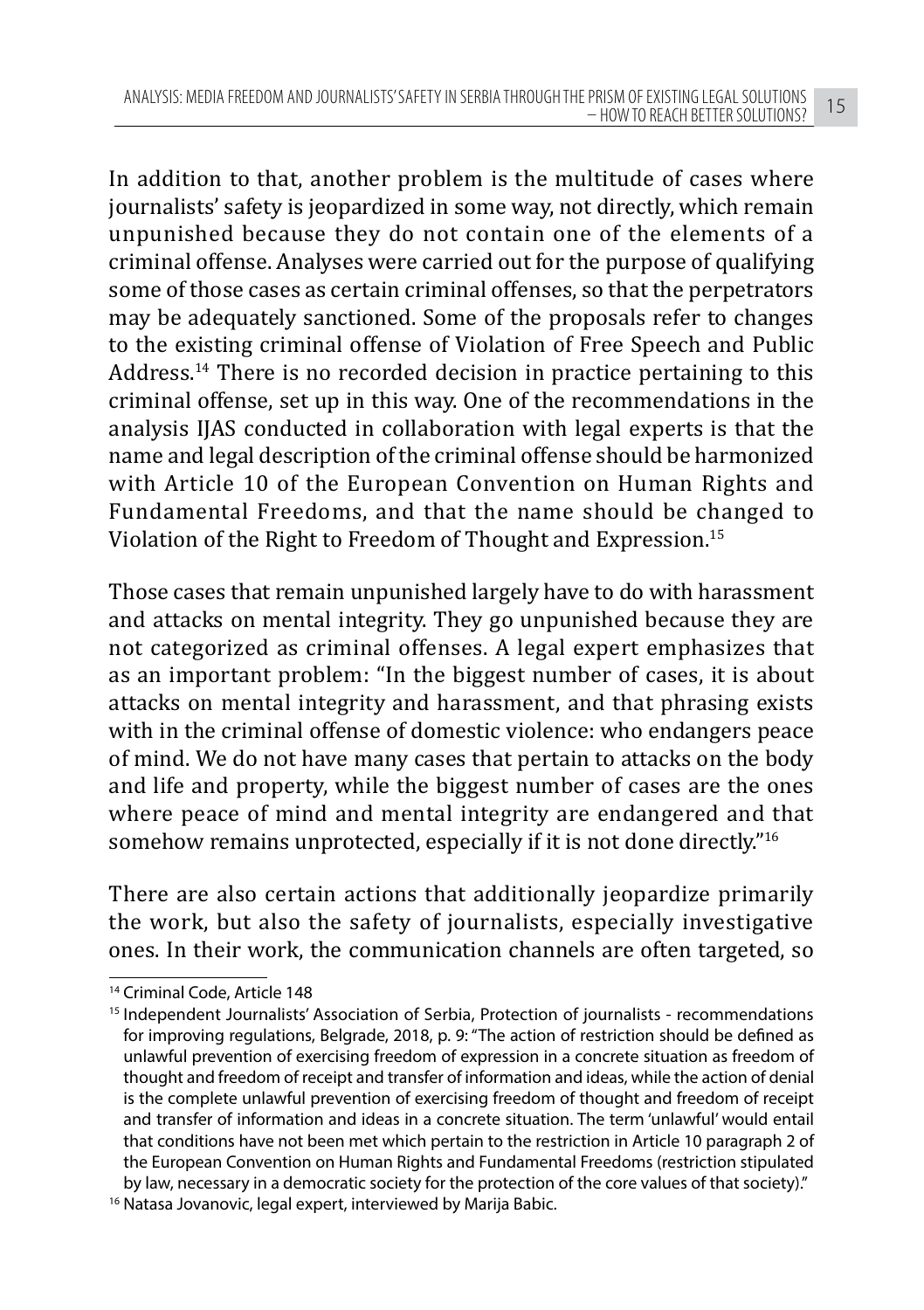In addition to that, another problem is the multitude of cases where journalists' safety is jeopardized in some way, not directly, which remain unpunished because they do not contain one of the elements of a criminal offense. Analyses were carried out for the purpose of qualifying some of those cases as certain criminal offenses, so that the perpetrators may be adequately sanctioned. Some of the proposals refer to changes to the existing criminal offense of Violation of Free Speech and Public Address.[14] There is no recorded decision in practice pertaining to this criminal offense, set up in this way. One of the recommendations in the analysis IJAS conducted in collaboration with legal experts is that the name and legal description of the criminal offense should be harmonized with Article 10 of the European Convention on Human Rights and Fundamental Freedoms, and that the name should be changed to Violation of the Right to Freedom of Thought and Expression.[15]

Those cases that remain unpunished largely have to do with harassment and attacks on mental integrity. They go unpunished because they are not categorized as criminal offenses. A legal expert emphasizes that as an important problem: "In the biggest number of cases, it is about attacks on mental integrity and harassment, and that phrasing exists with in the criminal offense of domestic violence: who endangers peace of mind. We do not have many cases that pertain to attacks on the body and life and property, while the biggest number of cases are the ones where peace of mind and mental integrity are endangered and that somehow remains unprotected, especially if it is not done directly."[16]

There are also certain actions that additionally jeopardize primarily the work, but also the safety of journalists, especially investigative ones. In their work, the communication channels are often targeted, so

---

[14] Criminal Code, Article 148

[15] Independent Journalists' Association of Serbia, Protection of journalists - recommendations for improving regulations, Belgrade, 2018, p. 9: "The action of restriction should be defined as unlawful prevention of exercising freedom of expression in a concrete situation as freedom of thought and freedom of receipt and transfer of information and ideas, while the action of denial is the complete unlawful prevention of exercising freedom of thought and freedom of receipt and transfer of information and ideas in a concrete situation. The term 'unlawful' would entail that conditions have not been met which pertain to the restriction in Article 10 paragraph 2 of the European Convention on Human Rights and Fundamental Freedoms (restriction stipulated by law, necessary in a democratic society for the protection of the core values of that society)."

[16] Natasa Jovanovic, legal expert, interviewed by Marija Babic.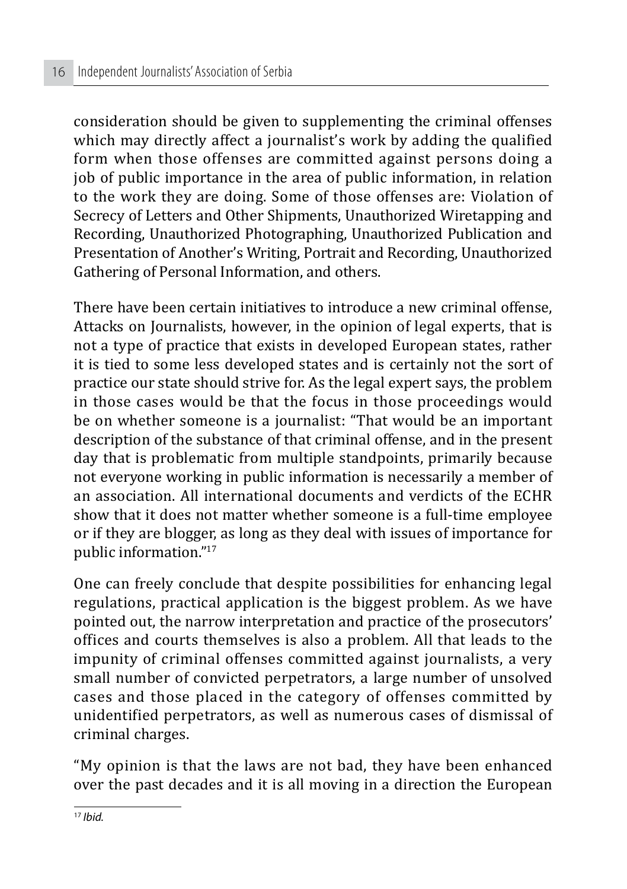consideration should be given to supplementing the criminal offenses which may directly affect a journalist's work by adding the qualified form when those offenses are committed against persons doing a job of public importance in the area of public information, in relation to the work they are doing. Some of those offenses are: Violation of Secrecy of Letters and Other Shipments, Unauthorized Wiretapping and Recording, Unauthorized Photographing, Unauthorized Publication and Presentation of Another's Writing, Portrait and Recording, Unauthorized Gathering of Personal Information, and others.

There have been certain initiatives to introduce a new criminal offense, Attacks on Journalists, however, in the opinion of legal experts, that is not a type of practice that exists in developed European states, rather it is tied to some less developed states and is certainly not the sort of practice our state should strive for. As the legal expert says, the problem in those cases would be that the focus in those proceedings would be on whether someone is a journalist: "That would be an important description of the substance of that criminal offense, and in the present day that is problematic from multiple standpoints, primarily because not everyone working in public information is necessarily a member of an association. All international documents and verdicts of the ECHR show that it does not matter whether someone is a full-time employee or if they are blogger, as long as they deal with issues of importance for public information."[17]

One can freely conclude that despite possibilities for enhancing legal regulations, practical application is the biggest problem. As we have pointed out, the narrow interpretation and practice of the prosecutors' offices and courts themselves is also a problem. All that leads to the impunity of criminal offenses committed against journalists, a very small number of convicted perpetrators, a large number of unsolved cases and those placed in the category of offenses committed by unidentified perpetrators, as well as numerous cases of dismissal of criminal charges.

"My opinion is that the laws are not bad, they have been enhanced over the past decades and it is all moving in a direction the European

---

[17] *Ibid.*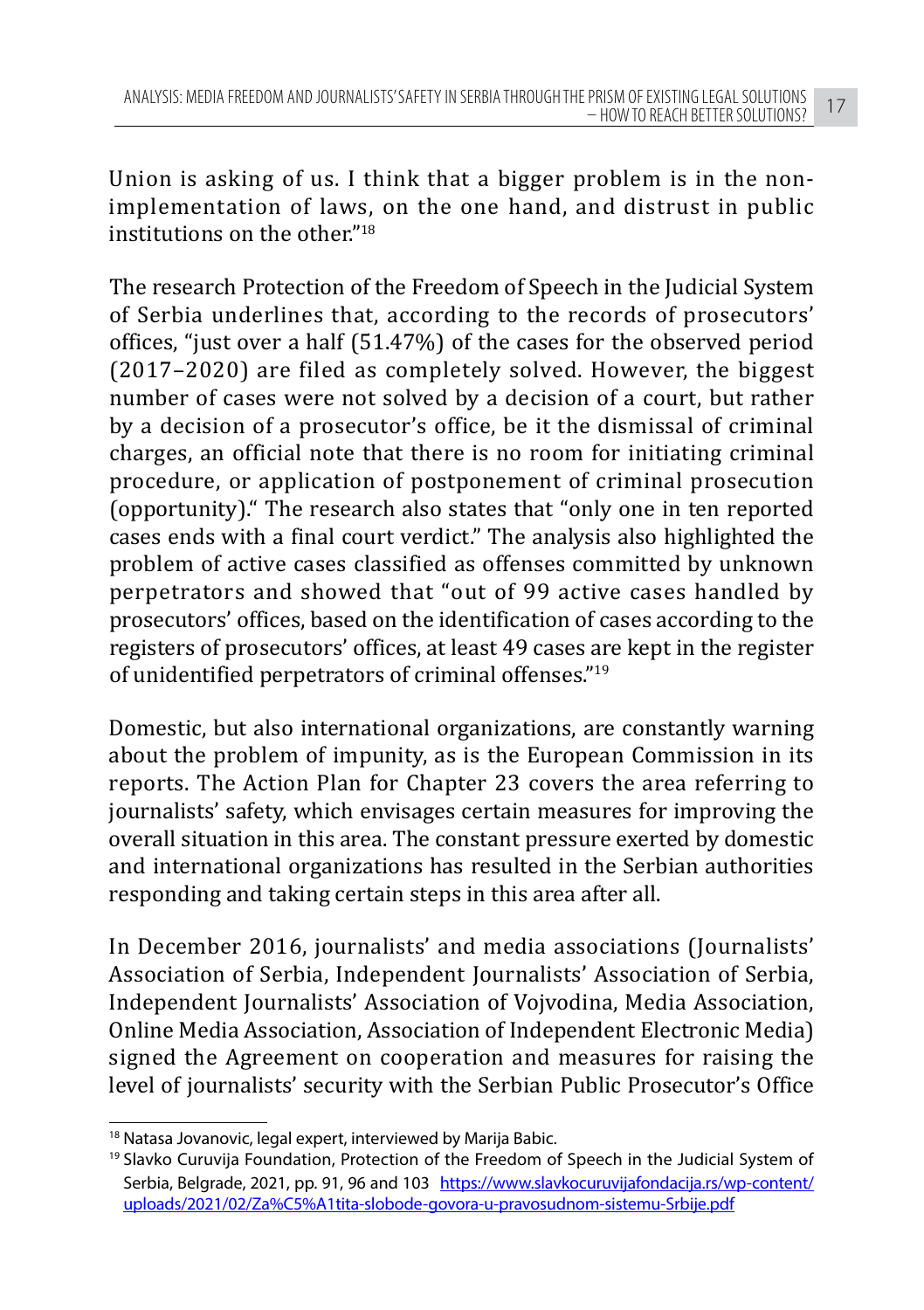Union is asking of us. I think that a bigger problem is in the non-implementation of laws, on the one hand, and distrust in public institutions on the other."[18]

The research Protection of the Freedom of Speech in the Judicial System of Serbia underlines that, according to the records of prosecutors' offices, "just over a half (51.47%) of the cases for the observed period (2017–2020) are filed as completely solved. However, the biggest number of cases were not solved by a decision of a court, but rather by a decision of a prosecutor's office, be it the dismissal of criminal charges, an official note that there is no room for initiating criminal procedure, or application of postponement of criminal prosecution (opportunity)." The research also states that "only one in ten reported cases ends with a final court verdict." The analysis also highlighted the problem of active cases classified as offenses committed by unknown perpetrators and showed that "out of 99 active cases handled by prosecutors' offices, based on the identification of cases according to the registers of prosecutors' offices, at least 49 cases are kept in the register of unidentified perpetrators of criminal offenses."[19]

Domestic, but also international organizations, are constantly warning about the problem of impunity, as is the European Commission in its reports. The Action Plan for Chapter 23 covers the area referring to journalists' safety, which envisages certain measures for improving the overall situation in this area. The constant pressure exerted by domestic and international organizations has resulted in the Serbian authorities responding and taking certain steps in this area after all.

In December 2016, journalists' and media associations (Journalists' Association of Serbia, Independent Journalists' Association of Serbia, Independent Journalists' Association of Vojvodina, Media Association, Online Media Association, Association of Independent Electronic Media) signed the Agreement on cooperation and measures for raising the level of journalists' security with the Serbian Public Prosecutor's Office

---

[18] Natasa Jovanovic, legal expert, interviewed by Marija Babic.

[19] Slavko Curuvija Foundation, Protection of the Freedom of Speech in the Judicial System of Serbia, Belgrade, 2021, pp. 91, 96 and 103 https://www.slavkocuruvijafondacija.rs/wp-content/uploads/2021/02/Za%C5%A1tita-slobode-govora-u-pravosudnom-sistemu-Srbije.pdf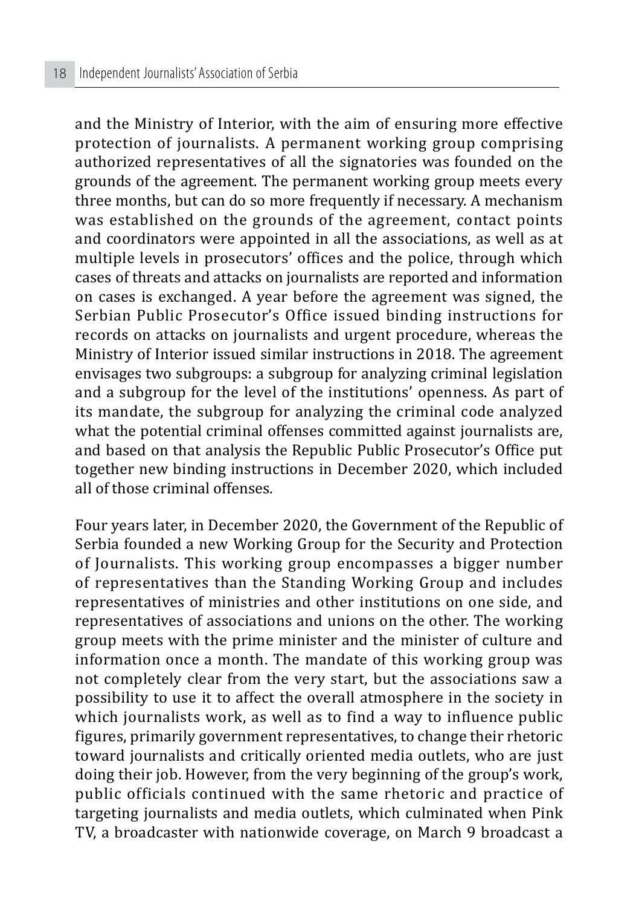and the Ministry of Interior, with the aim of ensuring more effective protection of journalists. A permanent working group comprising authorized representatives of all the signatories was founded on the grounds of the agreement. The permanent working group meets every three months, but can do so more frequently if necessary. A mechanism was established on the grounds of the agreement, contact points and coordinators were appointed in all the associations, as well as at multiple levels in prosecutors' offices and the police, through which cases of threats and attacks on journalists are reported and information on cases is exchanged. A year before the agreement was signed, the Serbian Public Prosecutor's Office issued binding instructions for records on attacks on journalists and urgent procedure, whereas the Ministry of Interior issued similar instructions in 2018. The agreement envisages two subgroups: a subgroup for analyzing criminal legislation and a subgroup for the level of the institutions' openness. As part of its mandate, the subgroup for analyzing the criminal code analyzed what the potential criminal offenses committed against journalists are, and based on that analysis the Republic Public Prosecutor's Office put together new binding instructions in December 2020, which included all of those criminal offenses.

Four years later, in December 2020, the Government of the Republic of Serbia founded a new Working Group for the Security and Protection of Journalists. This working group encompasses a bigger number of representatives than the Standing Working Group and includes representatives of ministries and other institutions on one side, and representatives of associations and unions on the other. The working group meets with the prime minister and the minister of culture and information once a month. The mandate of this working group was not completely clear from the very start, but the associations saw a possibility to use it to affect the overall atmosphere in the society in which journalists work, as well as to find a way to influence public figures, primarily government representatives, to change their rhetoric toward journalists and critically oriented media outlets, who are just doing their job. However, from the very beginning of the group's work, public officials continued with the same rhetoric and practice of targeting journalists and media outlets, which culminated when Pink TV, a broadcaster with nationwide coverage, on March 9 broadcast a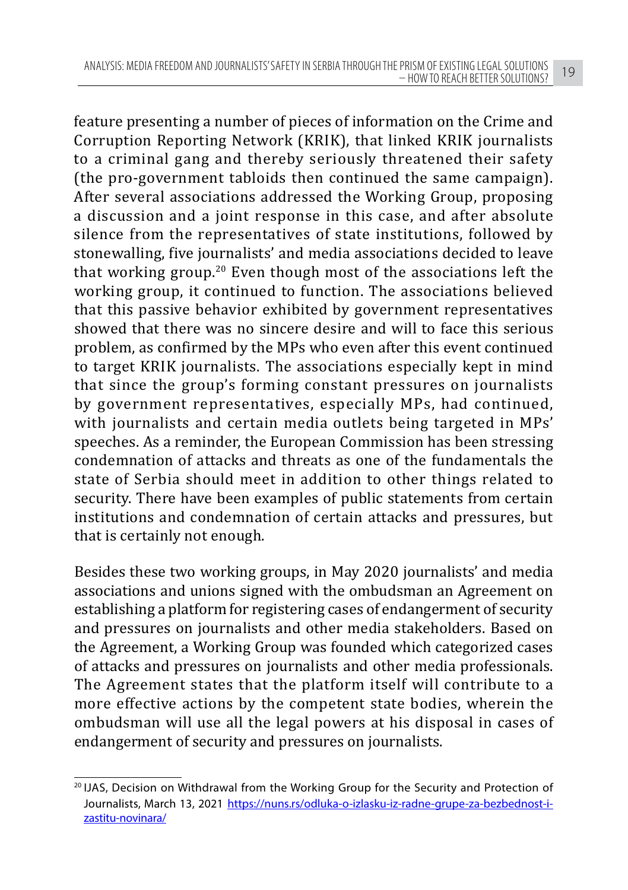feature presenting a number of pieces of information on the Crime and Corruption Reporting Network (KRIK), that linked KRIK journalists to a criminal gang and thereby seriously threatened their safety (the pro-government tabloids then continued the same campaign). After several associations addressed the Working Group, proposing a discussion and a joint response in this case, and after absolute silence from the representatives of state institutions, followed by stonewalling, five journalists' and media associations decided to leave that working group.[20] Even though most of the associations left the working group, it continued to function. The associations believed that this passive behavior exhibited by government representatives showed that there was no sincere desire and will to face this serious problem, as confirmed by the MPs who even after this event continued to target KRIK journalists. The associations especially kept in mind that since the group's forming constant pressures on journalists by government representatives, especially MPs, had continued, with journalists and certain media outlets being targeted in MPs' speeches. As a reminder, the European Commission has been stressing condemnation of attacks and threats as one of the fundamentals the state of Serbia should meet in addition to other things related to security. There have been examples of public statements from certain institutions and condemnation of certain attacks and pressures, but that is certainly not enough.

Besides these two working groups, in May 2020 journalists' and media associations and unions signed with the ombudsman an Agreement on establishing a platform for registering cases of endangerment of security and pressures on journalists and other media stakeholders. Based on the Agreement, a Working Group was founded which categorized cases of attacks and pressures on journalists and other media professionals. The Agreement states that the platform itself will contribute to a more effective actions by the competent state bodies, wherein the ombudsman will use all the legal powers at his disposal in cases of endangerment of security and pressures on journalists.

---

[20] IJAS, Decision on Withdrawal from the Working Group for the Security and Protection of Journalists, March 13, 2021 https://nuns.rs/odluka-o-izlasku-iz-radne-grupe-za-bezbednost-i-zastitu-novinara/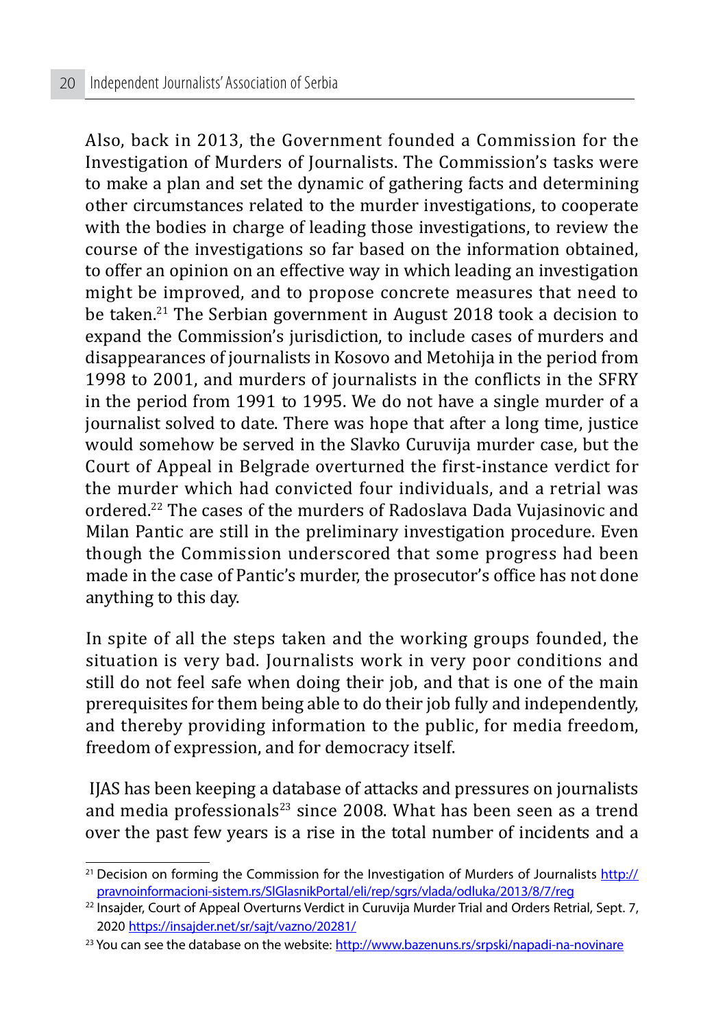Also, back in 2013, the Government founded a Commission for the Investigation of Murders of Journalists. The Commission's tasks were to make a plan and set the dynamic of gathering facts and determining other circumstances related to the murder investigations, to cooperate with the bodies in charge of leading those investigations, to review the course of the investigations so far based on the information obtained, to offer an opinion on an effective way in which leading an investigation might be improved, and to propose concrete measures that need to be taken.[21] The Serbian government in August 2018 took a decision to expand the Commission's jurisdiction, to include cases of murders and disappearances of journalists in Kosovo and Metohija in the period from 1998 to 2001, and murders of journalists in the conflicts in the SFRY in the period from 1991 to 1995. We do not have a single murder of a journalist solved to date. There was hope that after a long time, justice would somehow be served in the Slavko Curuvija murder case, but the Court of Appeal in Belgrade overturned the first-instance verdict for the murder which had convicted four individuals, and a retrial was ordered.[22] The cases of the murders of Radoslava Dada Vujasinovic and Milan Pantic are still in the preliminary investigation procedure. Even though the Commission underscored that some progress had been made in the case of Pantic's murder, the prosecutor's office has not done anything to this day.

In spite of all the steps taken and the working groups founded, the situation is very bad. Journalists work in very poor conditions and still do not feel safe when doing their job, and that is one of the main prerequisites for them being able to do their job fully and independently, and thereby providing information to the public, for media freedom, freedom of expression, and for democracy itself.

IJAS has been keeping a database of attacks and pressures on journalists and media professionals[23] since 2008. What has been seen as a trend over the past few years is a rise in the total number of incidents and a

---

[21] Decision on forming the Commission for the Investigation of Murders of Journalists http://pravnoinformacioni-sistem.rs/SlGlasnikPortal/eli/rep/sgrs/vlada/odluka/2013/8/7/reg

[22] Insajder, Court of Appeal Overturns Verdict in Curuvija Murder Trial and Orders Retrial, Sept. 7, 2020 https://insajder.net/sr/sajt/vazno/20281/

[23] You can see the database on the website: http://www.bazenuns.rs/srpski/napadi-na-novinare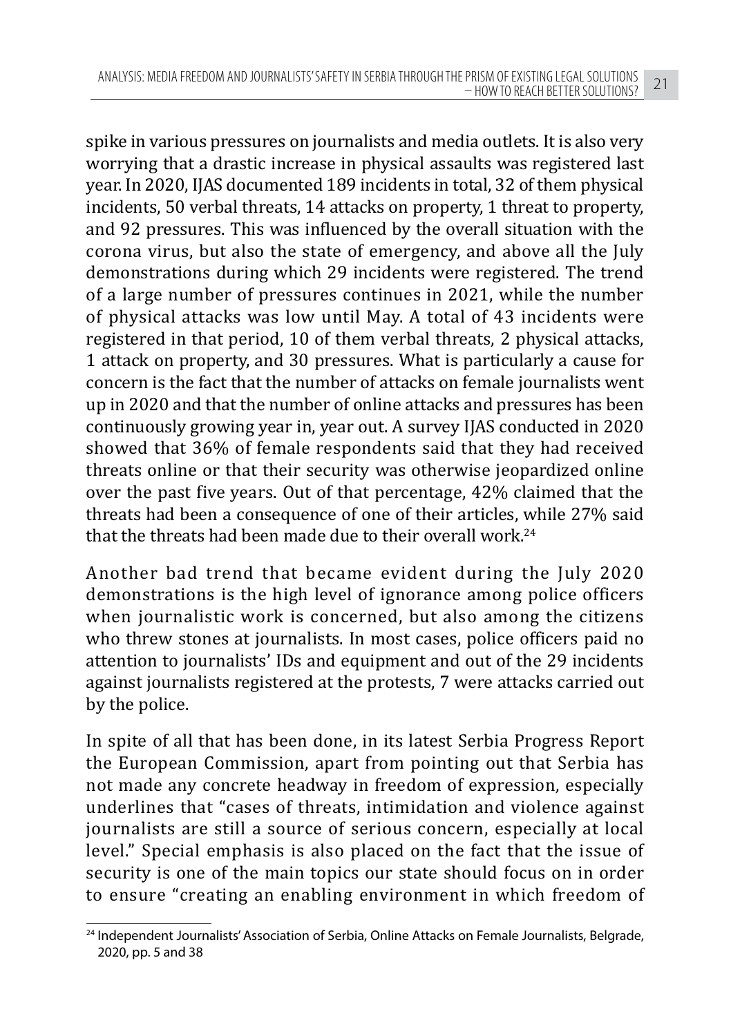spike in various pressures on journalists and media outlets. It is also very worrying that a drastic increase in physical assaults was registered last year. In 2020, IJAS documented 189 incidents in total, 32 of them physical incidents, 50 verbal threats, 14 attacks on property, 1 threat to property, and 92 pressures. This was influenced by the overall situation with the corona virus, but also the state of emergency, and above all the July demonstrations during which 29 incidents were registered. The trend of a large number of pressures continues in 2021, while the number of physical attacks was low until May. A total of 43 incidents were registered in that period, 10 of them verbal threats, 2 physical attacks, 1 attack on property, and 30 pressures. What is particularly a cause for concern is the fact that the number of attacks on female journalists went up in 2020 and that the number of online attacks and pressures has been continuously growing year in, year out. A survey IJAS conducted in 2020 showed that 36% of female respondents said that they had received threats online or that their security was otherwise jeopardized online over the past five years. Out of that percentage, 42% claimed that the threats had been a consequence of one of their articles, while 27% said that the threats had been made due to their overall work.[24]

Another bad trend that became evident during the July 2020 demonstrations is the high level of ignorance among police officers when journalistic work is concerned, but also among the citizens who threw stones at journalists. In most cases, police officers paid no attention to journalists' IDs and equipment and out of the 29 incidents against journalists registered at the protests, 7 were attacks carried out by the police.

In spite of all that has been done, in its latest Serbia Progress Report the European Commission, apart from pointing out that Serbia has not made any concrete headway in freedom of expression, especially underlines that "cases of threats, intimidation and violence against journalists are still a source of serious concern, especially at local level." Special emphasis is also placed on the fact that the issue of security is one of the main topics our state should focus on in order to ensure "creating an enabling environment in which freedom of

[24] Independent Journalists' Association of Serbia, Online Attacks on Female Journalists, Belgrade, 2020, pp. 5 and 38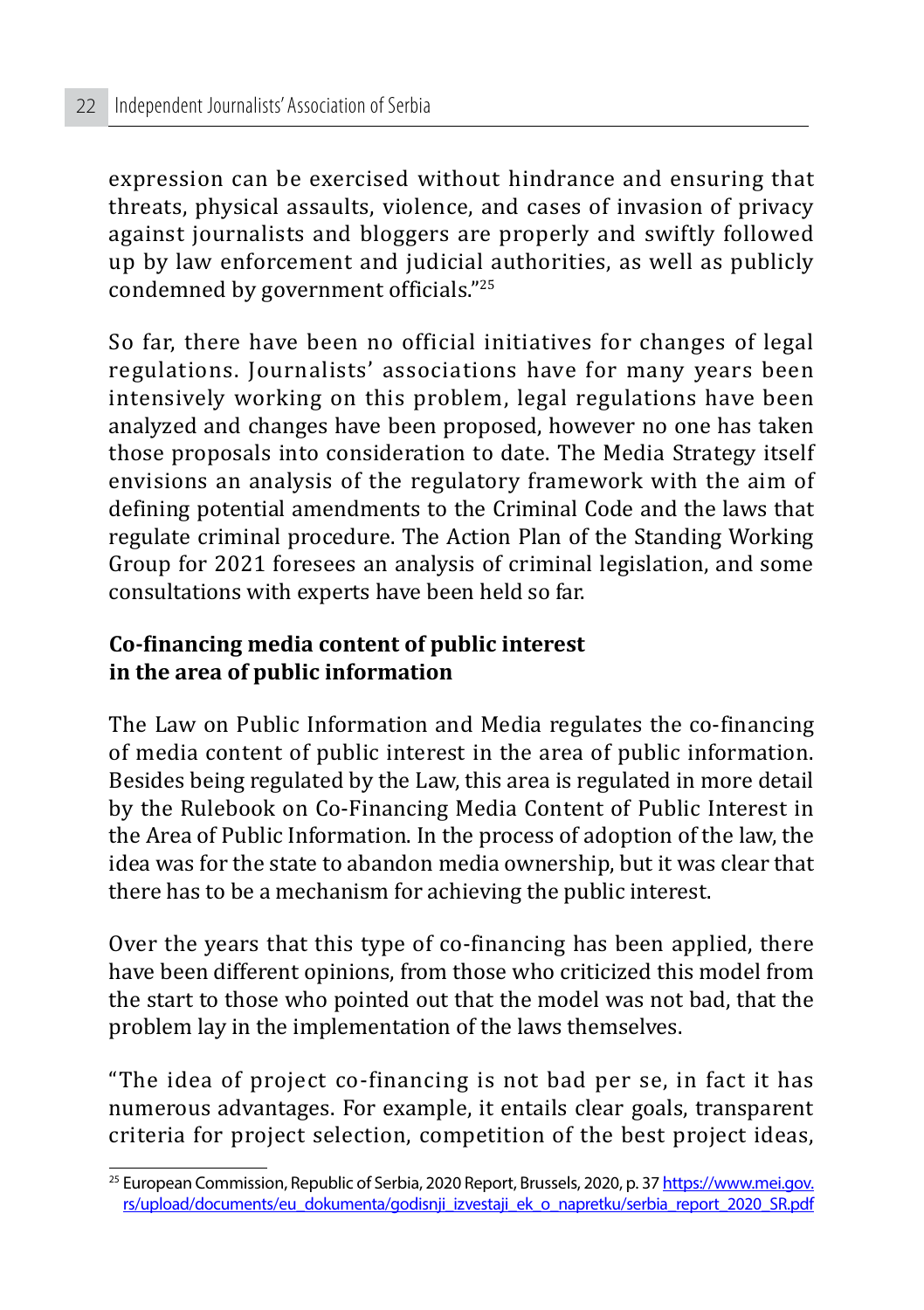expression can be exercised without hindrance and ensuring that threats, physical assaults, violence, and cases of invasion of privacy against journalists and bloggers are properly and swiftly followed up by law enforcement and judicial authorities, as well as publicly condemned by government officials."[25]

So far, there have been no official initiatives for changes of legal regulations. Journalists' associations have for many years been intensively working on this problem, legal regulations have been analyzed and changes have been proposed, however no one has taken those proposals into consideration to date. The Media Strategy itself envisions an analysis of the regulatory framework with the aim of defining potential amendments to the Criminal Code and the laws that regulate criminal procedure. The Action Plan of the Standing Working Group for 2021 foresees an analysis of criminal legislation, and some consultations with experts have been held so far.

**Co-financing media content of public interest in the area of public information**

The Law on Public Information and Media regulates the co-financing of media content of public interest in the area of public information. Besides being regulated by the Law, this area is regulated in more detail by the Rulebook on Co-Financing Media Content of Public Interest in the Area of Public Information. In the process of adoption of the law, the idea was for the state to abandon media ownership, but it was clear that there has to be a mechanism for achieving the public interest.

Over the years that this type of co-financing has been applied, there have been different opinions, from those who criticized this model from the start to those who pointed out that the model was not bad, that the problem lay in the implementation of the laws themselves.

"The idea of project co-financing is not bad per se, in fact it has numerous advantages. For example, it entails clear goals, transparent criteria for project selection, competition of the best project ideas,

[25] European Commission, Republic of Serbia, 2020 Report, Brussels, 2020, p. 37 https://www.mei.gov.rs/upload/documents/eu_dokumenta/godisnji_izvestaji_ek_o_napretku/serbia_report_2020_SR.pdf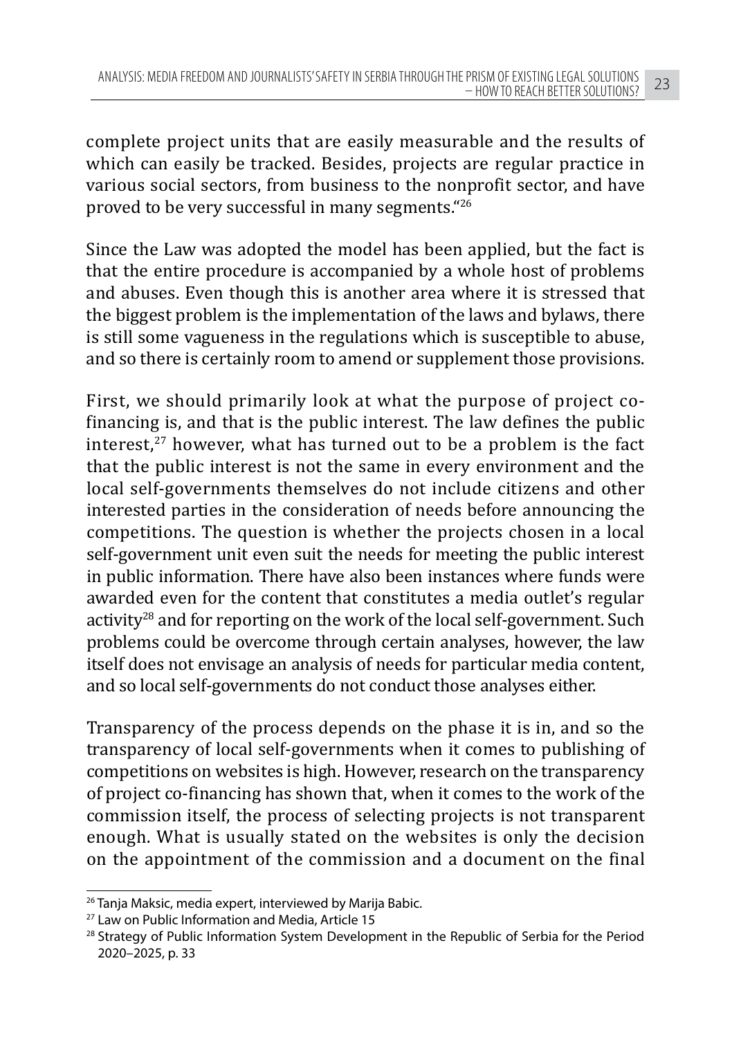complete project units that are easily measurable and the results of which can easily be tracked. Besides, projects are regular practice in various social sectors, from business to the nonprofit sector, and have proved to be very successful in many segments."[26]

Since the Law was adopted the model has been applied, but the fact is that the entire procedure is accompanied by a whole host of problems and abuses. Even though this is another area where it is stressed that the biggest problem is the implementation of the laws and bylaws, there is still some vagueness in the regulations which is susceptible to abuse, and so there is certainly room to amend or supplement those provisions.

First, we should primarily look at what the purpose of project co-financing is, and that is the public interest. The law defines the public interest,[27] however, what has turned out to be a problem is the fact that the public interest is not the same in every environment and the local self-governments themselves do not include citizens and other interested parties in the consideration of needs before announcing the competitions. The question is whether the projects chosen in a local self-government unit even suit the needs for meeting the public interest in public information. There have also been instances where funds were awarded even for the content that constitutes a media outlet's regular activity[28] and for reporting on the work of the local self-government. Such problems could be overcome through certain analyses, however, the law itself does not envisage an analysis of needs for particular media content, and so local self-governments do not conduct those analyses either.

Transparency of the process depends on the phase it is in, and so the transparency of local self-governments when it comes to publishing of competitions on websites is high. However, research on the transparency of project co-financing has shown that, when it comes to the work of the commission itself, the process of selecting projects is not transparent enough. What is usually stated on the websites is only the decision on the appointment of the commission and a document on the final

---

[26] Tanja Maksic, media expert, interviewed by Marija Babic.

[27] Law on Public Information and Media, Article 15

[28] Strategy of Public Information System Development in the Republic of Serbia for the Period 2020–2025, p. 33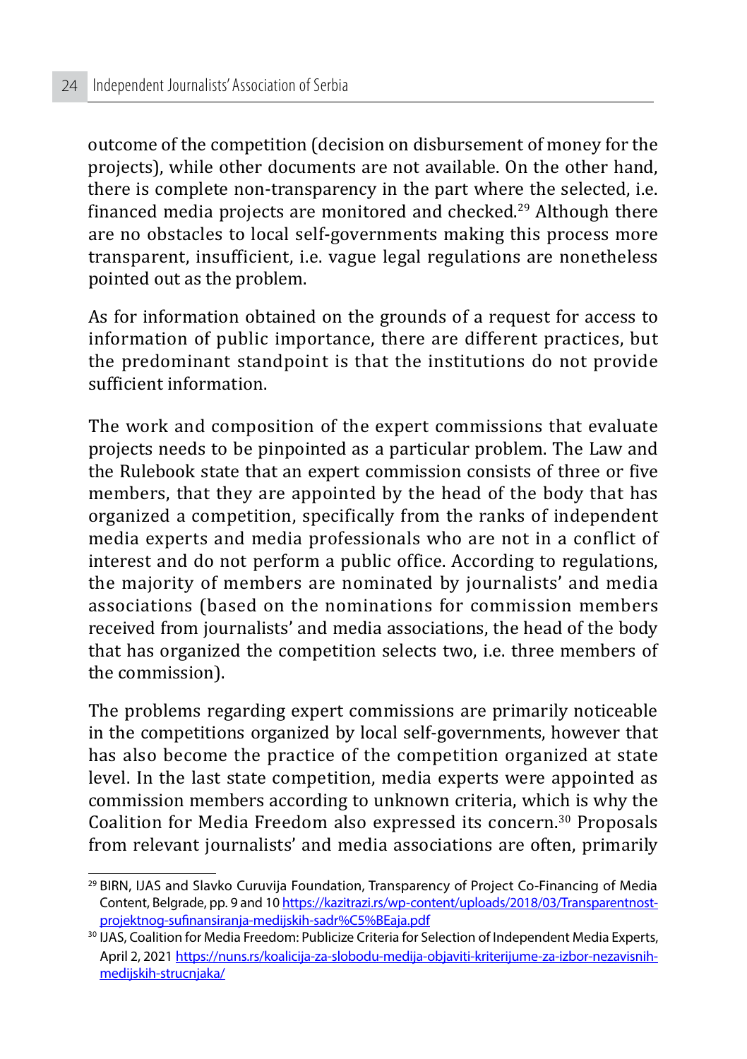outcome of the competition (decision on disbursement of money for the projects), while other documents are not available. On the other hand, there is complete non-transparency in the part where the selected, i.e. financed media projects are monitored and checked.[29] Although there are no obstacles to local self-governments making this process more transparent, insufficient, i.e. vague legal regulations are nonetheless pointed out as the problem.

As for information obtained on the grounds of a request for access to information of public importance, there are different practices, but the predominant standpoint is that the institutions do not provide sufficient information.

The work and composition of the expert commissions that evaluate projects needs to be pinpointed as a particular problem. The Law and the Rulebook state that an expert commission consists of three or five members, that they are appointed by the head of the body that has organized a competition, specifically from the ranks of independent media experts and media professionals who are not in a conflict of interest and do not perform a public office. According to regulations, the majority of members are nominated by journalists' and media associations (based on the nominations for commission members received from journalists' and media associations, the head of the body that has organized the competition selects two, i.e. three members of the commission).

The problems regarding expert commissions are primarily noticeable in the competitions organized by local self-governments, however that has also become the practice of the competition organized at state level. In the last state competition, media experts were appointed as commission members according to unknown criteria, which is why the Coalition for Media Freedom also expressed its concern.[30] Proposals from relevant journalists' and media associations are often, primarily

---

[29] BIRN, IJAS and Slavko Curuvija Foundation, Transparency of Project Co-Financing of Media Content, Belgrade, pp. 9 and 10 https://kazitrazi.rs/wp-content/uploads/2018/03/Transparentnost-projektnog-sufinansiranja-medijskih-sadr%C5%BEaja.pdf

[30] IJAS, Coalition for Media Freedom: Publicize Criteria for Selection of Independent Media Experts, April 2, 2021 https://nuns.rs/koalicija-za-slobodu-medija-objaviti-kriterijume-za-izbor-nezavisnih-medijskih-strucnjaka/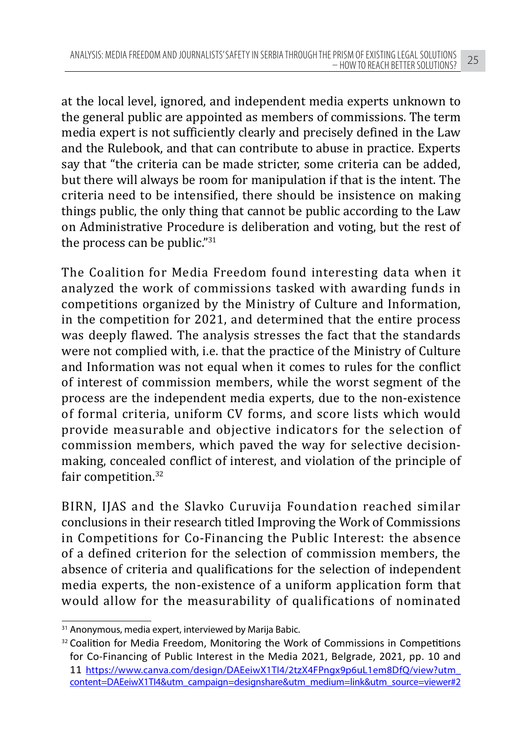at the local level, ignored, and independent media experts unknown to the general public are appointed as members of commissions. The term media expert is not sufficiently clearly and precisely defined in the Law and the Rulebook, and that can contribute to abuse in practice. Experts say that "the criteria can be made stricter, some criteria can be added, but there will always be room for manipulation if that is the intent. The criteria need to be intensified, there should be insistence on making things public, the only thing that cannot be public according to the Law on Administrative Procedure is deliberation and voting, but the rest of the process can be public."[31]

The Coalition for Media Freedom found interesting data when it analyzed the work of commissions tasked with awarding funds in competitions organized by the Ministry of Culture and Information, in the competition for 2021, and determined that the entire process was deeply flawed. The analysis stresses the fact that the standards were not complied with, i.e. that the practice of the Ministry of Culture and Information was not equal when it comes to rules for the conflict of interest of commission members, while the worst segment of the process are the independent media experts, due to the non-existence of formal criteria, uniform CV forms, and score lists which would provide measurable and objective indicators for the selection of commission members, which paved the way for selective decision-making, concealed conflict of interest, and violation of the principle of fair competition.[32]

BIRN, IJAS and the Slavko Curuvija Foundation reached similar conclusions in their research titled Improving the Work of Commissions in Competitions for Co-Financing the Public Interest: the absence of a defined criterion for the selection of commission members, the absence of criteria and qualifications for the selection of independent media experts, the non-existence of a uniform application form that would allow for the measurability of qualifications of nominated

---

[31] Anonymous, media expert, interviewed by Marija Babic.

[32] Coalition for Media Freedom, Monitoring the Work of Commissions in Competitions for Co-Financing of Public Interest in the Media 2021, Belgrade, 2021, pp. 10 and 11 https://www.canva.com/design/DAEeiwX1TI4/2tzX4FPngx9p6uL1em8DfQ/view?utm_content=DAEeiwX1TI4&utm_campaign=designshare&utm_medium=link&utm_source=viewer#2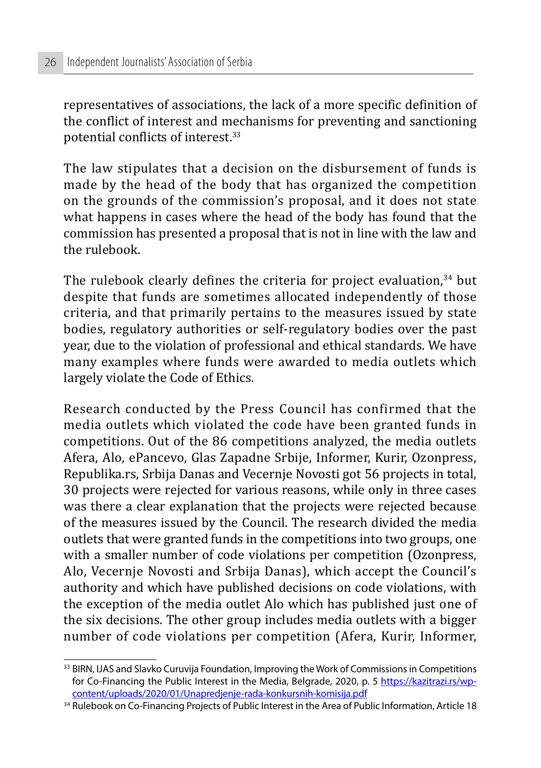representatives of associations, the lack of a more specific definition of the conflict of interest and mechanisms for preventing and sanctioning potential conflicts of interest.[33]

The law stipulates that a decision on the disbursement of funds is made by the head of the body that has organized the competition on the grounds of the commission's proposal, and it does not state what happens in cases where the head of the body has found that the commission has presented a proposal that is not in line with the law and the rulebook.

The rulebook clearly defines the criteria for project evaluation,[34] but despite that funds are sometimes allocated independently of those criteria, and that primarily pertains to the measures issued by state bodies, regulatory authorities or self-regulatory bodies over the past year, due to the violation of professional and ethical standards. We have many examples where funds were awarded to media outlets which largely violate the Code of Ethics.

Research conducted by the Press Council has confirmed that the media outlets which violated the code have been granted funds in competitions. Out of the 86 competitions analyzed, the media outlets Afera, Alo, ePancevo, Glas Zapadne Srbije, Informer, Kurir, Ozonpress, Republika.rs, Srbija Danas and Vecernje Novosti got 56 projects in total, 30 projects were rejected for various reasons, while only in three cases was there a clear explanation that the projects were rejected because of the measures issued by the Council. The research divided the media outlets that were granted funds in the competitions into two groups, one with a smaller number of code violations per competition (Ozonpress, Alo, Vecernje Novosti and Srbija Danas), which accept the Council's authority and which have published decisions on code violations, with the exception of the media outlet Alo which has published just one of the six decisions. The other group includes media outlets with a bigger number of code violations per competition (Afera, Kurir, Informer,

---

[33] BIRN, IJAS and Slavko Curuvija Foundation, Improving the Work of Commissions in Competitions for Co-Financing the Public Interest in the Media, Belgrade, 2020, p. 5 https://kazitrazi.rs/wp-content/uploads/2020/01/Unapredjenje-rada-konkursnih-komisija.pdf

[34] Rulebook on Co-Financing Projects of Public Interest in the Area of Public Information, Article 18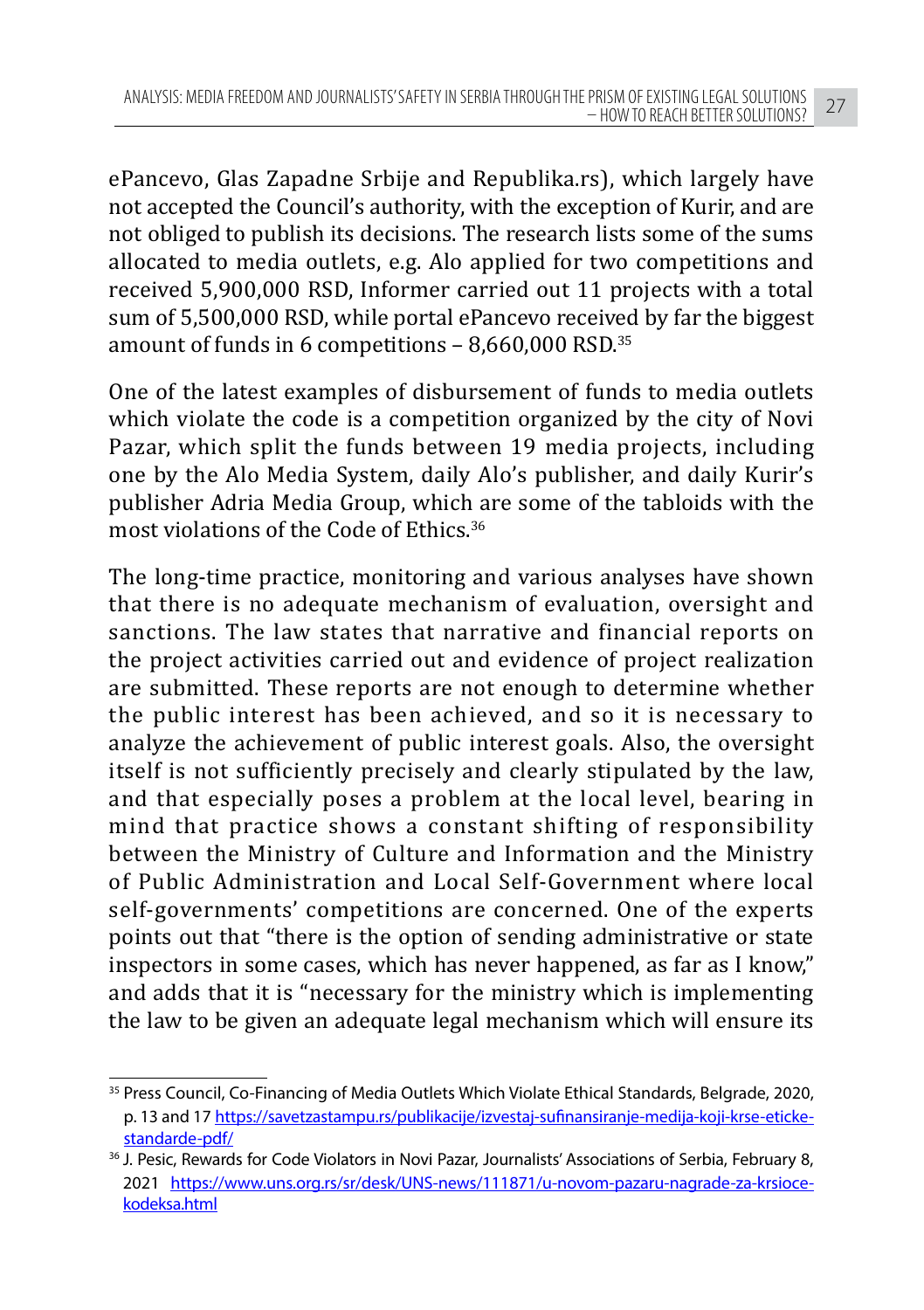ePancevo, Glas Zapadne Srbije and Republika.rs), which largely have not accepted the Council's authority, with the exception of Kurir, and are not obliged to publish its decisions. The research lists some of the sums allocated to media outlets, e.g. Alo applied for two competitions and received 5,900,000 RSD, Informer carried out 11 projects with a total sum of 5,500,000 RSD, while portal ePancevo received by far the biggest amount of funds in 6 competitions – 8,660,000 RSD.[35]

One of the latest examples of disbursement of funds to media outlets which violate the code is a competition organized by the city of Novi Pazar, which split the funds between 19 media projects, including one by the Alo Media System, daily Alo's publisher, and daily Kurir's publisher Adria Media Group, which are some of the tabloids with the most violations of the Code of Ethics.[36]

The long-time practice, monitoring and various analyses have shown that there is no adequate mechanism of evaluation, oversight and sanctions. The law states that narrative and financial reports on the project activities carried out and evidence of project realization are submitted. These reports are not enough to determine whether the public interest has been achieved, and so it is necessary to analyze the achievement of public interest goals. Also, the oversight itself is not sufficiently precisely and clearly stipulated by the law, and that especially poses a problem at the local level, bearing in mind that practice shows a constant shifting of responsibility between the Ministry of Culture and Information and the Ministry of Public Administration and Local Self-Government where local self-governments' competitions are concerned. One of the experts points out that "there is the option of sending administrative or state inspectors in some cases, which has never happened, as far as I know," and adds that it is "necessary for the ministry which is implementing the law to be given an adequate legal mechanism which will ensure its

---

[35] Press Council, Co-Financing of Media Outlets Which Violate Ethical Standards, Belgrade, 2020, p. 13 and 17 https://savetzastampu.rs/publikacije/izvestaj-sufinansiranje-medija-koji-krse-eticke-standarde-pdf/

[36] J. Pesic, Rewards for Code Violators in Novi Pazar, Journalists' Associations of Serbia, February 8, 2021 https://www.uns.org.rs/sr/desk/UNS-news/111871/u-novom-pazaru-nagrade-za-krsioce-kodeksa.html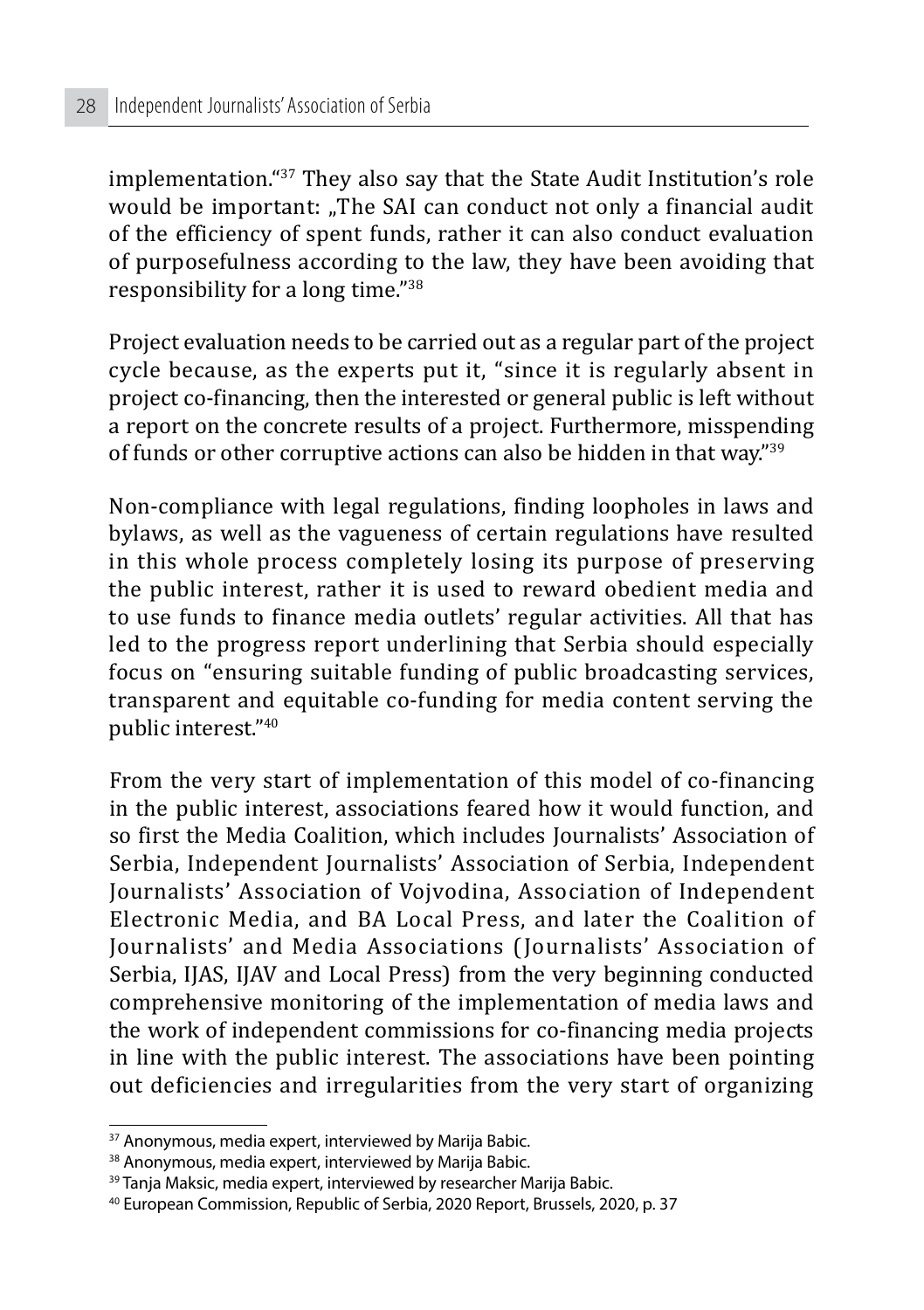implementation."[37] They also say that the State Audit Institution's role would be important: „The SAI can conduct not only a financial audit of the efficiency of spent funds, rather it can also conduct evaluation of purposefulness according to the law, they have been avoiding that responsibility for a long time."[38]

Project evaluation needs to be carried out as a regular part of the project cycle because, as the experts put it, "since it is regularly absent in project co-financing, then the interested or general public is left without a report on the concrete results of a project. Furthermore, misspending of funds or other corruptive actions can also be hidden in that way."[39]

Non-compliance with legal regulations, finding loopholes in laws and bylaws, as well as the vagueness of certain regulations have resulted in this whole process completely losing its purpose of preserving the public interest, rather it is used to reward obedient media and to use funds to finance media outlets' regular activities. All that has led to the progress report underlining that Serbia should especially focus on "ensuring suitable funding of public broadcasting services, transparent and equitable co-funding for media content serving the public interest."[40]

From the very start of implementation of this model of co-financing in the public interest, associations feared how it would function, and so first the Media Coalition, which includes Journalists' Association of Serbia, Independent Journalists' Association of Serbia, Independent Journalists' Association of Vojvodina, Association of Independent Electronic Media, and BA Local Press, and later the Coalition of Journalists' and Media Associations (Journalists' Association of Serbia, IJAS, IJAV and Local Press) from the very beginning conducted comprehensive monitoring of the implementation of media laws and the work of independent commissions for co-financing media projects in line with the public interest. The associations have been pointing out deficiencies and irregularities from the very start of organizing

---

[37] Anonymous, media expert, interviewed by Marija Babic.

[38] Anonymous, media expert, interviewed by Marija Babic.

[39] Tanja Maksic, media expert, interviewed by researcher Marija Babic.

[40] European Commission, Republic of Serbia, 2020 Report, Brussels, 2020, p. 37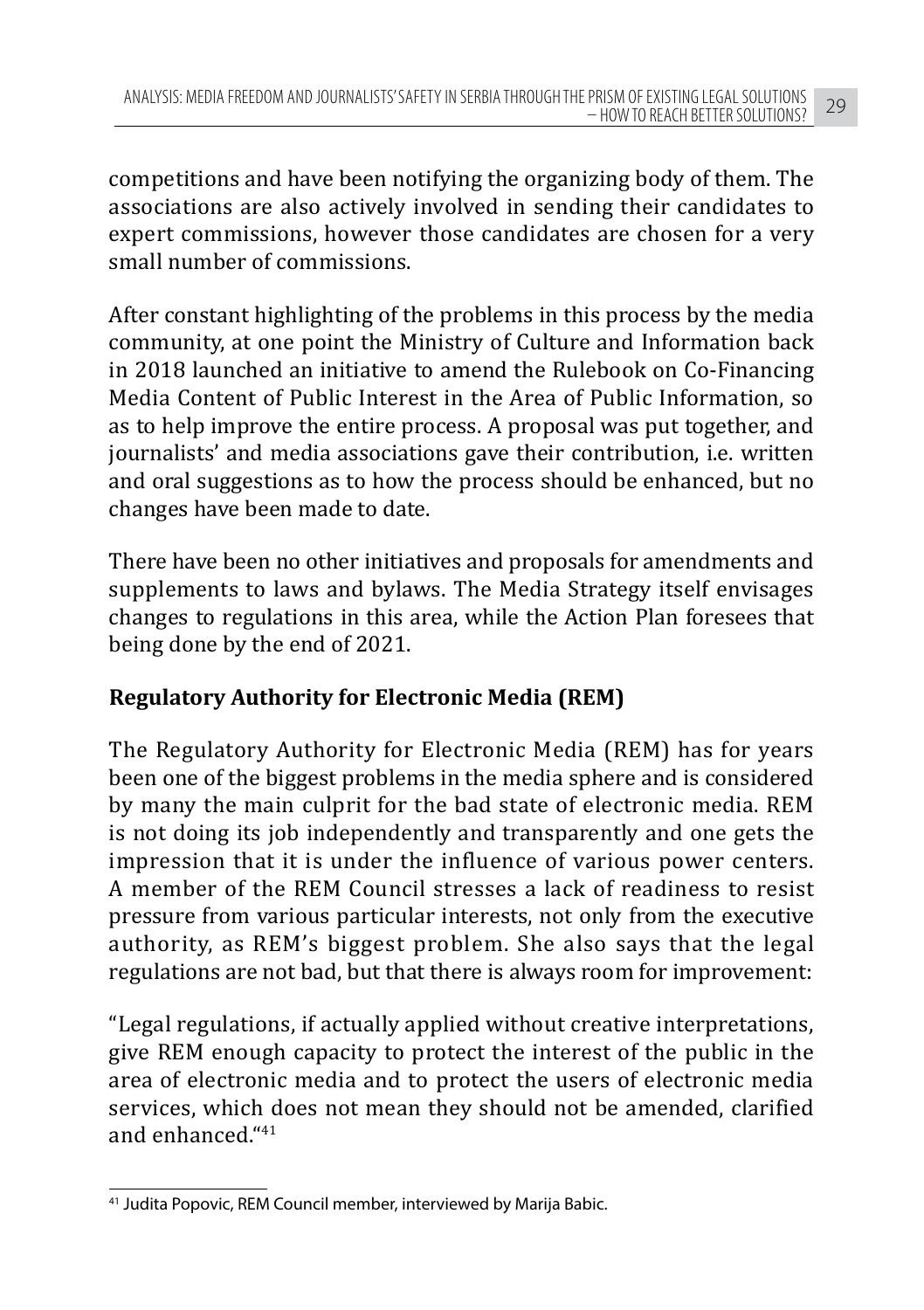competitions and have been notifying the organizing body of them. The associations are also actively involved in sending their candidates to expert commissions, however those candidates are chosen for a very small number of commissions.

After constant highlighting of the problems in this process by the media community, at one point the Ministry of Culture and Information back in 2018 launched an initiative to amend the Rulebook on Co-Financing Media Content of Public Interest in the Area of Public Information, so as to help improve the entire process. A proposal was put together, and journalists' and media associations gave their contribution, i.e. written and oral suggestions as to how the process should be enhanced, but no changes have been made to date.

There have been no other initiatives and proposals for amendments and supplements to laws and bylaws. The Media Strategy itself envisages changes to regulations in this area, while the Action Plan foresees that being done by the end of 2021.

## Regulatory Authority for Electronic Media (REM)

The Regulatory Authority for Electronic Media (REM) has for years been one of the biggest problems in the media sphere and is considered by many the main culprit for the bad state of electronic media. REM is not doing its job independently and transparently and one gets the impression that it is under the influence of various power centers. A member of the REM Council stresses a lack of readiness to resist pressure from various particular interests, not only from the executive authority, as REM's biggest problem. She also says that the legal regulations are not bad, but that there is always room for improvement:

"Legal regulations, if actually applied without creative interpretations, give REM enough capacity to protect the interest of the public in the area of electronic media and to protect the users of electronic media services, which does not mean they should not be amended, clarified and enhanced."[41]

---

[41] Judita Popovic, REM Council member, interviewed by Marija Babic.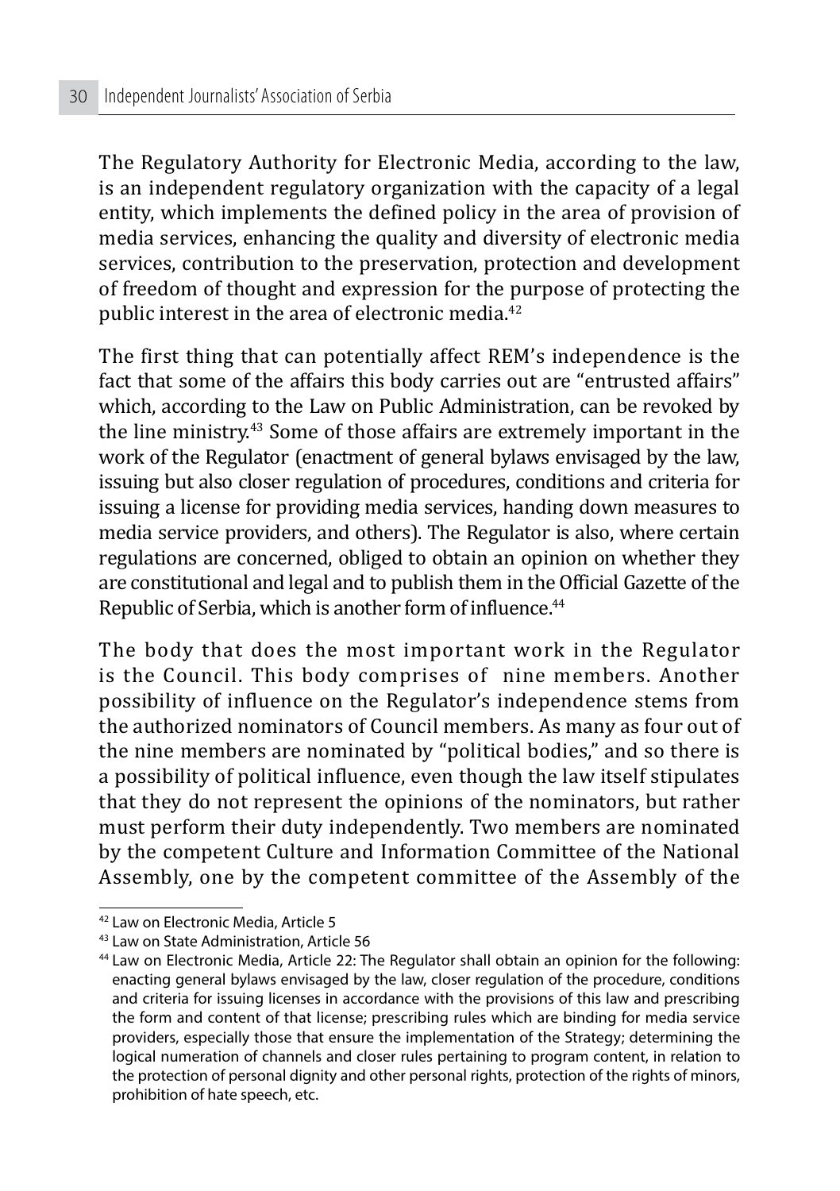The Regulatory Authority for Electronic Media, according to the law, is an independent regulatory organization with the capacity of a legal entity, which implements the defined policy in the area of provision of media services, enhancing the quality and diversity of electronic media services, contribution to the preservation, protection and development of freedom of thought and expression for the purpose of protecting the public interest in the area of electronic media.[42]

The first thing that can potentially affect REM's independence is the fact that some of the affairs this body carries out are "entrusted affairs" which, according to the Law on Public Administration, can be revoked by the line ministry.[43] Some of those affairs are extremely important in the work of the Regulator (enactment of general bylaws envisaged by the law, issuing but also closer regulation of procedures, conditions and criteria for issuing a license for providing media services, handing down measures to media service providers, and others). The Regulator is also, where certain regulations are concerned, obliged to obtain an opinion on whether they are constitutional and legal and to publish them in the Official Gazette of the Republic of Serbia, which is another form of influence.[44]

The body that does the most important work in the Regulator is the Council. This body comprises of nine members. Another possibility of influence on the Regulator's independence stems from the authorized nominators of Council members. As many as four out of the nine members are nominated by "political bodies," and so there is a possibility of political influence, even though the law itself stipulates that they do not represent the opinions of the nominators, but rather must perform their duty independently. Two members are nominated by the competent Culture and Information Committee of the National Assembly, one by the competent committee of the Assembly of the

[42] Law on Electronic Media, Article 5

[43] Law on State Administration, Article 56

[44] Law on Electronic Media, Article 22: The Regulator shall obtain an opinion for the following: enacting general bylaws envisaged by the law, closer regulation of the procedure, conditions and criteria for issuing licenses in accordance with the provisions of this law and prescribing the form and content of that license; prescribing rules which are binding for media service providers, especially those that ensure the implementation of the Strategy; determining the logical numeration of channels and closer rules pertaining to program content, in relation to the protection of personal dignity and other personal rights, protection of the rights of minors, prohibition of hate speech, etc.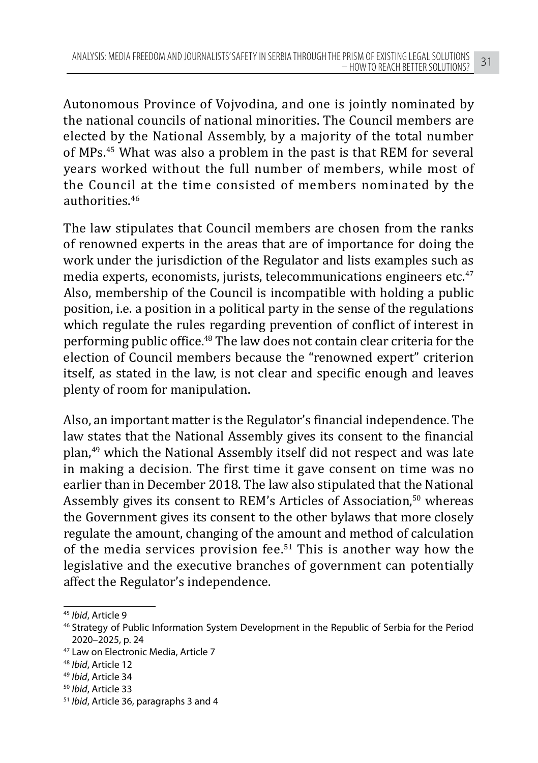Autonomous Province of Vojvodina, and one is jointly nominated by the national councils of national minorities. The Council members are elected by the National Assembly, by a majority of the total number of MPs.[45] What was also a problem in the past is that REM for several years worked without the full number of members, while most of the Council at the time consisted of members nominated by the authorities.[46]

The law stipulates that Council members are chosen from the ranks of renowned experts in the areas that are of importance for doing the work under the jurisdiction of the Regulator and lists examples such as media experts, economists, jurists, telecommunications engineers etc.[47] Also, membership of the Council is incompatible with holding a public position, i.e. a position in a political party in the sense of the regulations which regulate the rules regarding prevention of conflict of interest in performing public office.[48] The law does not contain clear criteria for the election of Council members because the "renowned expert" criterion itself, as stated in the law, is not clear and specific enough and leaves plenty of room for manipulation.

Also, an important matter is the Regulator's financial independence. The law states that the National Assembly gives its consent to the financial plan,[49] which the National Assembly itself did not respect and was late in making a decision. The first time it gave consent on time was no earlier than in December 2018. The law also stipulated that the National Assembly gives its consent to REM's Articles of Association,[50] whereas the Government gives its consent to the other bylaws that more closely regulate the amount, changing of the amount and method of calculation of the media services provision fee.[51] This is another way how the legislative and the executive branches of government can potentially affect the Regulator's independence.

---

[45] *Ibid*, Article 9

[46] Strategy of Public Information System Development in the Republic of Serbia for the Period 2020–2025, p. 24

[47] Law on Electronic Media, Article 7

[48] *Ibid*, Article 12

[49] *Ibid*, Article 34

[50] *Ibid*, Article 33

[51] *Ibid*, Article 36, paragraphs 3 and 4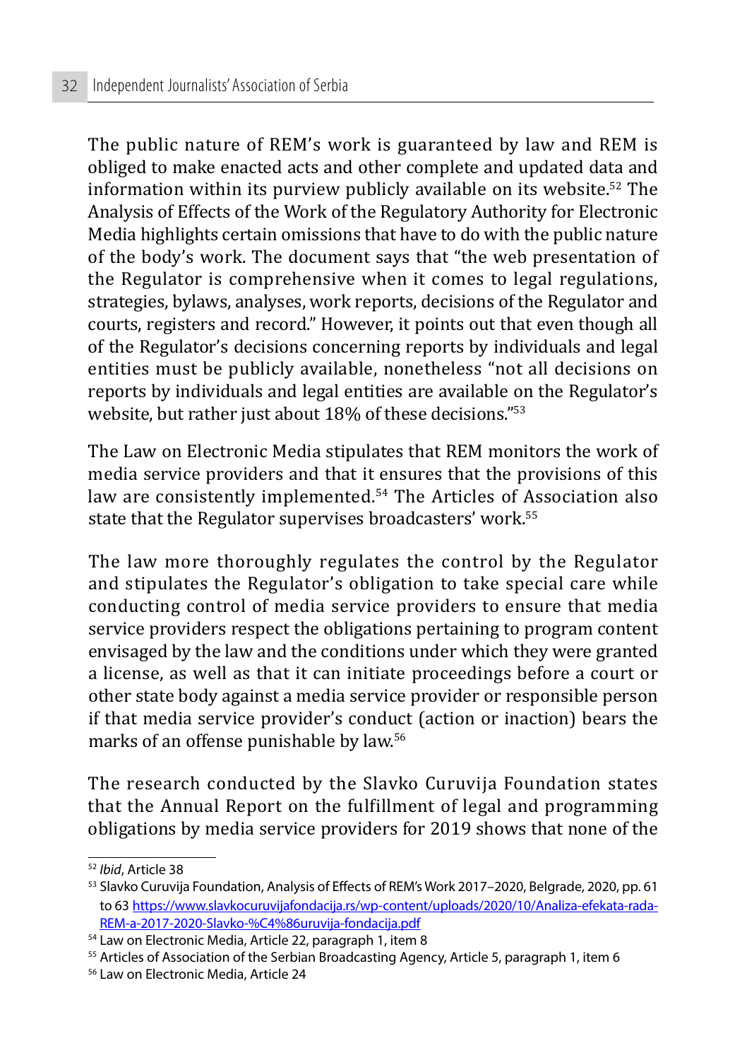The public nature of REM's work is guaranteed by law and REM is obliged to make enacted acts and other complete and updated data and information within its purview publicly available on its website.[52] The Analysis of Effects of the Work of the Regulatory Authority for Electronic Media highlights certain omissions that have to do with the public nature of the body's work. The document says that "the web presentation of the Regulator is comprehensive when it comes to legal regulations, strategies, bylaws, analyses, work reports, decisions of the Regulator and courts, registers and record." However, it points out that even though all of the Regulator's decisions concerning reports by individuals and legal entities must be publicly available, nonetheless "not all decisions on reports by individuals and legal entities are available on the Regulator's website, but rather just about 18% of these decisions."[53]

The Law on Electronic Media stipulates that REM monitors the work of media service providers and that it ensures that the provisions of this law are consistently implemented.[54] The Articles of Association also state that the Regulator supervises broadcasters' work.[55]

The law more thoroughly regulates the control by the Regulator and stipulates the Regulator's obligation to take special care while conducting control of media service providers to ensure that media service providers respect the obligations pertaining to program content envisaged by the law and the conditions under which they were granted a license, as well as that it can initiate proceedings before a court or other state body against a media service provider or responsible person if that media service provider's conduct (action or inaction) bears the marks of an offense punishable by law.[56]

The research conducted by the Slavko Curuvija Foundation states that the Annual Report on the fulfillment of legal and programming obligations by media service providers for 2019 shows that none of the

---

[52] *Ibid*, Article 38

[53] Slavko Curuvija Foundation, Analysis of Effects of REM's Work 2017–2020, Belgrade, 2020, pp. 61 to 63 https://www.slavkocuruvijafondacija.rs/wp-content/uploads/2020/10/Analiza-efekata-rada-REM-a-2017-2020-Slavko-%C4%86uruvija-fondacija.pdf

[54] Law on Electronic Media, Article 22, paragraph 1, item 8

[55] Articles of Association of the Serbian Broadcasting Agency, Article 5, paragraph 1, item 6

[56] Law on Electronic Media, Article 24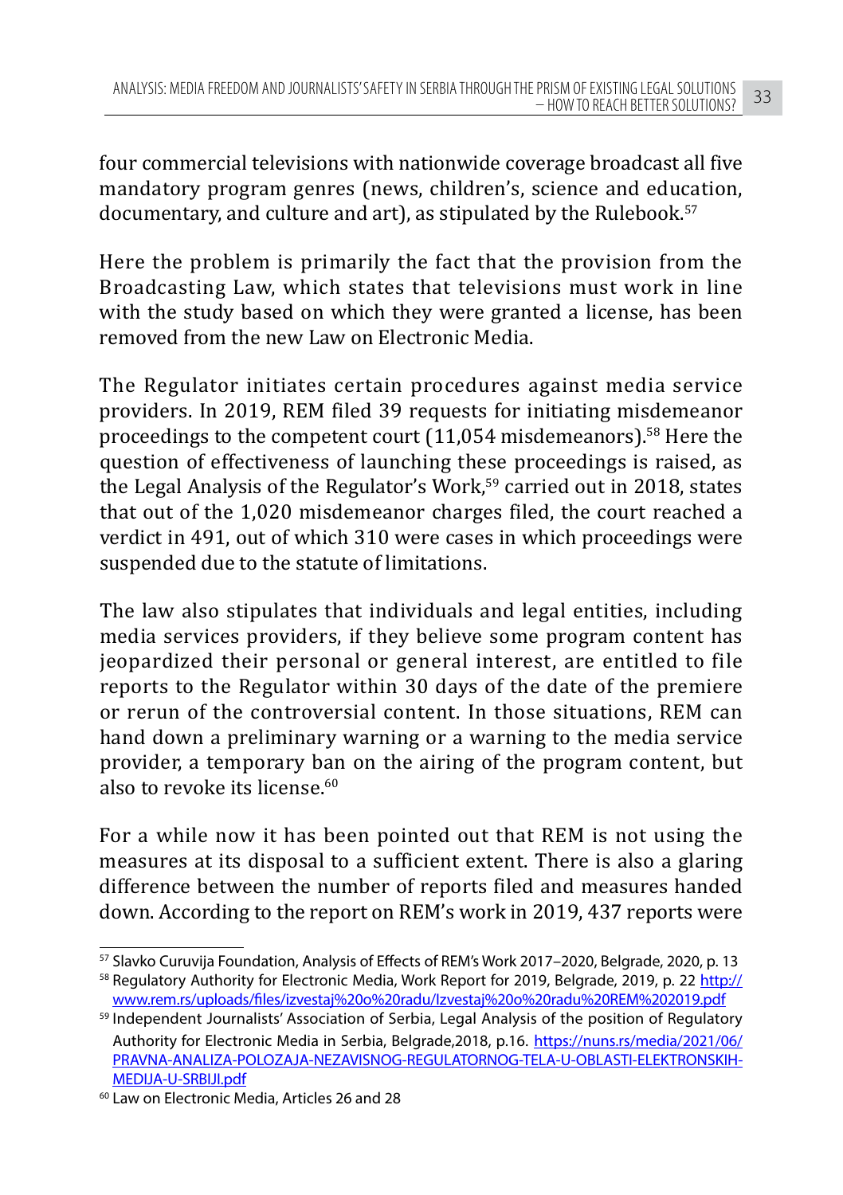four commercial televisions with nationwide coverage broadcast all five mandatory program genres (news, children's, science and education, documentary, and culture and art), as stipulated by the Rulebook.[57]

Here the problem is primarily the fact that the provision from the Broadcasting Law, which states that televisions must work in line with the study based on which they were granted a license, has been removed from the new Law on Electronic Media.

The Regulator initiates certain procedures against media service providers. In 2019, REM filed 39 requests for initiating misdemeanor proceedings to the competent court (11,054 misdemeanors).[58] Here the question of effectiveness of launching these proceedings is raised, as the Legal Analysis of the Regulator's Work,[59] carried out in 2018, states that out of the 1,020 misdemeanor charges filed, the court reached a verdict in 491, out of which 310 were cases in which proceedings were suspended due to the statute of limitations.

The law also stipulates that individuals and legal entities, including media services providers, if they believe some program content has jeopardized their personal or general interest, are entitled to file reports to the Regulator within 30 days of the date of the premiere or rerun of the controversial content. In those situations, REM can hand down a preliminary warning or a warning to the media service provider, a temporary ban on the airing of the program content, but also to revoke its license.[60]

For a while now it has been pointed out that REM is not using the measures at its disposal to a sufficient extent. There is also a glaring difference between the number of reports filed and measures handed down. According to the report on REM's work in 2019, 437 reports were

---

[57] Slavko Curuvija Foundation, Analysis of Effects of REM's Work 2017–2020, Belgrade, 2020, p. 13

[58] Regulatory Authority for Electronic Media, Work Report for 2019, Belgrade, 2019, p. 22 http://www.rem.rs/uploads/files/izvestaj%20o%20radu/Izvestaj%20o%20radu%20REM%202019.pdf

[59] Independent Journalists' Association of Serbia, Legal Analysis of the position of Regulatory Authority for Electronic Media in Serbia, Belgrade,2018, p.16. https://nuns.rs/media/2021/06/PRAVNA-ANALIZA-POLOZAJA-NEZAVISNOG-REGULATORNOG-TELA-U-OBLASTI-ELEKTRONSKIH-MEDIJA-U-SRBIJI.pdf

[60] Law on Electronic Media, Articles 26 and 28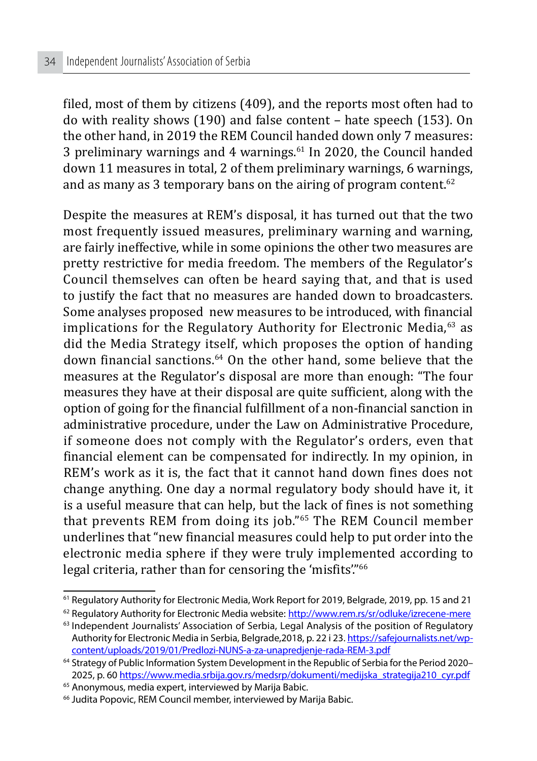filed, most of them by citizens (409), and the reports most often had to do with reality shows (190) and false content – hate speech (153). On the other hand, in 2019 the REM Council handed down only 7 measures: 3 preliminary warnings and 4 warnings.[61] In 2020, the Council handed down 11 measures in total, 2 of them preliminary warnings, 6 warnings, and as many as 3 temporary bans on the airing of program content.[62]

Despite the measures at REM's disposal, it has turned out that the two most frequently issued measures, preliminary warning and warning, are fairly ineffective, while in some opinions the other two measures are pretty restrictive for media freedom. The members of the Regulator's Council themselves can often be heard saying that, and that is used to justify the fact that no measures are handed down to broadcasters. Some analyses proposed new measures to be introduced, with financial implications for the Regulatory Authority for Electronic Media,[63] as did the Media Strategy itself, which proposes the option of handing down financial sanctions.[64] On the other hand, some believe that the measures at the Regulator's disposal are more than enough: "The four measures they have at their disposal are quite sufficient, along with the option of going for the financial fulfillment of a non-financial sanction in administrative procedure, under the Law on Administrative Procedure, if someone does not comply with the Regulator's orders, even that financial element can be compensated for indirectly. In my opinion, in REM's work as it is, the fact that it cannot hand down fines does not change anything. One day a normal regulatory body should have it, it is a useful measure that can help, but the lack of fines is not something that prevents REM from doing its job."[65] The REM Council member underlines that "new financial measures could help to put order into the electronic media sphere if they were truly implemented according to legal criteria, rather than for censoring the 'misfits'."[66]

---

[61] Regulatory Authority for Electronic Media, Work Report for 2019, Belgrade, 2019, pp. 15 and 21

[62] Regulatory Authority for Electronic Media website: http://www.rem.rs/sr/odluke/izrecene-mere

[63] Independent Journalists' Association of Serbia, Legal Analysis of the position of Regulatory Authority for Electronic Media in Serbia, Belgrade,2018, p. 22 i 23. https://safejournalists.net/wp-content/uploads/2019/01/Predlozi-NUNS-a-za-unapredjenje-rada-REM-3.pdf

[64] Strategy of Public Information System Development in the Republic of Serbia for the Period 2020–2025, p. 60 https://www.media.srbija.gov.rs/medsrp/dokumenti/medijska_strategija210_cyr.pdf

[65] Anonymous, media expert, interviewed by Marija Babic.

[66] Judita Popovic, REM Council member, interviewed by Marija Babic.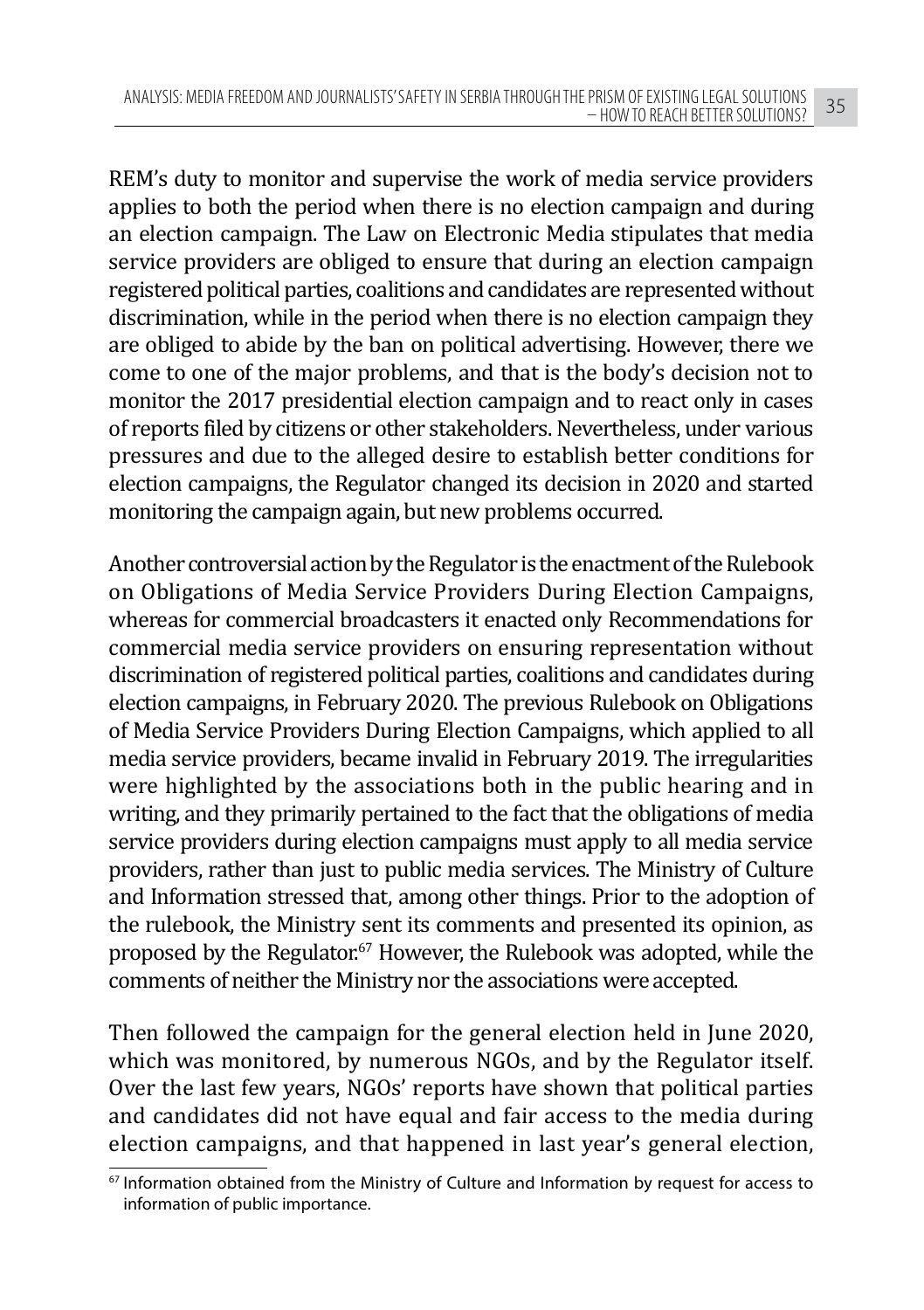REM's duty to monitor and supervise the work of media service providers applies to both the period when there is no election campaign and during an election campaign. The Law on Electronic Media stipulates that media service providers are obliged to ensure that during an election campaign registered political parties, coalitions and candidates are represented without discrimination, while in the period when there is no election campaign they are obliged to abide by the ban on political advertising. However, there we come to one of the major problems, and that is the body's decision not to monitor the 2017 presidential election campaign and to react only in cases of reports filed by citizens or other stakeholders. Nevertheless, under various pressures and due to the alleged desire to establish better conditions for election campaigns, the Regulator changed its decision in 2020 and started monitoring the campaign again, but new problems occurred.

Another controversial action by the Regulator is the enactment of the Rulebook on Obligations of Media Service Providers During Election Campaigns, whereas for commercial broadcasters it enacted only Recommendations for commercial media service providers on ensuring representation without discrimination of registered political parties, coalitions and candidates during election campaigns, in February 2020. The previous Rulebook on Obligations of Media Service Providers During Election Campaigns, which applied to all media service providers, became invalid in February 2019. The irregularities were highlighted by the associations both in the public hearing and in writing, and they primarily pertained to the fact that the obligations of media service providers during election campaigns must apply to all media service providers, rather than just to public media services. The Ministry of Culture and Information stressed that, among other things. Prior to the adoption of the rulebook, the Ministry sent its comments and presented its opinion, as proposed by the Regulator.[67] However, the Rulebook was adopted, while the comments of neither the Ministry nor the associations were accepted.

Then followed the campaign for the general election held in June 2020, which was monitored, by numerous NGOs, and by the Regulator itself. Over the last few years, NGOs' reports have shown that political parties and candidates did not have equal and fair access to the media during election campaigns, and that happened in last year's general election,

[67] Information obtained from the Ministry of Culture and Information by request for access to information of public importance.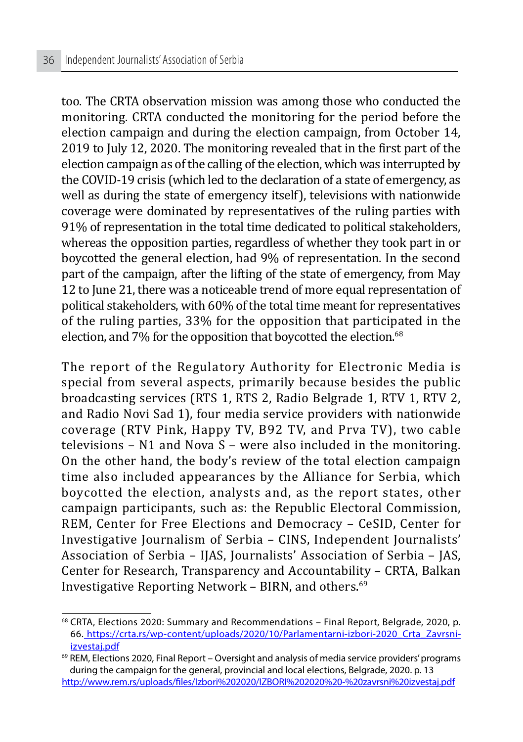too. The CRTA observation mission was among those who conducted the monitoring. CRTA conducted the monitoring for the period before the election campaign and during the election campaign, from October 14, 2019 to July 12, 2020. The monitoring revealed that in the first part of the election campaign as of the calling of the election, which was interrupted by the COVID-19 crisis (which led to the declaration of a state of emergency, as well as during the state of emergency itself), televisions with nationwide coverage were dominated by representatives of the ruling parties with 91% of representation in the total time dedicated to political stakeholders, whereas the opposition parties, regardless of whether they took part in or boycotted the general election, had 9% of representation. In the second part of the campaign, after the lifting of the state of emergency, from May 12 to June 21, there was a noticeable trend of more equal representation of political stakeholders, with 60% of the total time meant for representatives of the ruling parties, 33% for the opposition that participated in the election, and 7% for the opposition that boycotted the election.[68]

The report of the Regulatory Authority for Electronic Media is special from several aspects, primarily because besides the public broadcasting services (RTS 1, RTS 2, Radio Belgrade 1, RTV 1, RTV 2, and Radio Novi Sad 1), four media service providers with nationwide coverage (RTV Pink, Happy TV, B92 TV, and Prva TV), two cable televisions – N1 and Nova S – were also included in the monitoring. On the other hand, the body's review of the total election campaign time also included appearances by the Alliance for Serbia, which boycotted the election, analysts and, as the report states, other campaign participants, such as: the Republic Electoral Commission, REM, Center for Free Elections and Democracy – CeSID, Center for Investigative Journalism of Serbia – CINS, Independent Journalists' Association of Serbia – IJAS, Journalists' Association of Serbia – JAS, Center for Research, Transparency and Accountability – CRTA, Balkan Investigative Reporting Network – BIRN, and others.[69]

---

[68] CRTA, Elections 2020: Summary and Recommendations – Final Report, Belgrade, 2020, p. 66. https://crta.rs/wp-content/uploads/2020/10/Parlamentarni-izbori-2020_Crta_Zavrsni-izvestaj.pdf

[69] REM, Elections 2020, Final Report – Oversight and analysis of media service providers' programs during the campaign for the general, provincial and local elections, Belgrade, 2020. p. 13 http://www.rem.rs/uploads/files/Izbori%202020/IZBORI%202020%20-%20zavrsni%20izvestaj.pdf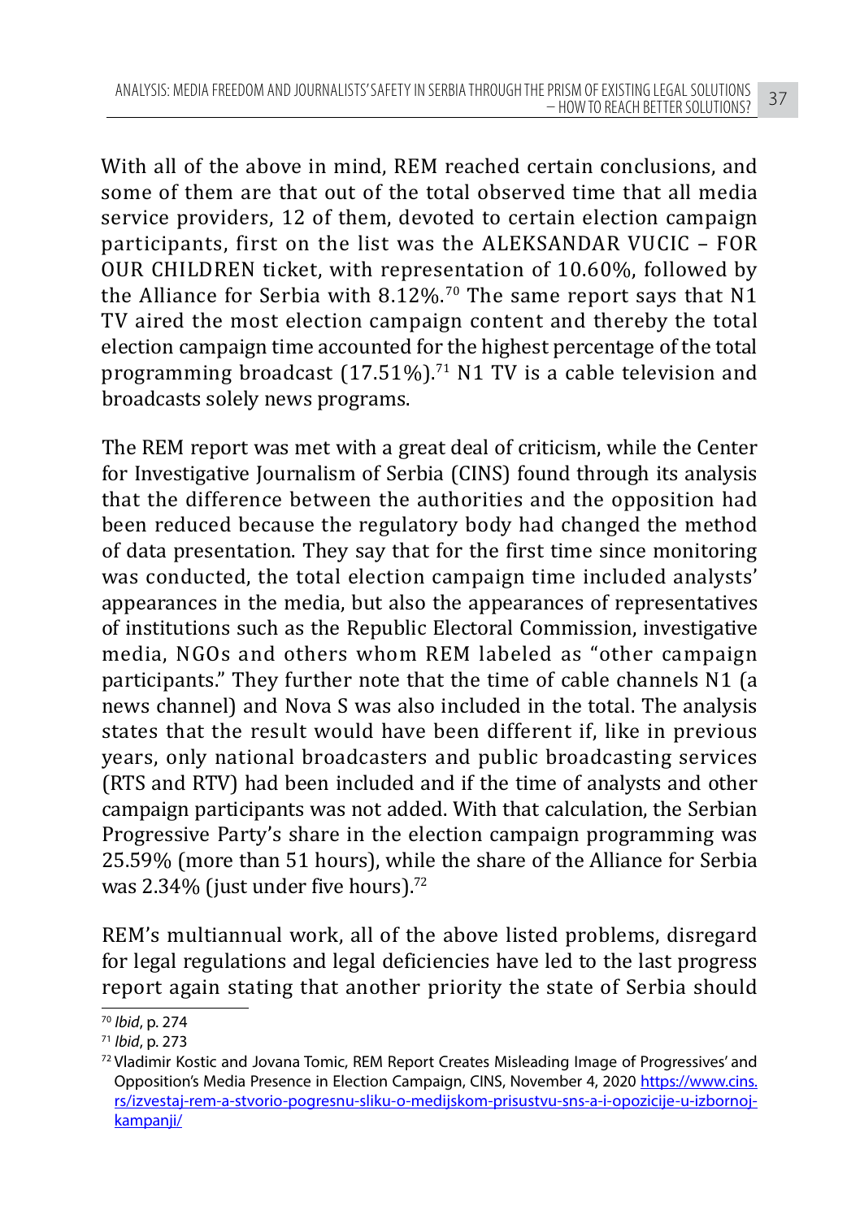With all of the above in mind, REM reached certain conclusions, and some of them are that out of the total observed time that all media service providers, 12 of them, devoted to certain election campaign participants, first on the list was the ALEKSANDAR VUCIC – FOR OUR CHILDREN ticket, with representation of 10.60%, followed by the Alliance for Serbia with 8.12%.[70] The same report says that N1 TV aired the most election campaign content and thereby the total election campaign time accounted for the highest percentage of the total programming broadcast (17.51%).[71] N1 TV is a cable television and broadcasts solely news programs.

The REM report was met with a great deal of criticism, while the Center for Investigative Journalism of Serbia (CINS) found through its analysis that the difference between the authorities and the opposition had been reduced because the regulatory body had changed the method of data presentation. They say that for the first time since monitoring was conducted, the total election campaign time included analysts' appearances in the media, but also the appearances of representatives of institutions such as the Republic Electoral Commission, investigative media, NGOs and others whom REM labeled as "other campaign participants." They further note that the time of cable channels N1 (a news channel) and Nova S was also included in the total. The analysis states that the result would have been different if, like in previous years, only national broadcasters and public broadcasting services (RTS and RTV) had been included and if the time of analysts and other campaign participants was not added. With that calculation, the Serbian Progressive Party's share in the election campaign programming was 25.59% (more than 51 hours), while the share of the Alliance for Serbia was 2.34% (just under five hours).[72]

REM's multiannual work, all of the above listed problems, disregard for legal regulations and legal deficiencies have led to the last progress report again stating that another priority the state of Serbia should

---

[70] *Ibid*, p. 274

[71] *Ibid*, p. 273

[72] Vladimir Kostic and Jovana Tomic, REM Report Creates Misleading Image of Progressives' and Opposition's Media Presence in Election Campaign, CINS, November 4, 2020 https://www.cins.rs/izvestaj-rem-a-stvorio-pogresnu-sliku-o-medijskom-prisustvu-sns-a-i-opozicije-u-izbornoj-kampanji/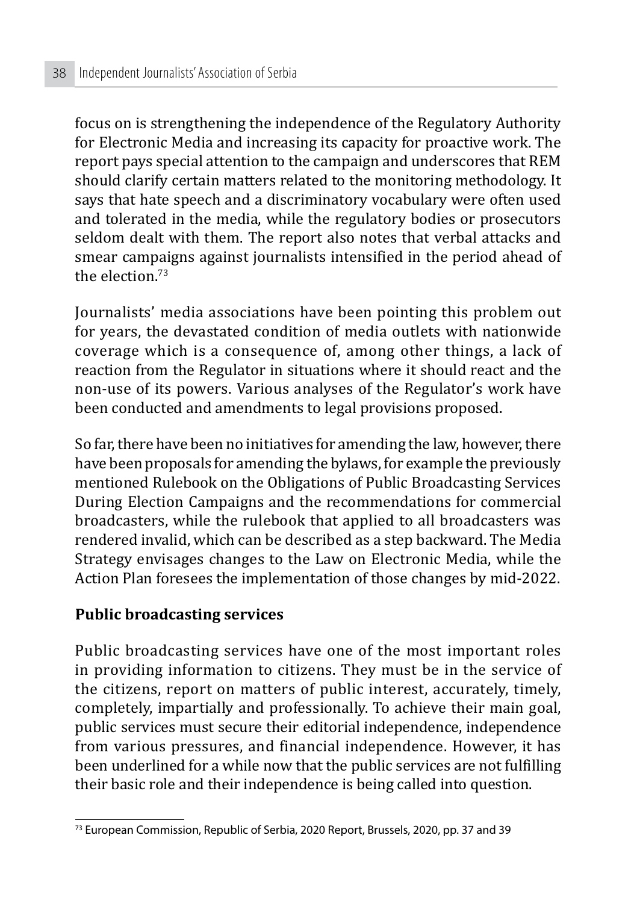focus on is strengthening the independence of the Regulatory Authority for Electronic Media and increasing its capacity for proactive work. The report pays special attention to the campaign and underscores that REM should clarify certain matters related to the monitoring methodology. It says that hate speech and a discriminatory vocabulary were often used and tolerated in the media, while the regulatory bodies or prosecutors seldom dealt with them. The report also notes that verbal attacks and smear campaigns against journalists intensified in the period ahead of the election.[73]

Journalists' media associations have been pointing this problem out for years, the devastated condition of media outlets with nationwide coverage which is a consequence of, among other things, a lack of reaction from the Regulator in situations where it should react and the non-use of its powers. Various analyses of the Regulator's work have been conducted and amendments to legal provisions proposed.

So far, there have been no initiatives for amending the law, however, there have been proposals for amending the bylaws, for example the previously mentioned Rulebook on the Obligations of Public Broadcasting Services During Election Campaigns and the recommendations for commercial broadcasters, while the rulebook that applied to all broadcasters was rendered invalid, which can be described as a step backward. The Media Strategy envisages changes to the Law on Electronic Media, while the Action Plan foresees the implementation of those changes by mid-2022.

## Public broadcasting services

Public broadcasting services have one of the most important roles in providing information to citizens. They must be in the service of the citizens, report on matters of public interest, accurately, timely, completely, impartially and professionally. To achieve their main goal, public services must secure their editorial independence, independence from various pressures, and financial independence. However, it has been underlined for a while now that the public services are not fulfilling their basic role and their independence is being called into question.

---

[73] European Commission, Republic of Serbia, 2020 Report, Brussels, 2020, pp. 37 and 39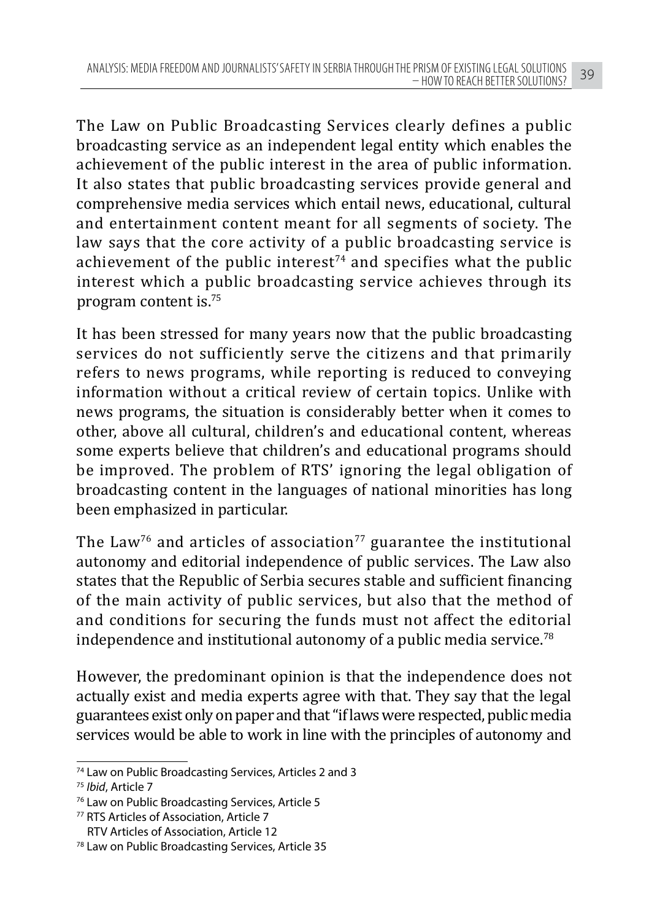The Law on Public Broadcasting Services clearly defines a public broadcasting service as an independent legal entity which enables the achievement of the public interest in the area of public information. It also states that public broadcasting services provide general and comprehensive media services which entail news, educational, cultural and entertainment content meant for all segments of society. The law says that the core activity of a public broadcasting service is achievement of the public interest[74] and specifies what the public interest which a public broadcasting service achieves through its program content is.[75]

It has been stressed for many years now that the public broadcasting services do not sufficiently serve the citizens and that primarily refers to news programs, while reporting is reduced to conveying information without a critical review of certain topics. Unlike with news programs, the situation is considerably better when it comes to other, above all cultural, children's and educational content, whereas some experts believe that children's and educational programs should be improved. The problem of RTS' ignoring the legal obligation of broadcasting content in the languages of national minorities has long been emphasized in particular.

The Law[76] and articles of association[77] guarantee the institutional autonomy and editorial independence of public services. The Law also states that the Republic of Serbia secures stable and sufficient financing of the main activity of public services, but also that the method of and conditions for securing the funds must not affect the editorial independence and institutional autonomy of a public media service.[78]

However, the predominant opinion is that the independence does not actually exist and media experts agree with that. They say that the legal guarantees exist only on paper and that "if laws were respected, public media services would be able to work in line with the principles of autonomy and

---

[74] Law on Public Broadcasting Services, Articles 2 and 3

[75] *Ibid*, Article 7

[76] Law on Public Broadcasting Services, Article 5

[77] RTS Articles of Association, Article 7
RTV Articles of Association, Article 12

[78] Law on Public Broadcasting Services, Article 35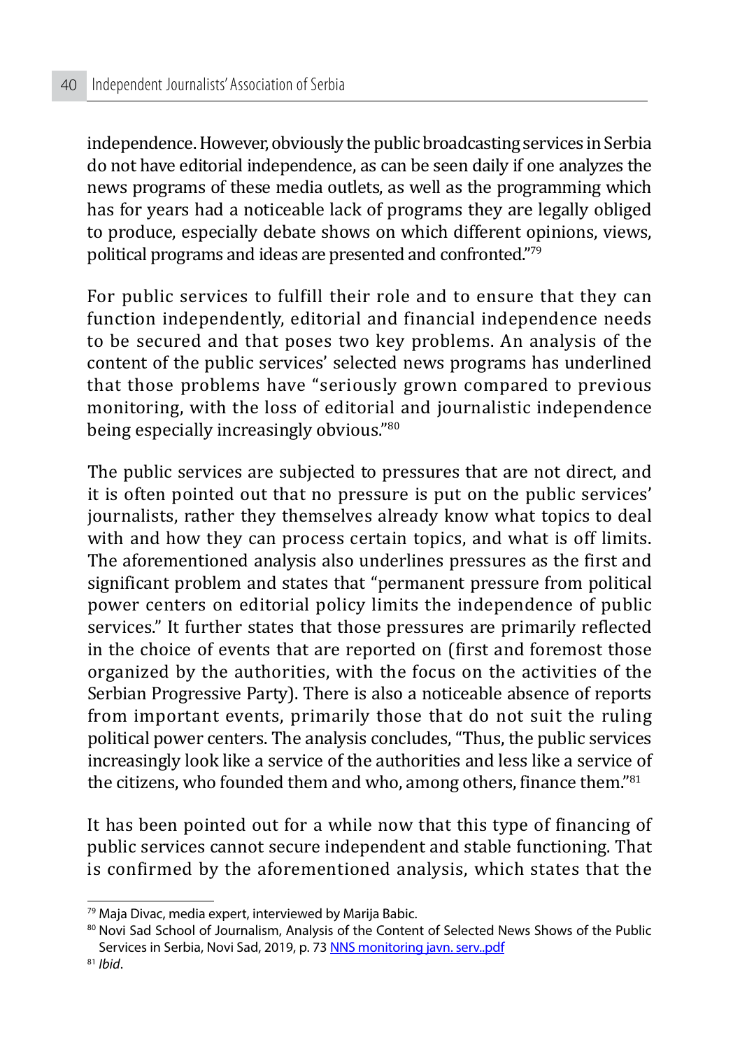independence. However, obviously the public broadcasting services in Serbia do not have editorial independence, as can be seen daily if one analyzes the news programs of these media outlets, as well as the programming which has for years had a noticeable lack of programs they are legally obliged to produce, especially debate shows on which different opinions, views, political programs and ideas are presented and confronted."[79]

For public services to fulfill their role and to ensure that they can function independently, editorial and financial independence needs to be secured and that poses two key problems. An analysis of the content of the public services' selected news programs has underlined that those problems have "seriously grown compared to previous monitoring, with the loss of editorial and journalistic independence being especially increasingly obvious."[80]

The public services are subjected to pressures that are not direct, and it is often pointed out that no pressure is put on the public services' journalists, rather they themselves already know what topics to deal with and how they can process certain topics, and what is off limits. The aforementioned analysis also underlines pressures as the first and significant problem and states that "permanent pressure from political power centers on editorial policy limits the independence of public services." It further states that those pressures are primarily reflected in the choice of events that are reported on (first and foremost those organized by the authorities, with the focus on the activities of the Serbian Progressive Party). There is also a noticeable absence of reports from important events, primarily those that do not suit the ruling political power centers. The analysis concludes, "Thus, the public services increasingly look like a service of the authorities and less like a service of the citizens, who founded them and who, among others, finance them."[81]

It has been pointed out for a while now that this type of financing of public services cannot secure independent and stable functioning. That is confirmed by the aforementioned analysis, which states that the

---

[79] Maja Divac, media expert, interviewed by Marija Babic.

[80] Novi Sad School of Journalism, Analysis of the Content of Selected News Shows of the Public Services in Serbia, Novi Sad, 2019, p. 73 NNS monitoring javn. serv..pdf

[81] *Ibid*.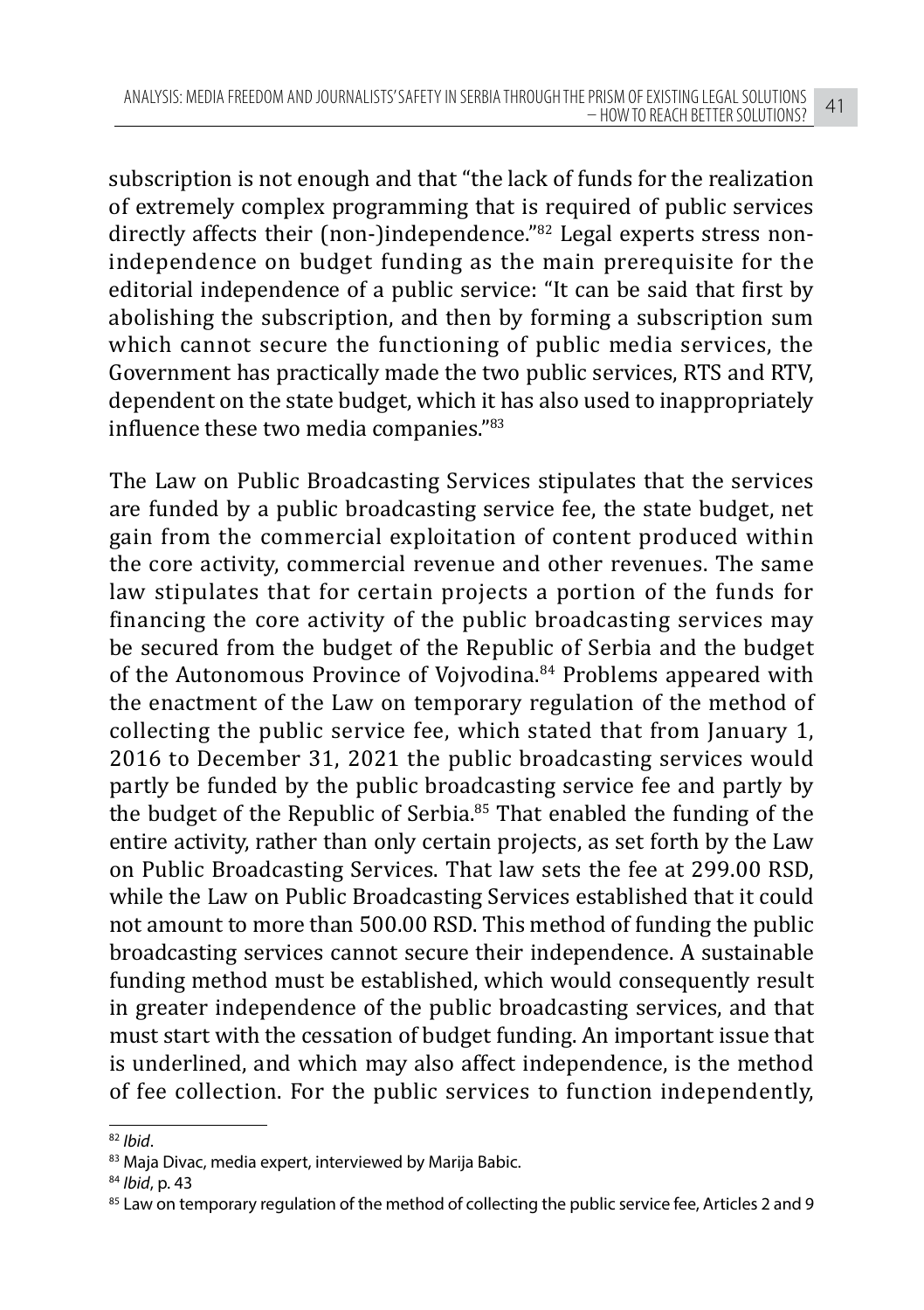subscription is not enough and that "the lack of funds for the realization of extremely complex programming that is required of public services directly affects their (non-)independence."[82] Legal experts stress non-independence on budget funding as the main prerequisite for the editorial independence of a public service: "It can be said that first by abolishing the subscription, and then by forming a subscription sum which cannot secure the functioning of public media services, the Government has practically made the two public services, RTS and RTV, dependent on the state budget, which it has also used to inappropriately influence these two media companies."[83]

The Law on Public Broadcasting Services stipulates that the services are funded by a public broadcasting service fee, the state budget, net gain from the commercial exploitation of content produced within the core activity, commercial revenue and other revenues. The same law stipulates that for certain projects a portion of the funds for financing the core activity of the public broadcasting services may be secured from the budget of the Republic of Serbia and the budget of the Autonomous Province of Vojvodina.[84] Problems appeared with the enactment of the Law on temporary regulation of the method of collecting the public service fee, which stated that from January 1, 2016 to December 31, 2021 the public broadcasting services would partly be funded by the public broadcasting service fee and partly by the budget of the Republic of Serbia.[85] That enabled the funding of the entire activity, rather than only certain projects, as set forth by the Law on Public Broadcasting Services. That law sets the fee at 299.00 RSD, while the Law on Public Broadcasting Services established that it could not amount to more than 500.00 RSD. This method of funding the public broadcasting services cannot secure their independence. A sustainable funding method must be established, which would consequently result in greater independence of the public broadcasting services, and that must start with the cessation of budget funding. An important issue that is underlined, and which may also affect independence, is the method of fee collection. For the public services to function independently,

---

[82] *Ibid*.

[83] Maja Divac, media expert, interviewed by Marija Babic.

[84] *Ibid*, p. 43

[85] Law on temporary regulation of the method of collecting the public service fee, Articles 2 and 9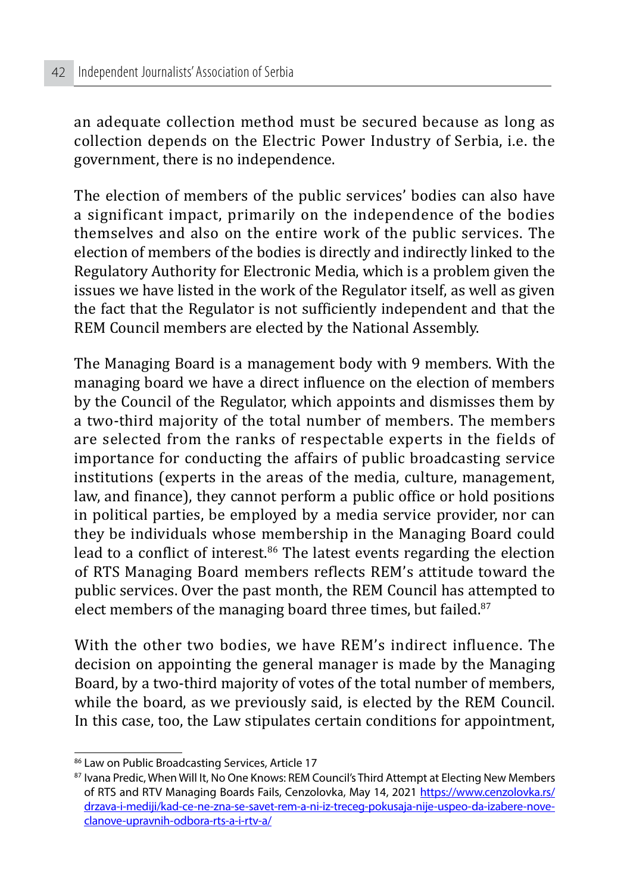an adequate collection method must be secured because as long as collection depends on the Electric Power Industry of Serbia, i.e. the government, there is no independence.

The election of members of the public services' bodies can also have a significant impact, primarily on the independence of the bodies themselves and also on the entire work of the public services. The election of members of the bodies is directly and indirectly linked to the Regulatory Authority for Electronic Media, which is a problem given the issues we have listed in the work of the Regulator itself, as well as given the fact that the Regulator is not sufficiently independent and that the REM Council members are elected by the National Assembly.

The Managing Board is a management body with 9 members. With the managing board we have a direct influence on the election of members by the Council of the Regulator, which appoints and dismisses them by a two-third majority of the total number of members. The members are selected from the ranks of respectable experts in the fields of importance for conducting the affairs of public broadcasting service institutions (experts in the areas of the media, culture, management, law, and finance), they cannot perform a public office or hold positions in political parties, be employed by a media service provider, nor can they be individuals whose membership in the Managing Board could lead to a conflict of interest.[86] The latest events regarding the election of RTS Managing Board members reflects REM's attitude toward the public services. Over the past month, the REM Council has attempted to elect members of the managing board three times, but failed.[87]

With the other two bodies, we have REM's indirect influence. The decision on appointing the general manager is made by the Managing Board, by a two-third majority of votes of the total number of members, while the board, as we previously said, is elected by the REM Council. In this case, too, the Law stipulates certain conditions for appointment,

---

[86] Law on Public Broadcasting Services, Article 17

[87] Ivana Predic, When Will It, No One Knows: REM Council's Third Attempt at Electing New Members of RTS and RTV Managing Boards Fails, Cenzolovka, May 14, 2021 https://www.cenzolovka.rs/drzava-i-mediji/kad-ce-ne-zna-se-savet-rem-a-ni-iz-treceg-pokusaja-nije-uspeo-da-izabere-nove-clanove-upravnih-odbora-rts-a-i-rtv-a/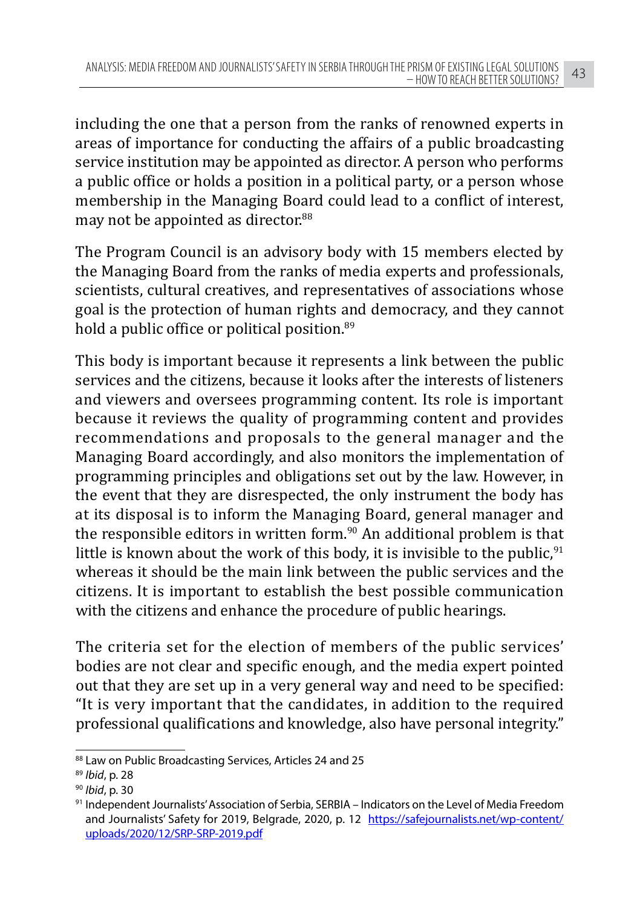including the one that a person from the ranks of renowned experts in areas of importance for conducting the affairs of a public broadcasting service institution may be appointed as director. A person who performs a public office or holds a position in a political party, or a person whose membership in the Managing Board could lead to a conflict of interest, may not be appointed as director.[88]

The Program Council is an advisory body with 15 members elected by the Managing Board from the ranks of media experts and professionals, scientists, cultural creatives, and representatives of associations whose goal is the protection of human rights and democracy, and they cannot hold a public office or political position.[89]

This body is important because it represents a link between the public services and the citizens, because it looks after the interests of listeners and viewers and oversees programming content. Its role is important because it reviews the quality of programming content and provides recommendations and proposals to the general manager and the Managing Board accordingly, and also monitors the implementation of programming principles and obligations set out by the law. However, in the event that they are disrespected, the only instrument the body has at its disposal is to inform the Managing Board, general manager and the responsible editors in written form.[90] An additional problem is that little is known about the work of this body, it is invisible to the public,[91] whereas it should be the main link between the public services and the citizens. It is important to establish the best possible communication with the citizens and enhance the procedure of public hearings.

The criteria set for the election of members of the public services' bodies are not clear and specific enough, and the media expert pointed out that they are set up in a very general way and need to be specified: "It is very important that the candidates, in addition to the required professional qualifications and knowledge, also have personal integrity."

---

[88] Law on Public Broadcasting Services, Articles 24 and 25

[89] *Ibid*, p. 28

[90] *Ibid*, p. 30

[91] Independent Journalists' Association of Serbia, SERBIA – Indicators on the Level of Media Freedom and Journalists' Safety for 2019, Belgrade, 2020, p. 12 https://safejournalists.net/wp-content/uploads/2020/12/SRP-SRP-2019.pdf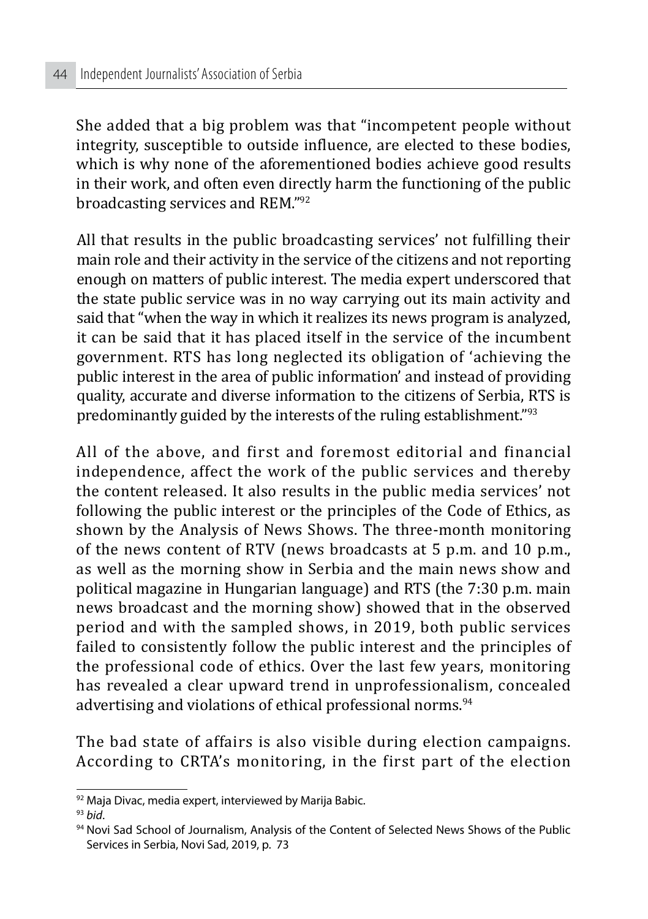She added that a big problem was that "incompetent people without integrity, susceptible to outside influence, are elected to these bodies, which is why none of the aforementioned bodies achieve good results in their work, and often even directly harm the functioning of the public broadcasting services and REM."[92]

All that results in the public broadcasting services' not fulfilling their main role and their activity in the service of the citizens and not reporting enough on matters of public interest. The media expert underscored that the state public service was in no way carrying out its main activity and said that "when the way in which it realizes its news program is analyzed, it can be said that it has placed itself in the service of the incumbent government. RTS has long neglected its obligation of 'achieving the public interest in the area of public information' and instead of providing quality, accurate and diverse information to the citizens of Serbia, RTS is predominantly guided by the interests of the ruling establishment."[93]

All of the above, and first and foremost editorial and financial independence, affect the work of the public services and thereby the content released. It also results in the public media services' not following the public interest or the principles of the Code of Ethics, as shown by the Analysis of News Shows. The three-month monitoring of the news content of RTV (news broadcasts at 5 p.m. and 10 p.m., as well as the morning show in Serbia and the main news show and political magazine in Hungarian language) and RTS (the 7:30 p.m. main news broadcast and the morning show) showed that in the observed period and with the sampled shows, in 2019, both public services failed to consistently follow the public interest and the principles of the professional code of ethics. Over the last few years, monitoring has revealed a clear upward trend in unprofessionalism, concealed advertising and violations of ethical professional norms.[94]

The bad state of affairs is also visible during election campaigns. According to CRTA's monitoring, in the first part of the election

---

[92] Maja Divac, media expert, interviewed by Marija Babic.

[93] *bid*.

[94] Novi Sad School of Journalism, Analysis of the Content of Selected News Shows of the Public Services in Serbia, Novi Sad, 2019, p. 73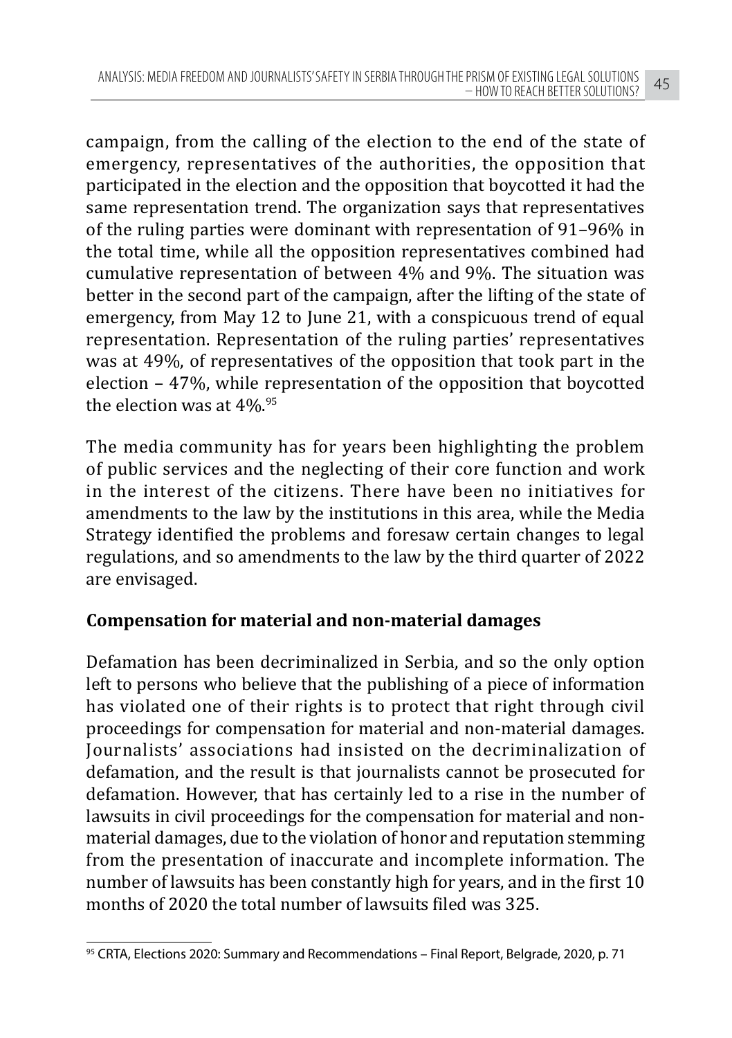campaign, from the calling of the election to the end of the state of emergency, representatives of the authorities, the opposition that participated in the election and the opposition that boycotted it had the same representation trend. The organization says that representatives of the ruling parties were dominant with representation of 91–96% in the total time, while all the opposition representatives combined had cumulative representation of between 4% and 9%. The situation was better in the second part of the campaign, after the lifting of the state of emergency, from May 12 to June 21, with a conspicuous trend of equal representation. Representation of the ruling parties' representatives was at 49%, of representatives of the opposition that took part in the election – 47%, while representation of the opposition that boycotted the election was at 4%.[95]

The media community has for years been highlighting the problem of public services and the neglecting of their core function and work in the interest of the citizens. There have been no initiatives for amendments to the law by the institutions in this area, while the Media Strategy identified the problems and foresaw certain changes to legal regulations, and so amendments to the law by the third quarter of 2022 are envisaged.

## Compensation for material and non-material damages

Defamation has been decriminalized in Serbia, and so the only option left to persons who believe that the publishing of a piece of information has violated one of their rights is to protect that right through civil proceedings for compensation for material and non-material damages. Journalists' associations had insisted on the decriminalization of defamation, and the result is that journalists cannot be prosecuted for defamation. However, that has certainly led to a rise in the number of lawsuits in civil proceedings for the compensation for material and non-material damages, due to the violation of honor and reputation stemming from the presentation of inaccurate and incomplete information. The number of lawsuits has been constantly high for years, and in the first 10 months of 2020 the total number of lawsuits filed was 325.

---

[95] CRTA, Elections 2020: Summary and Recommendations – Final Report, Belgrade, 2020, p. 71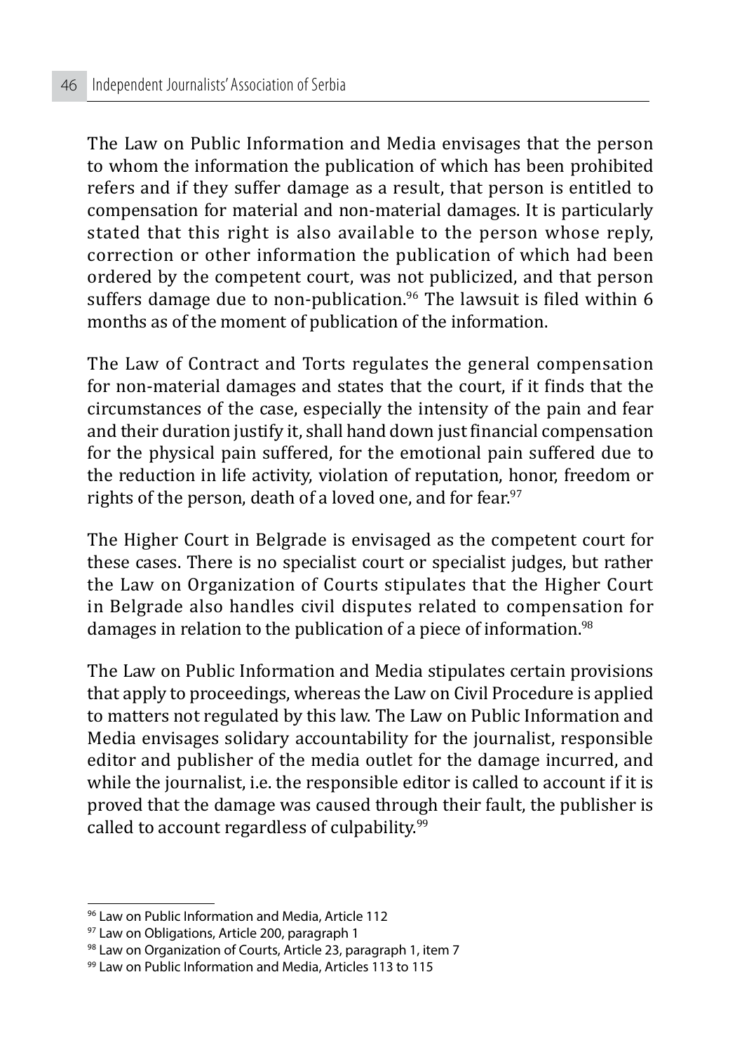The Law on Public Information and Media envisages that the person to whom the information the publication of which has been prohibited refers and if they suffer damage as a result, that person is entitled to compensation for material and non-material damages. It is particularly stated that this right is also available to the person whose reply, correction or other information the publication of which had been ordered by the competent court, was not publicized, and that person suffers damage due to non-publication.[96] The lawsuit is filed within 6 months as of the moment of publication of the information.

The Law of Contract and Torts regulates the general compensation for non-material damages and states that the court, if it finds that the circumstances of the case, especially the intensity of the pain and fear and their duration justify it, shall hand down just financial compensation for the physical pain suffered, for the emotional pain suffered due to the reduction in life activity, violation of reputation, honor, freedom or rights of the person, death of a loved one, and for fear.[97]

The Higher Court in Belgrade is envisaged as the competent court for these cases. There is no specialist court or specialist judges, but rather the Law on Organization of Courts stipulates that the Higher Court in Belgrade also handles civil disputes related to compensation for damages in relation to the publication of a piece of information.[98]

The Law on Public Information and Media stipulates certain provisions that apply to proceedings, whereas the Law on Civil Procedure is applied to matters not regulated by this law. The Law on Public Information and Media envisages solidary accountability for the journalist, responsible editor and publisher of the media outlet for the damage incurred, and while the journalist, i.e. the responsible editor is called to account if it is proved that the damage was caused through their fault, the publisher is called to account regardless of culpability.[99]

---

[96] Law on Public Information and Media, Article 112

[97] Law on Obligations, Article 200, paragraph 1

[98] Law on Organization of Courts, Article 23, paragraph 1, item 7

[99] Law on Public Information and Media, Articles 113 to 115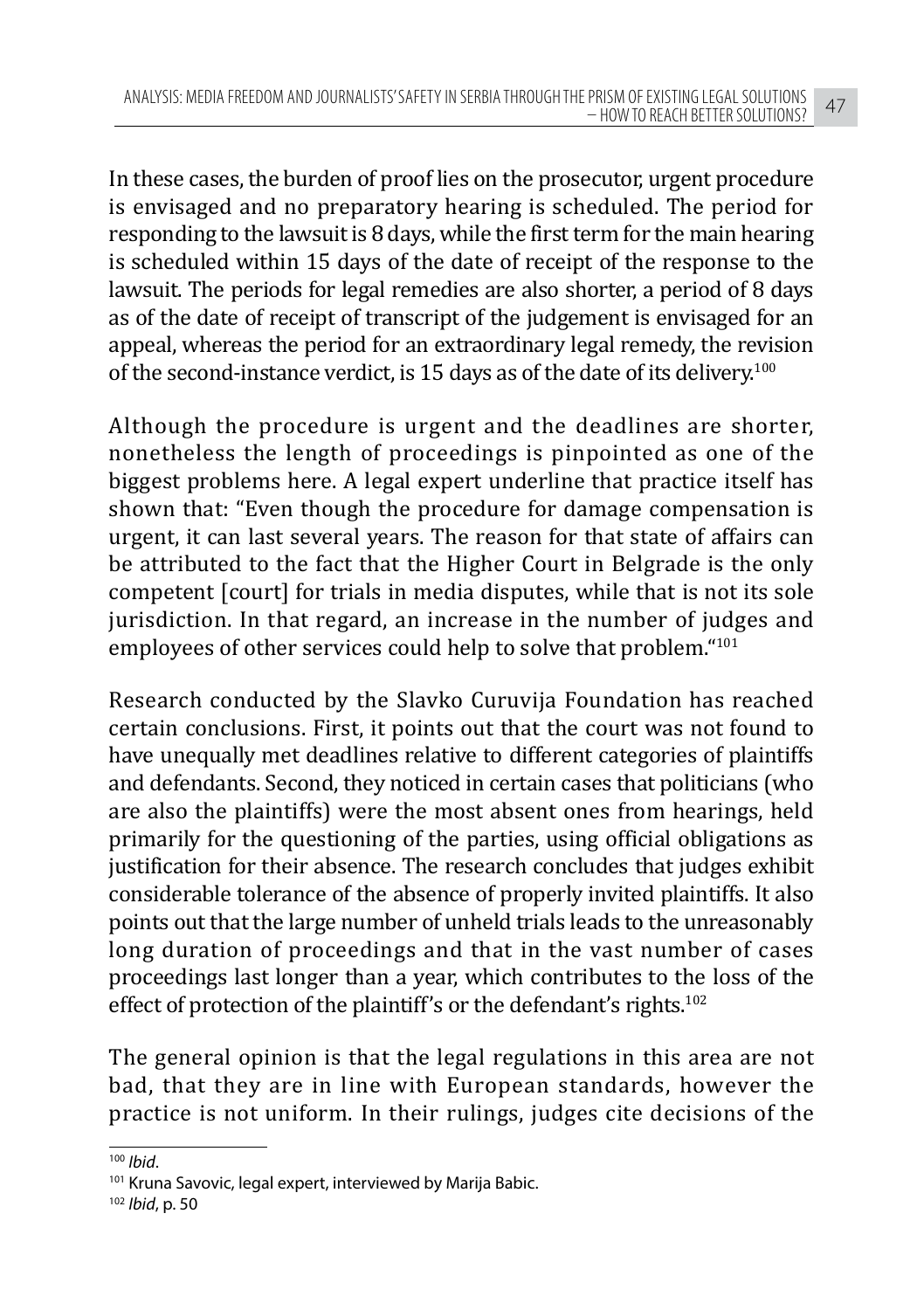In these cases, the burden of proof lies on the prosecutor, urgent procedure is envisaged and no preparatory hearing is scheduled. The period for responding to the lawsuit is 8 days, while the first term for the main hearing is scheduled within 15 days of the date of receipt of the response to the lawsuit. The periods for legal remedies are also shorter, a period of 8 days as of the date of receipt of transcript of the judgement is envisaged for an appeal, whereas the period for an extraordinary legal remedy, the revision of the second-instance verdict, is 15 days as of the date of its delivery.[100]

Although the procedure is urgent and the deadlines are shorter, nonetheless the length of proceedings is pinpointed as one of the biggest problems here. A legal expert underline that practice itself has shown that: "Even though the procedure for damage compensation is urgent, it can last several years. The reason for that state of affairs can be attributed to the fact that the Higher Court in Belgrade is the only competent [court] for trials in media disputes, while that is not its sole jurisdiction. In that regard, an increase in the number of judges and employees of other services could help to solve that problem."[101]

Research conducted by the Slavko Curuvija Foundation has reached certain conclusions. First, it points out that the court was not found to have unequally met deadlines relative to different categories of plaintiffs and defendants. Second, they noticed in certain cases that politicians (who are also the plaintiffs) were the most absent ones from hearings, held primarily for the questioning of the parties, using official obligations as justification for their absence. The research concludes that judges exhibit considerable tolerance of the absence of properly invited plaintiffs. It also points out that the large number of unheld trials leads to the unreasonably long duration of proceedings and that in the vast number of cases proceedings last longer than a year, which contributes to the loss of the effect of protection of the plaintiff's or the defendant's rights.[102]

The general opinion is that the legal regulations in this area are not bad, that they are in line with European standards, however the practice is not uniform. In their rulings, judges cite decisions of the

---

[100] *Ibid*.

[101] Kruna Savovic, legal expert, interviewed by Marija Babic.

[102] *Ibid*, p. 50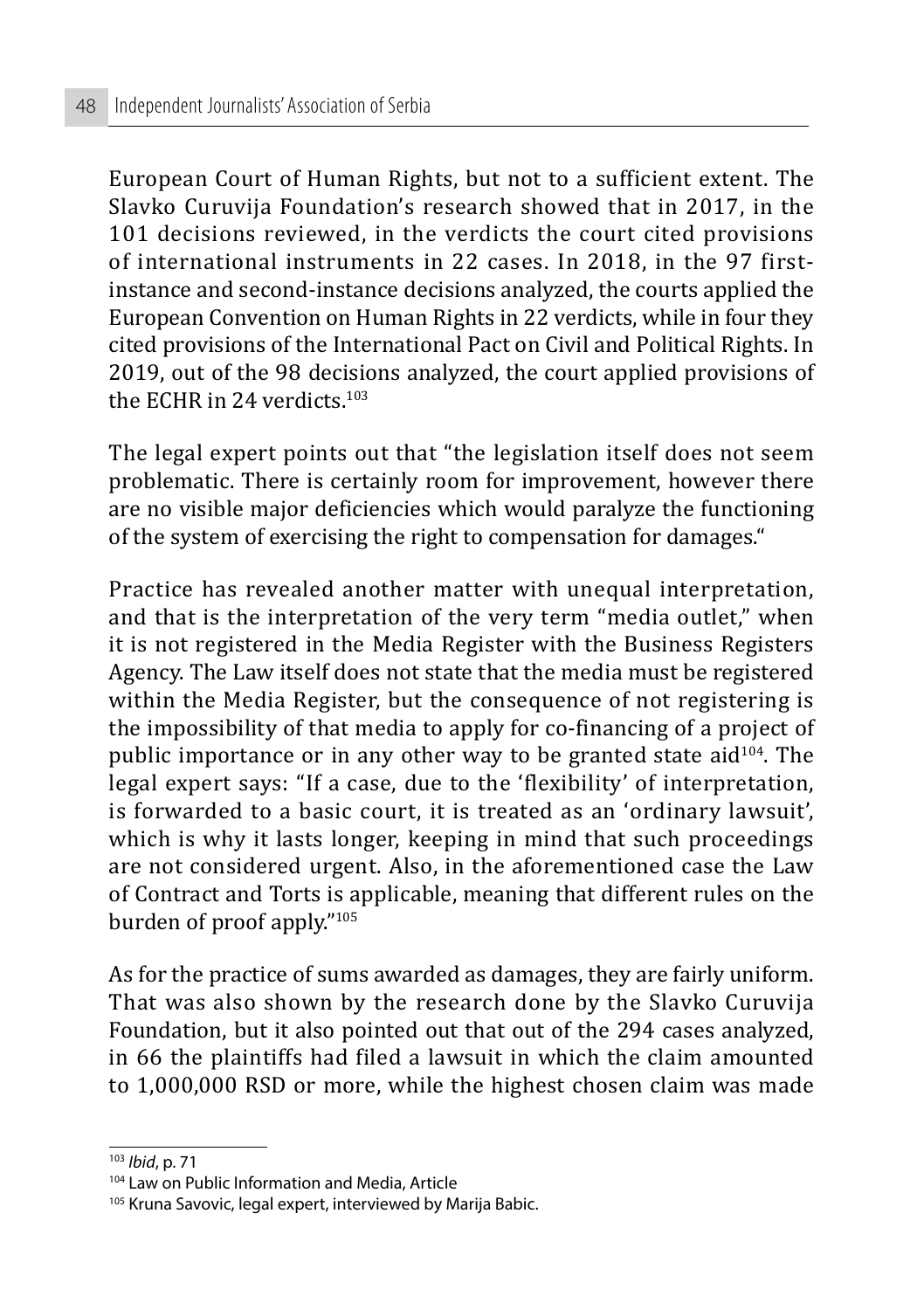European Court of Human Rights, but not to a sufficient extent. The Slavko Curuvija Foundation's research showed that in 2017, in the 101 decisions reviewed, in the verdicts the court cited provisions of international instruments in 22 cases. In 2018, in the 97 first-instance and second-instance decisions analyzed, the courts applied the European Convention on Human Rights in 22 verdicts, while in four they cited provisions of the International Pact on Civil and Political Rights. In 2019, out of the 98 decisions analyzed, the court applied provisions of the ECHR in 24 verdicts.[103]

The legal expert points out that "the legislation itself does not seem problematic. There is certainly room for improvement, however there are no visible major deficiencies which would paralyze the functioning of the system of exercising the right to compensation for damages."

Practice has revealed another matter with unequal interpretation, and that is the interpretation of the very term "media outlet," when it is not registered in the Media Register with the Business Registers Agency. The Law itself does not state that the media must be registered within the Media Register, but the consequence of not registering is the impossibility of that media to apply for co-financing of a project of public importance or in any other way to be granted state aid[104]. The legal expert says: "If a case, due to the 'flexibility' of interpretation, is forwarded to a basic court, it is treated as an 'ordinary lawsuit', which is why it lasts longer, keeping in mind that such proceedings are not considered urgent. Also, in the aforementioned case the Law of Contract and Torts is applicable, meaning that different rules on the burden of proof apply."[105]

As for the practice of sums awarded as damages, they are fairly uniform. That was also shown by the research done by the Slavko Curuvija Foundation, but it also pointed out that out of the 294 cases analyzed, in 66 the plaintiffs had filed a lawsuit in which the claim amounted to 1,000,000 RSD or more, while the highest chosen claim was made

---

[103] *Ibid*, p. 71

[104] Law on Public Information and Media, Article

[105] Kruna Savovic, legal expert, interviewed by Marija Babic.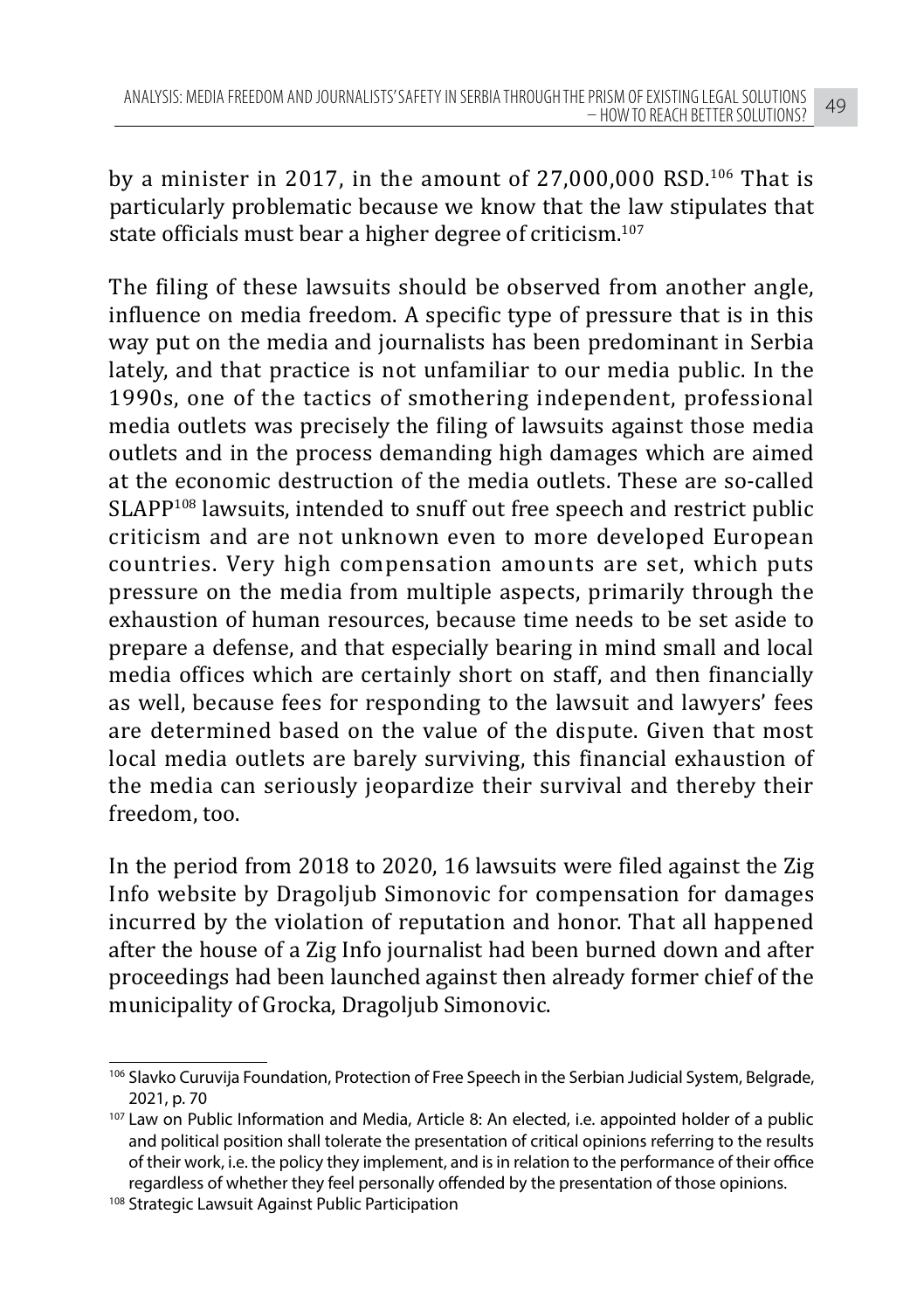by a minister in 2017, in the amount of 27,000,000 RSD.[106] That is particularly problematic because we know that the law stipulates that state officials must bear a higher degree of criticism.[107]

The filing of these lawsuits should be observed from another angle, influence on media freedom. A specific type of pressure that is in this way put on the media and journalists has been predominant in Serbia lately, and that practice is not unfamiliar to our media public. In the 1990s, one of the tactics of smothering independent, professional media outlets was precisely the filing of lawsuits against those media outlets and in the process demanding high damages which are aimed at the economic destruction of the media outlets. These are so-called SLAPP[108] lawsuits, intended to snuff out free speech and restrict public criticism and are not unknown even to more developed European countries. Very high compensation amounts are set, which puts pressure on the media from multiple aspects, primarily through the exhaustion of human resources, because time needs to be set aside to prepare a defense, and that especially bearing in mind small and local media offices which are certainly short on staff, and then financially as well, because fees for responding to the lawsuit and lawyers' fees are determined based on the value of the dispute. Given that most local media outlets are barely surviving, this financial exhaustion of the media can seriously jeopardize their survival and thereby their freedom, too.

In the period from 2018 to 2020, 16 lawsuits were filed against the Zig Info website by Dragoljub Simonovic for compensation for damages incurred by the violation of reputation and honor. That all happened after the house of a Zig Info journalist had been burned down and after proceedings had been launched against then already former chief of the municipality of Grocka, Dragoljub Simonovic.

---

[106] Slavko Curuvija Foundation, Protection of Free Speech in the Serbian Judicial System, Belgrade, 2021, p. 70

[107] Law on Public Information and Media, Article 8: An elected, i.e. appointed holder of a public and political position shall tolerate the presentation of critical opinions referring to the results of their work, i.e. the policy they implement, and is in relation to the performance of their office regardless of whether they feel personally offended by the presentation of those opinions.

[108] Strategic Lawsuit Against Public Participation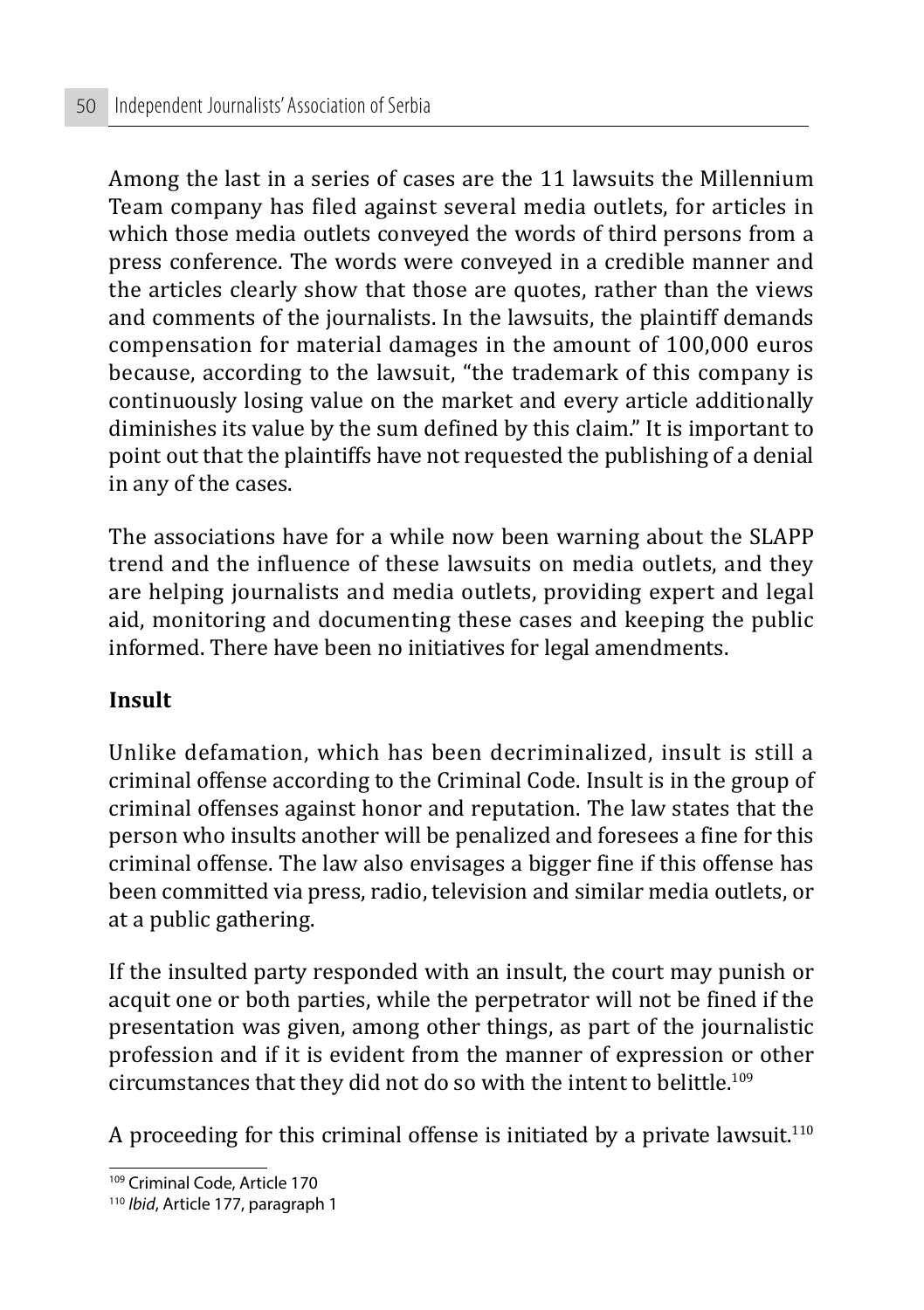Among the last in a series of cases are the 11 lawsuits the Millennium Team company has filed against several media outlets, for articles in which those media outlets conveyed the words of third persons from a press conference. The words were conveyed in a credible manner and the articles clearly show that those are quotes, rather than the views and comments of the journalists. In the lawsuits, the plaintiff demands compensation for material damages in the amount of 100,000 euros because, according to the lawsuit, "the trademark of this company is continuously losing value on the market and every article additionally diminishes its value by the sum defined by this claim." It is important to point out that the plaintiffs have not requested the publishing of a denial in any of the cases.

The associations have for a while now been warning about the SLAPP trend and the influence of these lawsuits on media outlets, and they are helping journalists and media outlets, providing expert and legal aid, monitoring and documenting these cases and keeping the public informed. There have been no initiatives for legal amendments.

### Insult

Unlike defamation, which has been decriminalized, insult is still a criminal offense according to the Criminal Code. Insult is in the group of criminal offenses against honor and reputation. The law states that the person who insults another will be penalized and foresees a fine for this criminal offense. The law also envisages a bigger fine if this offense has been committed via press, radio, television and similar media outlets, or at a public gathering.

If the insulted party responded with an insult, the court may punish or acquit one or both parties, while the perpetrator will not be fined if the presentation was given, among other things, as part of the journalistic profession and if it is evident from the manner of expression or other circumstances that they did not do so with the intent to belittle.[109]

A proceeding for this criminal offense is initiated by a private lawsuit.[110]

---

[109] Criminal Code, Article 170

[110] *Ibid*, Article 177, paragraph 1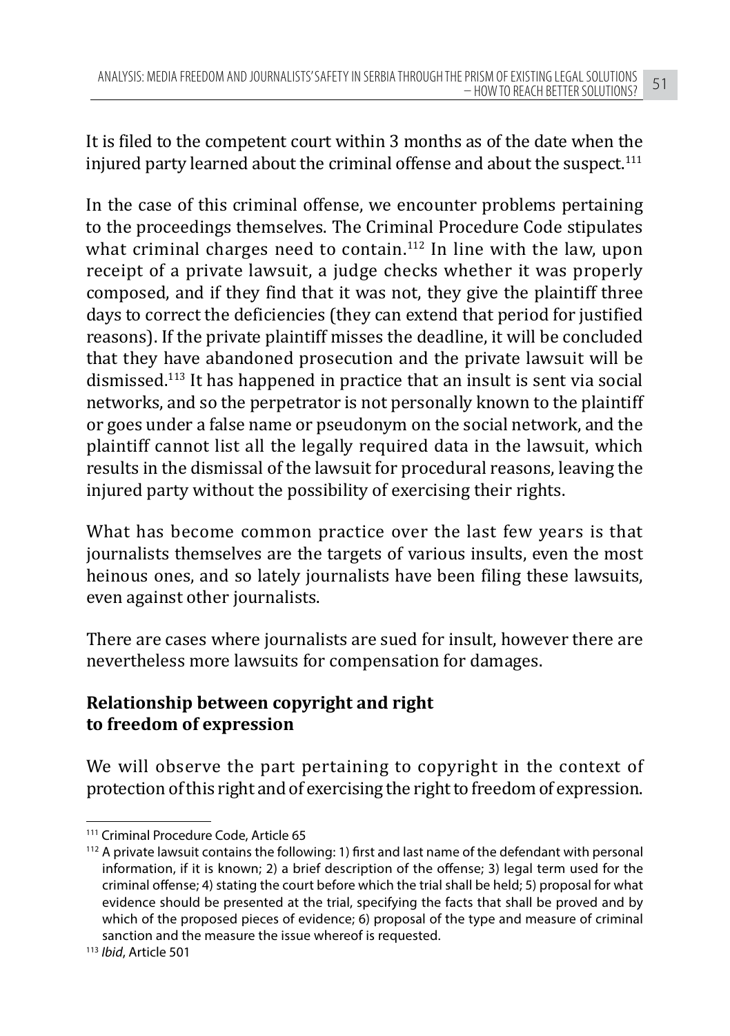It is filed to the competent court within 3 months as of the date when the injured party learned about the criminal offense and about the suspect.[111]

In the case of this criminal offense, we encounter problems pertaining to the proceedings themselves. The Criminal Procedure Code stipulates what criminal charges need to contain.[112] In line with the law, upon receipt of a private lawsuit, a judge checks whether it was properly composed, and if they find that it was not, they give the plaintiff three days to correct the deficiencies (they can extend that period for justified reasons). If the private plaintiff misses the deadline, it will be concluded that they have abandoned prosecution and the private lawsuit will be dismissed.[113] It has happened in practice that an insult is sent via social networks, and so the perpetrator is not personally known to the plaintiff or goes under a false name or pseudonym on the social network, and the plaintiff cannot list all the legally required data in the lawsuit, which results in the dismissal of the lawsuit for procedural reasons, leaving the injured party without the possibility of exercising their rights.

What has become common practice over the last few years is that journalists themselves are the targets of various insults, even the most heinous ones, and so lately journalists have been filing these lawsuits, even against other journalists.

There are cases where journalists are sued for insult, however there are nevertheless more lawsuits for compensation for damages.

**Relationship between copyright and right to freedom of expression**

We will observe the part pertaining to copyright in the context of protection of this right and of exercising the right to freedom of expression.

---

[111] Criminal Procedure Code, Article 65

[112] A private lawsuit contains the following: 1) first and last name of the defendant with personal information, if it is known; 2) a brief description of the offense; 3) legal term used for the criminal offense; 4) stating the court before which the trial shall be held; 5) proposal for what evidence should be presented at the trial, specifying the facts that shall be proved and by which of the proposed pieces of evidence; 6) proposal of the type and measure of criminal sanction and the measure the issue whereof is requested.

[113] *Ibid*, Article 501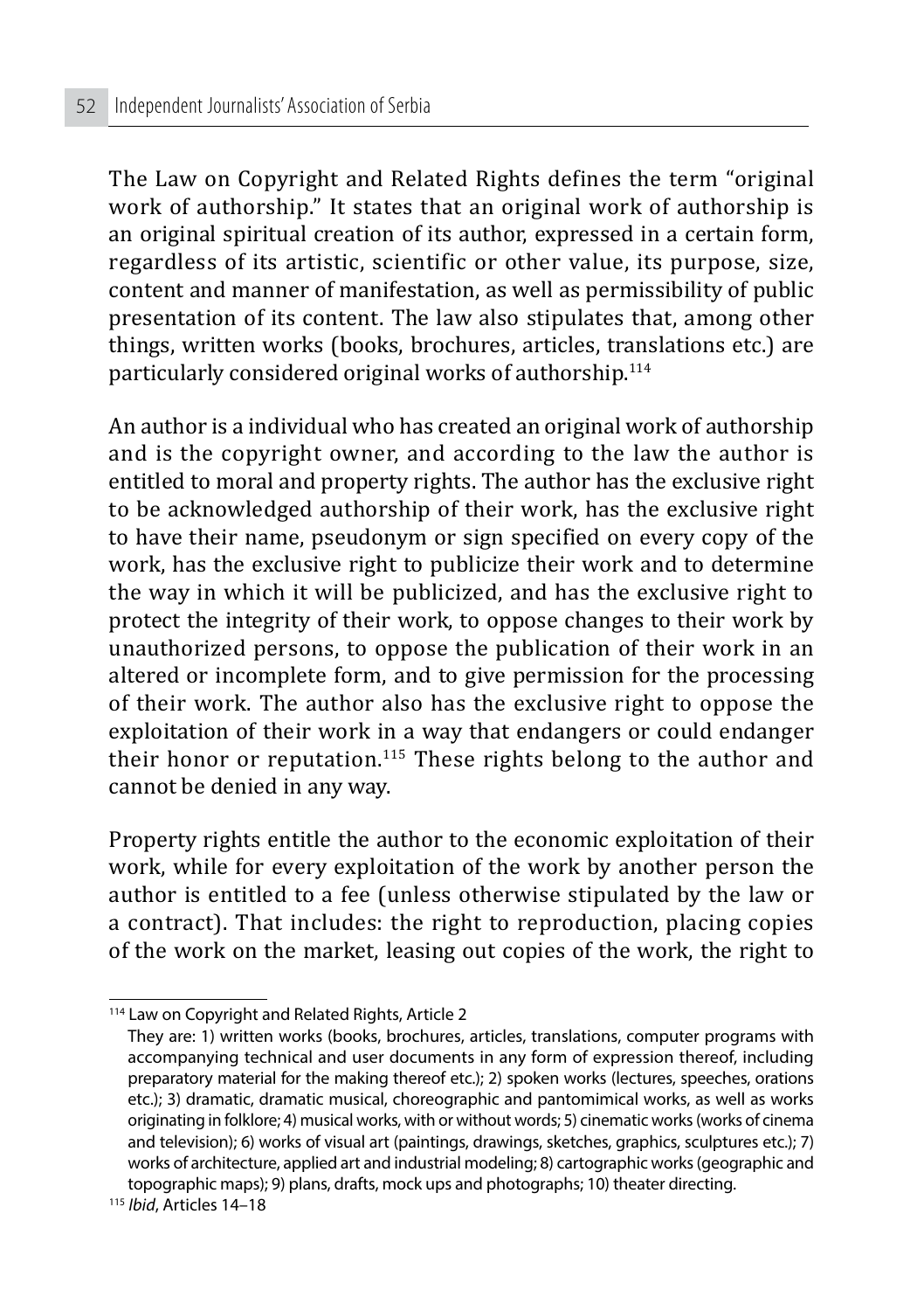The Law on Copyright and Related Rights defines the term "original work of authorship." It states that an original work of authorship is an original spiritual creation of its author, expressed in a certain form, regardless of its artistic, scientific or other value, its purpose, size, content and manner of manifestation, as well as permissibility of public presentation of its content. The law also stipulates that, among other things, written works (books, brochures, articles, translations etc.) are particularly considered original works of authorship.[114]

An author is a individual who has created an original work of authorship and is the copyright owner, and according to the law the author is entitled to moral and property rights. The author has the exclusive right to be acknowledged authorship of their work, has the exclusive right to have their name, pseudonym or sign specified on every copy of the work, has the exclusive right to publicize their work and to determine the way in which it will be publicized, and has the exclusive right to protect the integrity of their work, to oppose changes to their work by unauthorized persons, to oppose the publication of their work in an altered or incomplete form, and to give permission for the processing of their work. The author also has the exclusive right to oppose the exploitation of their work in a way that endangers or could endanger their honor or reputation.[115] These rights belong to the author and cannot be denied in any way.

Property rights entitle the author to the economic exploitation of their work, while for every exploitation of the work by another person the author is entitled to a fee (unless otherwise stipulated by the law or a contract). That includes: the right to reproduction, placing copies of the work on the market, leasing out copies of the work, the right to

---

[114] Law on Copyright and Related Rights, Article 2
They are: 1) written works (books, brochures, articles, translations, computer programs with accompanying technical and user documents in any form of expression thereof, including preparatory material for the making thereof etc.); 2) spoken works (lectures, speeches, orations etc.); 3) dramatic, dramatic musical, choreographic and pantomimical works, as well as works originating in folklore; 4) musical works, with or without words; 5) cinematic works (works of cinema and television); 6) works of visual art (paintings, drawings, sketches, graphics, sculptures etc.); 7) works of architecture, applied art and industrial modeling; 8) cartographic works (geographic and topographic maps); 9) plans, drafts, mock ups and photographs; 10) theater directing.

[115] *Ibid*, Articles 14–18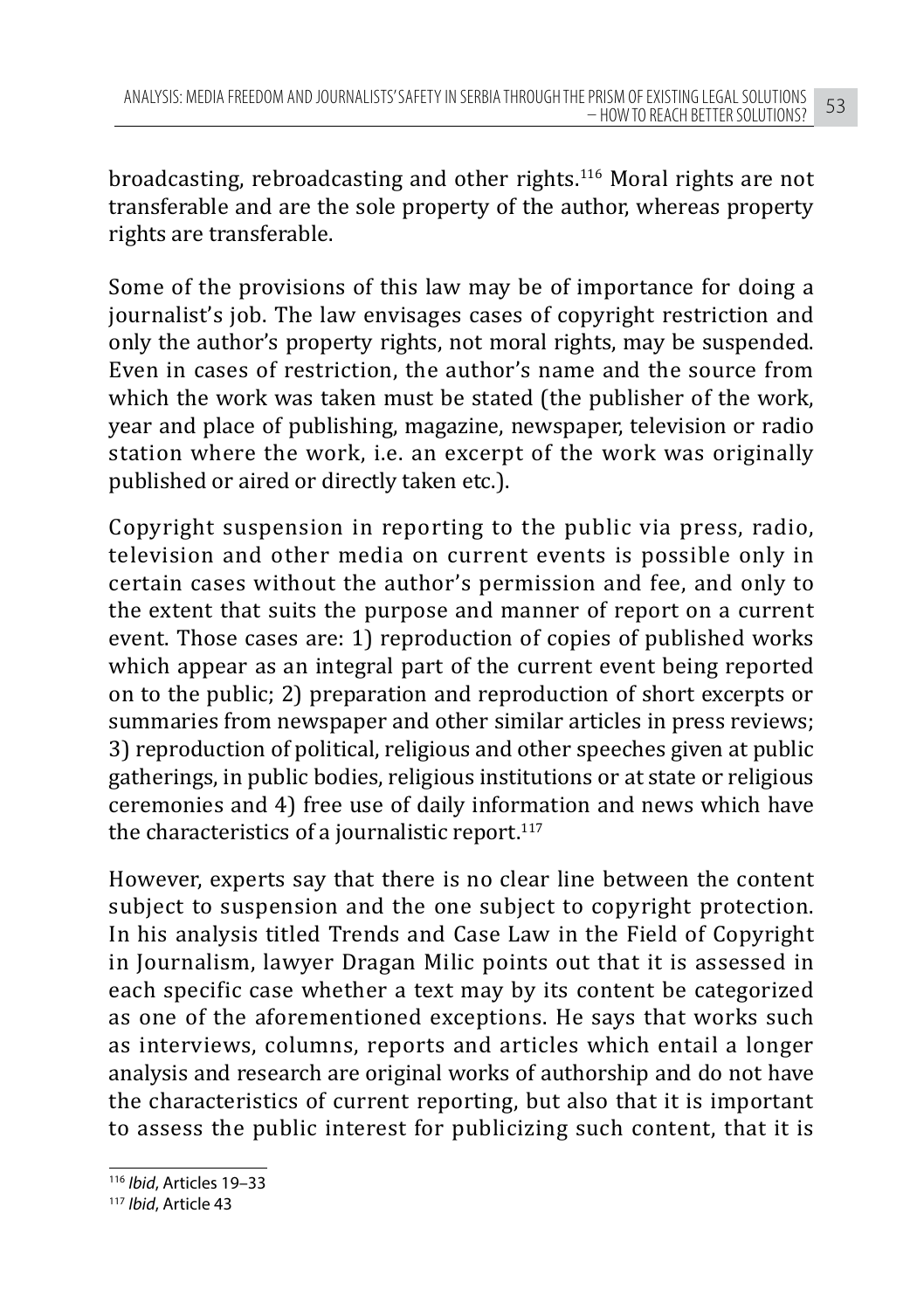broadcasting, rebroadcasting and other rights.[116] Moral rights are not transferable and are the sole property of the author, whereas property rights are transferable.

Some of the provisions of this law may be of importance for doing a journalist's job. The law envisages cases of copyright restriction and only the author's property rights, not moral rights, may be suspended. Even in cases of restriction, the author's name and the source from which the work was taken must be stated (the publisher of the work, year and place of publishing, magazine, newspaper, television or radio station where the work, i.e. an excerpt of the work was originally published or aired or directly taken etc.).

Copyright suspension in reporting to the public via press, radio, television and other media on current events is possible only in certain cases without the author's permission and fee, and only to the extent that suits the purpose and manner of report on a current event. Those cases are: 1) reproduction of copies of published works which appear as an integral part of the current event being reported on to the public; 2) preparation and reproduction of short excerpts or summaries from newspaper and other similar articles in press reviews; 3) reproduction of political, religious and other speeches given at public gatherings, in public bodies, religious institutions or at state or religious ceremonies and 4) free use of daily information and news which have the characteristics of a journalistic report.[117]

However, experts say that there is no clear line between the content subject to suspension and the one subject to copyright protection. In his analysis titled Trends and Case Law in the Field of Copyright in Journalism, lawyer Dragan Milic points out that it is assessed in each specific case whether a text may by its content be categorized as one of the aforementioned exceptions. He says that works such as interviews, columns, reports and articles which entail a longer analysis and research are original works of authorship and do not have the characteristics of current reporting, but also that it is important to assess the public interest for publicizing such content, that it is

---

[116] *Ibid*, Articles 19–33

[117] *Ibid*, Article 43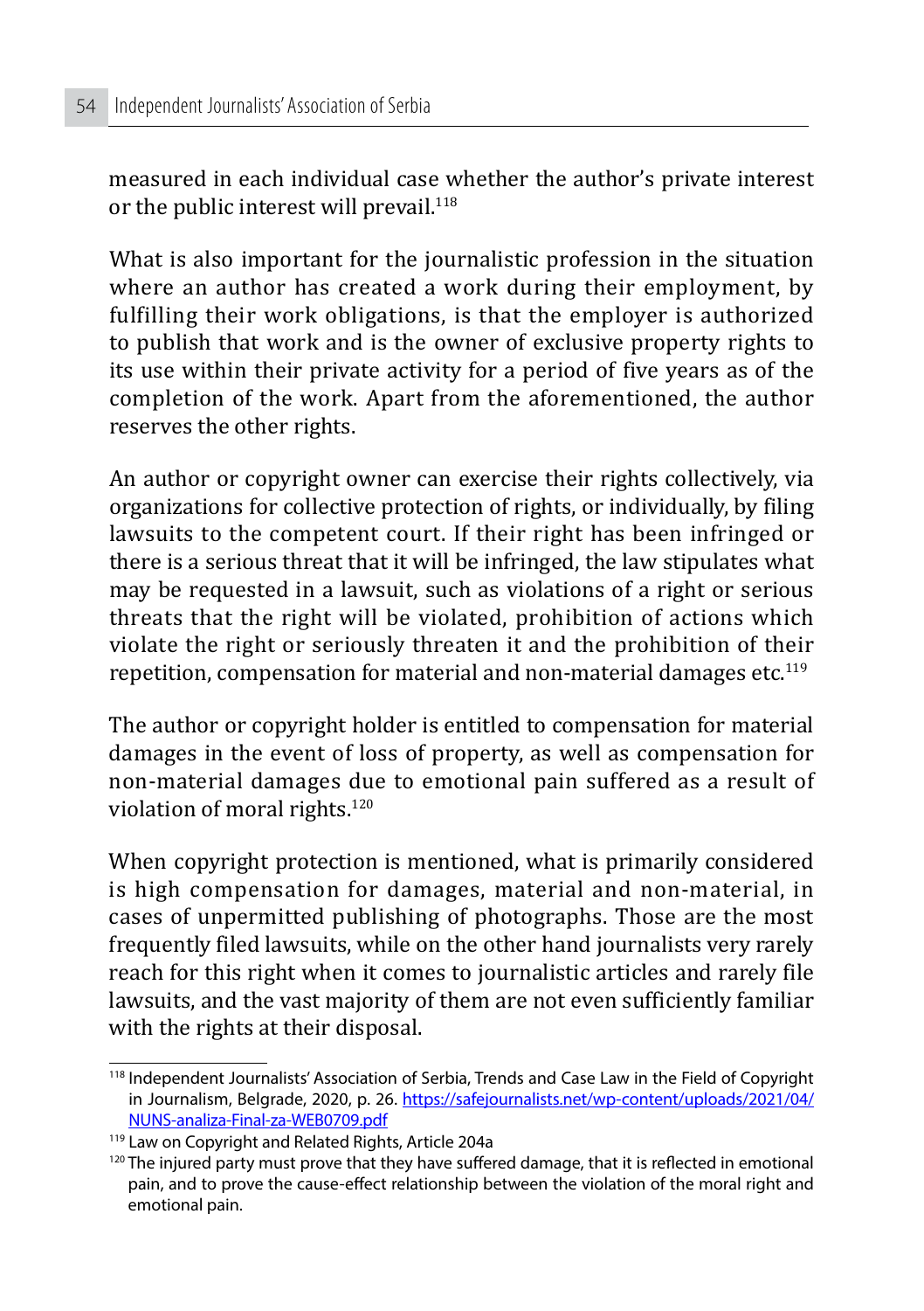measured in each individual case whether the author's private interest or the public interest will prevail.[118]

What is also important for the journalistic profession in the situation where an author has created a work during their employment, by fulfilling their work obligations, is that the employer is authorized to publish that work and is the owner of exclusive property rights to its use within their private activity for a period of five years as of the completion of the work. Apart from the aforementioned, the author reserves the other rights.

An author or copyright owner can exercise their rights collectively, via organizations for collective protection of rights, or individually, by filing lawsuits to the competent court. If their right has been infringed or there is a serious threat that it will be infringed, the law stipulates what may be requested in a lawsuit, such as violations of a right or serious threats that the right will be violated, prohibition of actions which violate the right or seriously threaten it and the prohibition of their repetition, compensation for material and non-material damages etc.[119]

The author or copyright holder is entitled to compensation for material damages in the event of loss of property, as well as compensation for non-material damages due to emotional pain suffered as a result of violation of moral rights.[120]

When copyright protection is mentioned, what is primarily considered is high compensation for damages, material and non-material, in cases of unpermitted publishing of photographs. Those are the most frequently filed lawsuits, while on the other hand journalists very rarely reach for this right when it comes to journalistic articles and rarely file lawsuits, and the vast majority of them are not even sufficiently familiar with the rights at their disposal.

---

[118] Independent Journalists' Association of Serbia, Trends and Case Law in the Field of Copyright in Journalism, Belgrade, 2020, p. 26. https://safejournalists.net/wp-content/uploads/2021/04/NUNS-analiza-Final-za-WEB0709.pdf

[119] Law on Copyright and Related Rights, Article 204a

[120] The injured party must prove that they have suffered damage, that it is reflected in emotional pain, and to prove the cause-effect relationship between the violation of the moral right and emotional pain.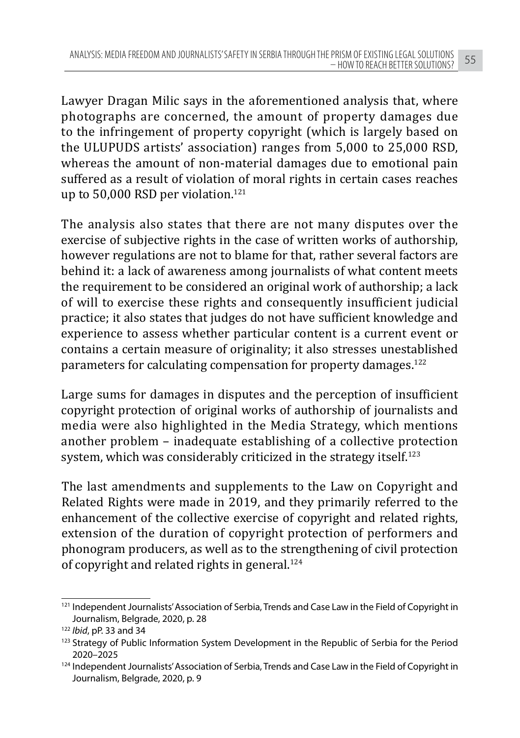Lawyer Dragan Milic says in the aforementioned analysis that, where photographs are concerned, the amount of property damages due to the infringement of property copyright (which is largely based on the ULUPUDS artists' association) ranges from 5,000 to 25,000 RSD, whereas the amount of non-material damages due to emotional pain suffered as a result of violation of moral rights in certain cases reaches up to 50,000 RSD per violation.[121]

The analysis also states that there are not many disputes over the exercise of subjective rights in the case of written works of authorship, however regulations are not to blame for that, rather several factors are behind it: a lack of awareness among journalists of what content meets the requirement to be considered an original work of authorship; a lack of will to exercise these rights and consequently insufficient judicial practice; it also states that judges do not have sufficient knowledge and experience to assess whether particular content is a current event or contains a certain measure of originality; it also stresses unestablished parameters for calculating compensation for property damages.[122]

Large sums for damages in disputes and the perception of insufficient copyright protection of original works of authorship of journalists and media were also highlighted in the Media Strategy, which mentions another problem – inadequate establishing of a collective protection system, which was considerably criticized in the strategy itself.[123]

The last amendments and supplements to the Law on Copyright and Related Rights were made in 2019, and they primarily referred to the enhancement of the collective exercise of copyright and related rights, extension of the duration of copyright protection of performers and phonogram producers, as well as to the strengthening of civil protection of copyright and related rights in general.[124]

---

[121] Independent Journalists' Association of Serbia, Trends and Case Law in the Field of Copyright in Journalism, Belgrade, 2020, p. 28

[122] *Ibid*, pP. 33 and 34

[123] Strategy of Public Information System Development in the Republic of Serbia for the Period 2020–2025

[124] Independent Journalists' Association of Serbia, Trends and Case Law in the Field of Copyright in Journalism, Belgrade, 2020, p. 9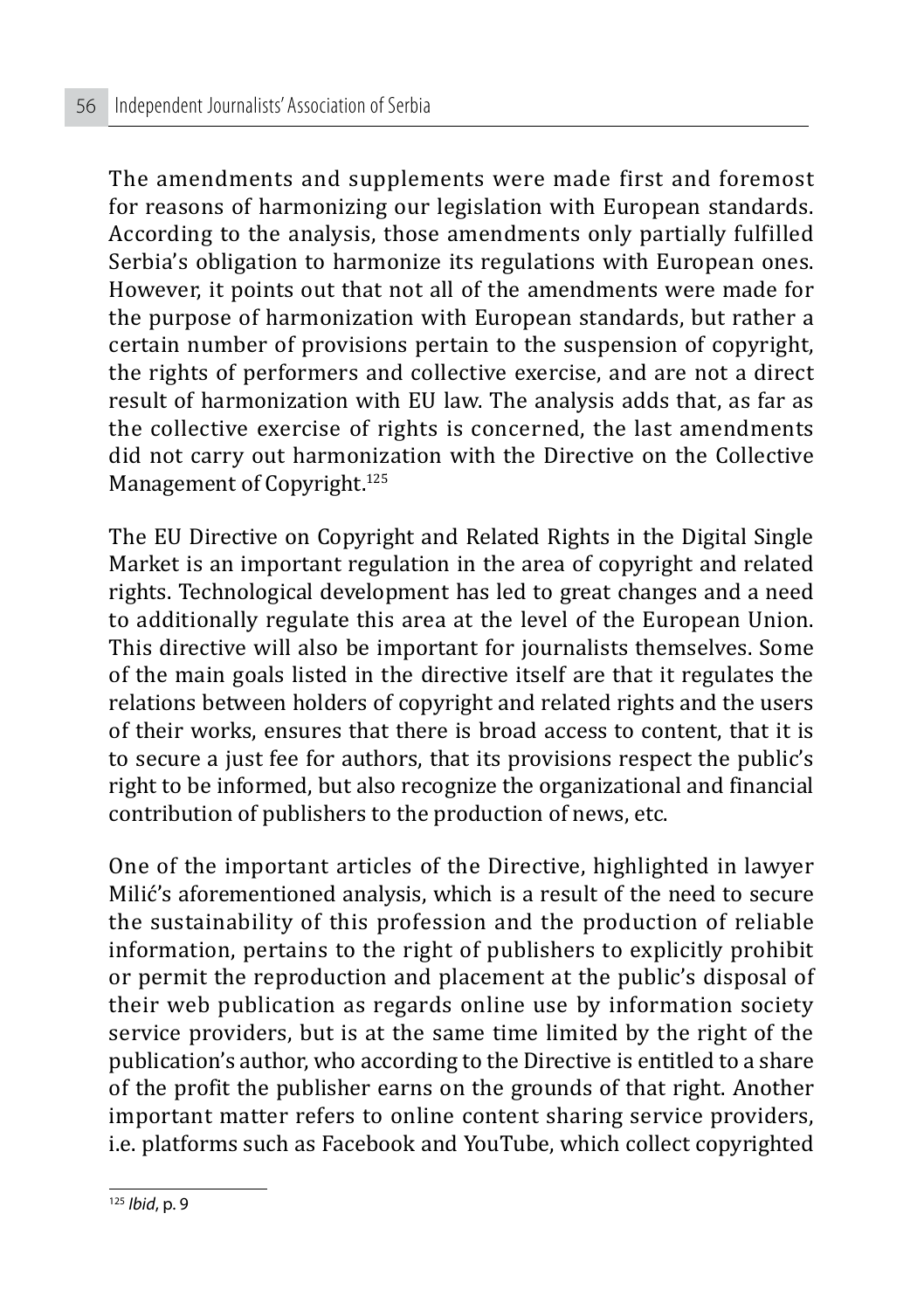The amendments and supplements were made first and foremost for reasons of harmonizing our legislation with European standards. According to the analysis, those amendments only partially fulfilled Serbia's obligation to harmonize its regulations with European ones. However, it points out that not all of the amendments were made for the purpose of harmonization with European standards, but rather a certain number of provisions pertain to the suspension of copyright, the rights of performers and collective exercise, and are not a direct result of harmonization with EU law. The analysis adds that, as far as the collective exercise of rights is concerned, the last amendments did not carry out harmonization with the Directive on the Collective Management of Copyright.[125]

The EU Directive on Copyright and Related Rights in the Digital Single Market is an important regulation in the area of copyright and related rights. Technological development has led to great changes and a need to additionally regulate this area at the level of the European Union. This directive will also be important for journalists themselves. Some of the main goals listed in the directive itself are that it regulates the relations between holders of copyright and related rights and the users of their works, ensures that there is broad access to content, that it is to secure a just fee for authors, that its provisions respect the public's right to be informed, but also recognize the organizational and financial contribution of publishers to the production of news, etc.

One of the important articles of the Directive, highlighted in lawyer Milić's aforementioned analysis, which is a result of the need to secure the sustainability of this profession and the production of reliable information, pertains to the right of publishers to explicitly prohibit or permit the reproduction and placement at the public's disposal of their web publication as regards online use by information society service providers, but is at the same time limited by the right of the publication's author, who according to the Directive is entitled to a share of the profit the publisher earns on the grounds of that right. Another important matter refers to online content sharing service providers, i.e. platforms such as Facebook and YouTube, which collect copyrighted

[125] *Ibid*, p. 9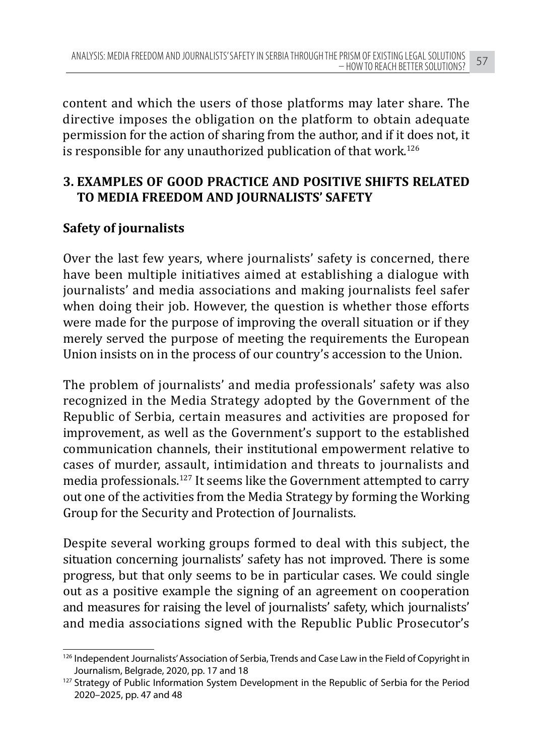content and which the users of those platforms may later share. The directive imposes the obligation on the platform to obtain adequate permission for the action of sharing from the author, and if it does not, it is responsible for any unauthorized publication of that work.[126]

## 3. EXAMPLES OF GOOD PRACTICE AND POSITIVE SHIFTS RELATED TO MEDIA FREEDOM AND JOURNALISTS' SAFETY

### Safety of journalists

Over the last few years, where journalists' safety is concerned, there have been multiple initiatives aimed at establishing a dialogue with journalists' and media associations and making journalists feel safer when doing their job. However, the question is whether those efforts were made for the purpose of improving the overall situation or if they merely served the purpose of meeting the requirements the European Union insists on in the process of our country's accession to the Union.

The problem of journalists' and media professionals' safety was also recognized in the Media Strategy adopted by the Government of the Republic of Serbia, certain measures and activities are proposed for improvement, as well as the Government's support to the established communication channels, their institutional empowerment relative to cases of murder, assault, intimidation and threats to journalists and media professionals.[127] It seems like the Government attempted to carry out one of the activities from the Media Strategy by forming the Working Group for the Security and Protection of Journalists.

Despite several working groups formed to deal with this subject, the situation concerning journalists' safety has not improved. There is some progress, but that only seems to be in particular cases. We could single out as a positive example the signing of an agreement on cooperation and measures for raising the level of journalists' safety, which journalists' and media associations signed with the Republic Public Prosecutor's

---

[126] Independent Journalists' Association of Serbia, Trends and Case Law in the Field of Copyright in Journalism, Belgrade, 2020, pp. 17 and 18

[127] Strategy of Public Information System Development in the Republic of Serbia for the Period 2020–2025, pp. 47 and 48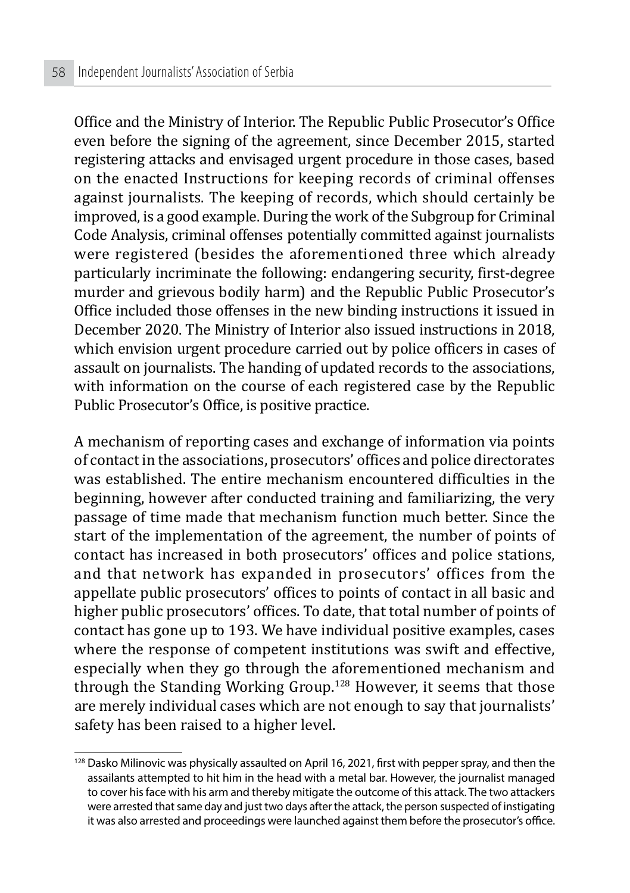Office and the Ministry of Interior. The Republic Public Prosecutor's Office even before the signing of the agreement, since December 2015, started registering attacks and envisaged urgent procedure in those cases, based on the enacted Instructions for keeping records of criminal offenses against journalists. The keeping of records, which should certainly be improved, is a good example. During the work of the Subgroup for Criminal Code Analysis, criminal offenses potentially committed against journalists were registered (besides the aforementioned three which already particularly incriminate the following: endangering security, first-degree murder and grievous bodily harm) and the Republic Public Prosecutor's Office included those offenses in the new binding instructions it issued in December 2020. The Ministry of Interior also issued instructions in 2018, which envision urgent procedure carried out by police officers in cases of assault on journalists. The handing of updated records to the associations, with information on the course of each registered case by the Republic Public Prosecutor's Office, is positive practice.

A mechanism of reporting cases and exchange of information via points of contact in the associations, prosecutors' offices and police directorates was established. The entire mechanism encountered difficulties in the beginning, however after conducted training and familiarizing, the very passage of time made that mechanism function much better. Since the start of the implementation of the agreement, the number of points of contact has increased in both prosecutors' offices and police stations, and that network has expanded in prosecutors' offices from the appellate public prosecutors' offices to points of contact in all basic and higher public prosecutors' offices. To date, that total number of points of contact has gone up to 193. We have individual positive examples, cases where the response of competent institutions was swift and effective, especially when they go through the aforementioned mechanism and through the Standing Working Group.[128] However, it seems that those are merely individual cases which are not enough to say that journalists' safety has been raised to a higher level.

[128] Dasko Milinovic was physically assaulted on April 16, 2021, first with pepper spray, and then the assailants attempted to hit him in the head with a metal bar. However, the journalist managed to cover his face with his arm and thereby mitigate the outcome of this attack. The two attackers were arrested that same day and just two days after the attack, the person suspected of instigating it was also arrested and proceedings were launched against them before the prosecutor's office.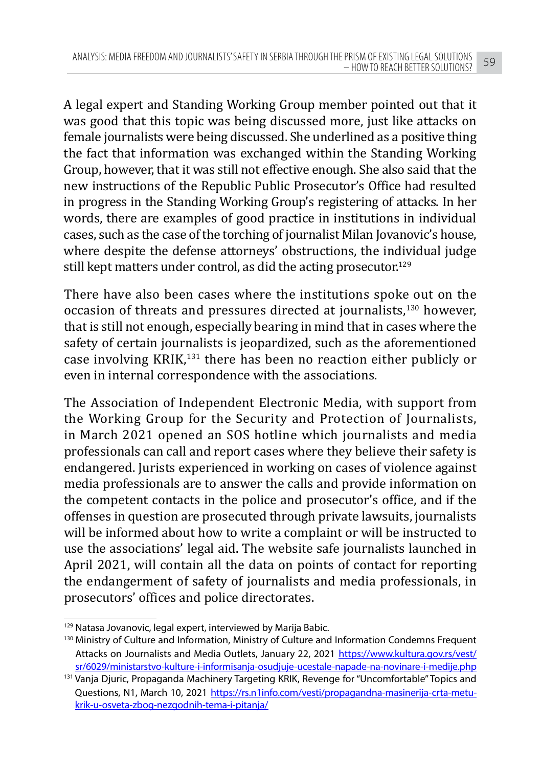A legal expert and Standing Working Group member pointed out that it was good that this topic was being discussed more, just like attacks on female journalists were being discussed. She underlined as a positive thing the fact that information was exchanged within the Standing Working Group, however, that it was still not effective enough. She also said that the new instructions of the Republic Public Prosecutor's Office had resulted in progress in the Standing Working Group's registering of attacks. In her words, there are examples of good practice in institutions in individual cases, such as the case of the torching of journalist Milan Jovanovic's house, where despite the defense attorneys' obstructions, the individual judge still kept matters under control, as did the acting prosecutor.[129]

There have also been cases where the institutions spoke out on the occasion of threats and pressures directed at journalists,[130] however, that is still not enough, especially bearing in mind that in cases where the safety of certain journalists is jeopardized, such as the aforementioned case involving KRIK,[131] there has been no reaction either publicly or even in internal correspondence with the associations.

The Association of Independent Electronic Media, with support from the Working Group for the Security and Protection of Journalists, in March 2021 opened an SOS hotline which journalists and media professionals can call and report cases where they believe their safety is endangered. Jurists experienced in working on cases of violence against media professionals are to answer the calls and provide information on the competent contacts in the police and prosecutor's office, and if the offenses in question are prosecuted through private lawsuits, journalists will be informed about how to write a complaint or will be instructed to use the associations' legal aid. The website safe journalists launched in April 2021, will contain all the data on points of contact for reporting the endangerment of safety of journalists and media professionals, in prosecutors' offices and police directorates.

---

[129] Natasa Jovanovic, legal expert, interviewed by Marija Babic.

[130] Ministry of Culture and Information, Ministry of Culture and Information Condemns Frequent Attacks on Journalists and Media Outlets, January 22, 2021 https://www.kultura.gov.rs/vest/sr/6029/ministarstvo-kulture-i-informisanja-osudjuje-ucestale-napade-na-novinare-i-medije.php

[131] Vanja Djuric, Propaganda Machinery Targeting KRIK, Revenge for "Uncomfortable" Topics and Questions, N1, March 10, 2021 https://rs.n1info.com/vesti/propagandna-masinerija-crta-metu-krik-u-osveta-zbog-nezgodnih-tema-i-pitanja/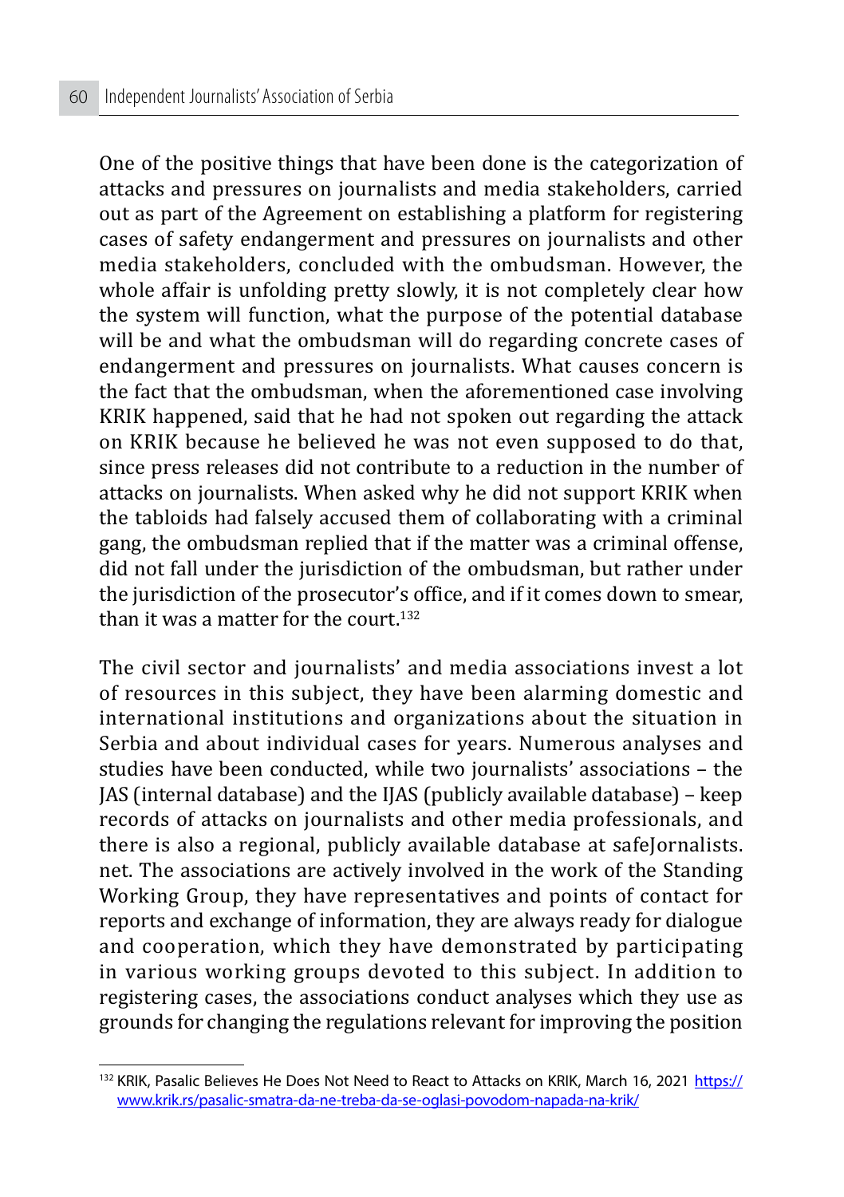One of the positive things that have been done is the categorization of attacks and pressures on journalists and media stakeholders, carried out as part of the Agreement on establishing a platform for registering cases of safety endangerment and pressures on journalists and other media stakeholders, concluded with the ombudsman. However, the whole affair is unfolding pretty slowly, it is not completely clear how the system will function, what the purpose of the potential database will be and what the ombudsman will do regarding concrete cases of endangerment and pressures on journalists. What causes concern is the fact that the ombudsman, when the aforementioned case involving KRIK happened, said that he had not spoken out regarding the attack on KRIK because he believed he was not even supposed to do that, since press releases did not contribute to a reduction in the number of attacks on journalists. When asked why he did not support KRIK when the tabloids had falsely accused them of collaborating with a criminal gang, the ombudsman replied that if the matter was a criminal offense, did not fall under the jurisdiction of the ombudsman, but rather under the jurisdiction of the prosecutor's office, and if it comes down to smear, than it was a matter for the court.[132]

The civil sector and journalists' and media associations invest a lot of resources in this subject, they have been alarming domestic and international institutions and organizations about the situation in Serbia and about individual cases for years. Numerous analyses and studies have been conducted, while two journalists' associations – the JAS (internal database) and the IJAS (publicly available database) – keep records of attacks on journalists and other media professionals, and there is also a regional, publicly available database at safeJornalists.net. The associations are actively involved in the work of the Standing Working Group, they have representatives and points of contact for reports and exchange of information, they are always ready for dialogue and cooperation, which they have demonstrated by participating in various working groups devoted to this subject. In addition to registering cases, the associations conduct analyses which they use as grounds for changing the regulations relevant for improving the position

---

[132] KRIK, Pasalic Believes He Does Not Need to React to Attacks on KRIK, March 16, 2021 https://www.krik.rs/pasalic-smatra-da-ne-treba-da-se-oglasi-povodom-napada-na-krik/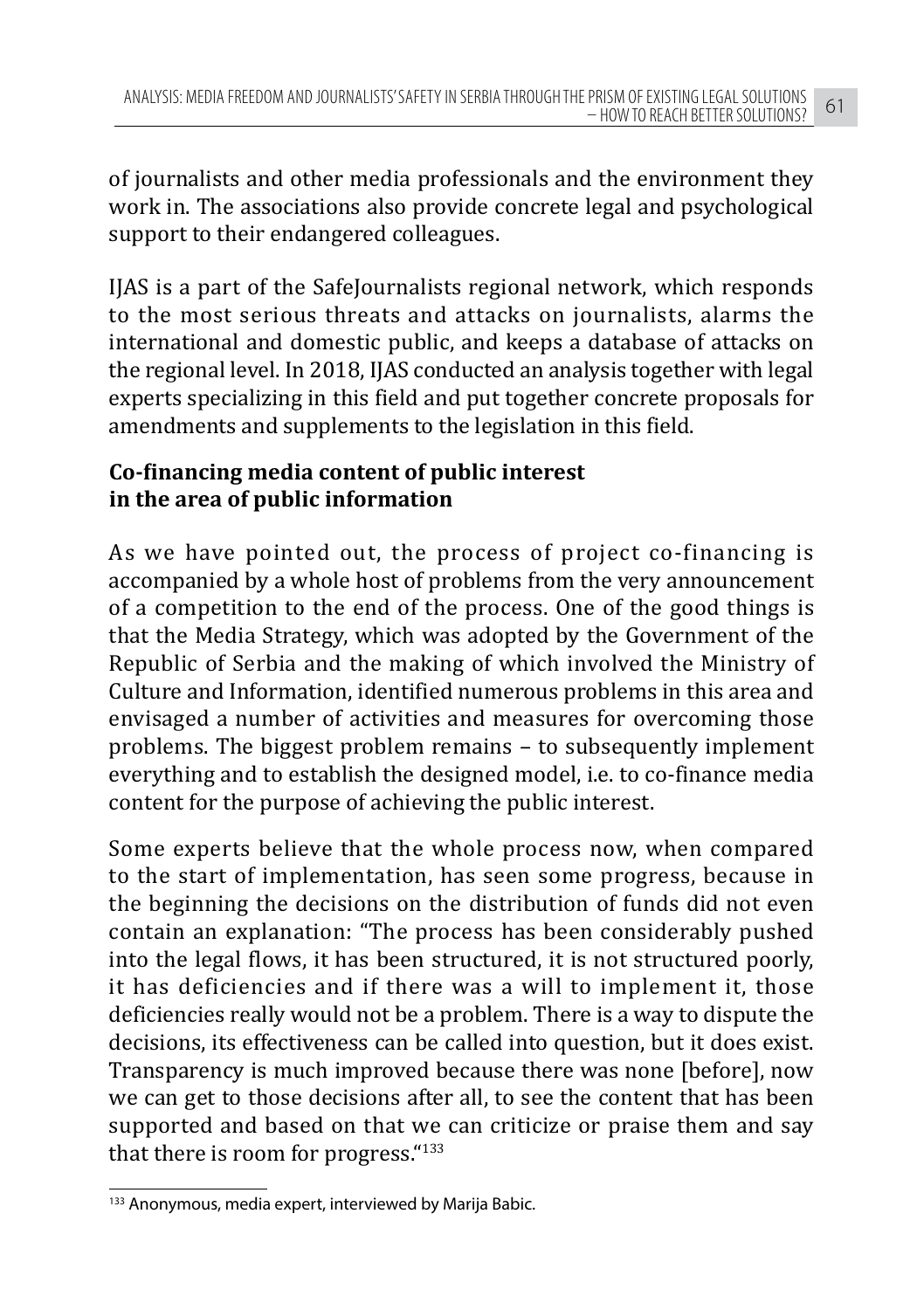of journalists and other media professionals and the environment they work in. The associations also provide concrete legal and psychological support to their endangered colleagues.

IJAS is a part of the SafeJournalists regional network, which responds to the most serious threats and attacks on journalists, alarms the international and domestic public, and keeps a database of attacks on the regional level. In 2018, IJAS conducted an analysis together with legal experts specializing in this field and put together concrete proposals for amendments and supplements to the legislation in this field.

**Co-financing media content of public interest in the area of public information**

As we have pointed out, the process of project co-financing is accompanied by a whole host of problems from the very announcement of a competition to the end of the process. One of the good things is that the Media Strategy, which was adopted by the Government of the Republic of Serbia and the making of which involved the Ministry of Culture and Information, identified numerous problems in this area and envisaged a number of activities and measures for overcoming those problems. The biggest problem remains – to subsequently implement everything and to establish the designed model, i.e. to co-finance media content for the purpose of achieving the public interest.

Some experts believe that the whole process now, when compared to the start of implementation, has seen some progress, because in the beginning the decisions on the distribution of funds did not even contain an explanation: "The process has been considerably pushed into the legal flows, it has been structured, it is not structured poorly, it has deficiencies and if there was a will to implement it, those deficiencies really would not be a problem. There is a way to dispute the decisions, its effectiveness can be called into question, but it does exist. Transparency is much improved because there was none [before], now we can get to those decisions after all, to see the content that has been supported and based on that we can criticize or praise them and say that there is room for progress."[133]

[133] Anonymous, media expert, interviewed by Marija Babic.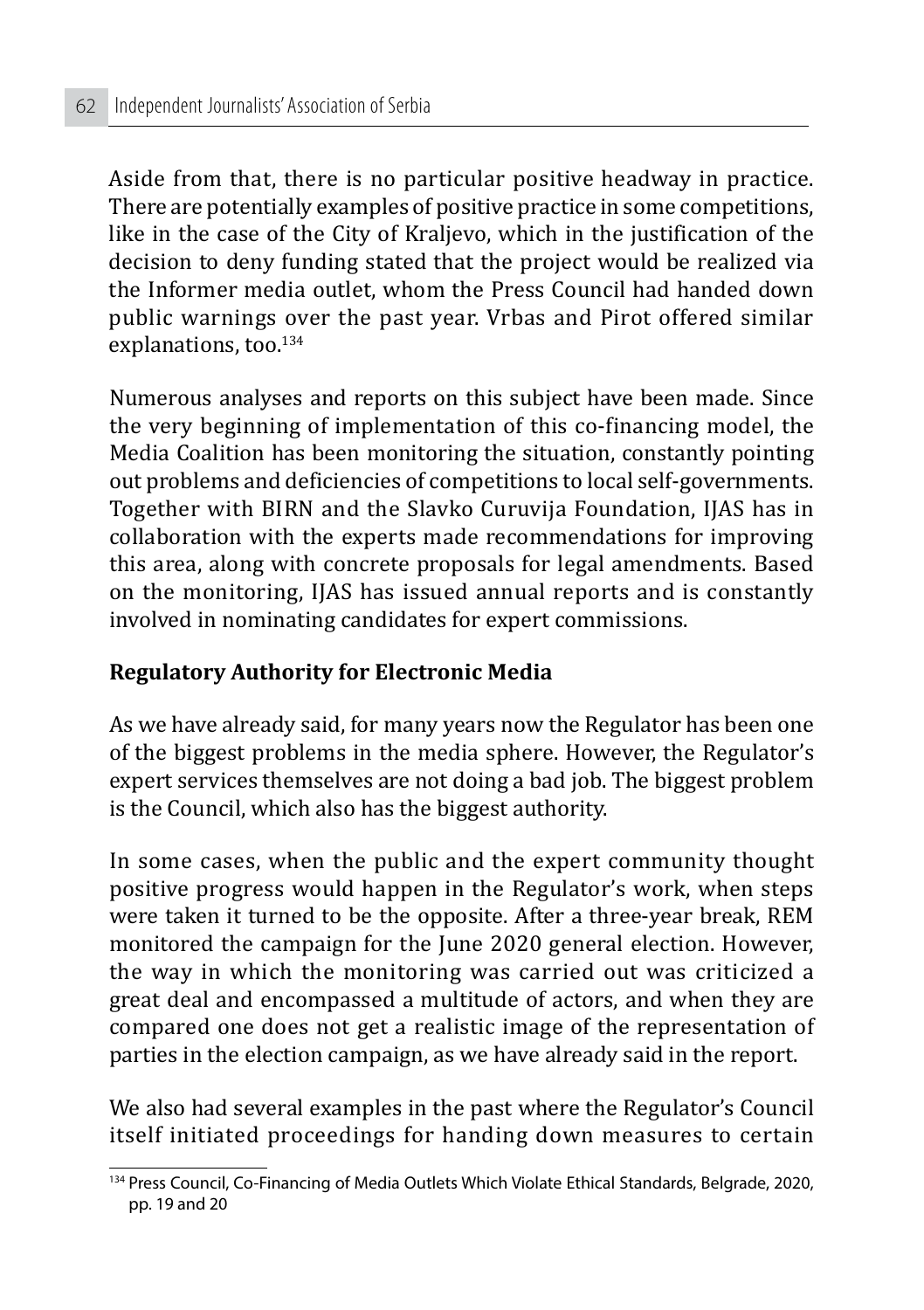Aside from that, there is no particular positive headway in practice. There are potentially examples of positive practice in some competitions, like in the case of the City of Kraljevo, which in the justification of the decision to deny funding stated that the project would be realized via the Informer media outlet, whom the Press Council had handed down public warnings over the past year. Vrbas and Pirot offered similar explanations, too.[134]

Numerous analyses and reports on this subject have been made. Since the very beginning of implementation of this co-financing model, the Media Coalition has been monitoring the situation, constantly pointing out problems and deficiencies of competitions to local self-governments. Together with BIRN and the Slavko Curuvija Foundation, IJAS has in collaboration with the experts made recommendations for improving this area, along with concrete proposals for legal amendments. Based on the monitoring, IJAS has issued annual reports and is constantly involved in nominating candidates for expert commissions.

**Regulatory Authority for Electronic Media**

As we have already said, for many years now the Regulator has been one of the biggest problems in the media sphere. However, the Regulator's expert services themselves are not doing a bad job. The biggest problem is the Council, which also has the biggest authority.

In some cases, when the public and the expert community thought positive progress would happen in the Regulator's work, when steps were taken it turned to be the opposite. After a three-year break, REM monitored the campaign for the June 2020 general election. However, the way in which the monitoring was carried out was criticized a great deal and encompassed a multitude of actors, and when they are compared one does not get a realistic image of the representation of parties in the election campaign, as we have already said in the report.

We also had several examples in the past where the Regulator's Council itself initiated proceedings for handing down measures to certain

[134] Press Council, Co-Financing of Media Outlets Which Violate Ethical Standards, Belgrade, 2020, pp. 19 and 20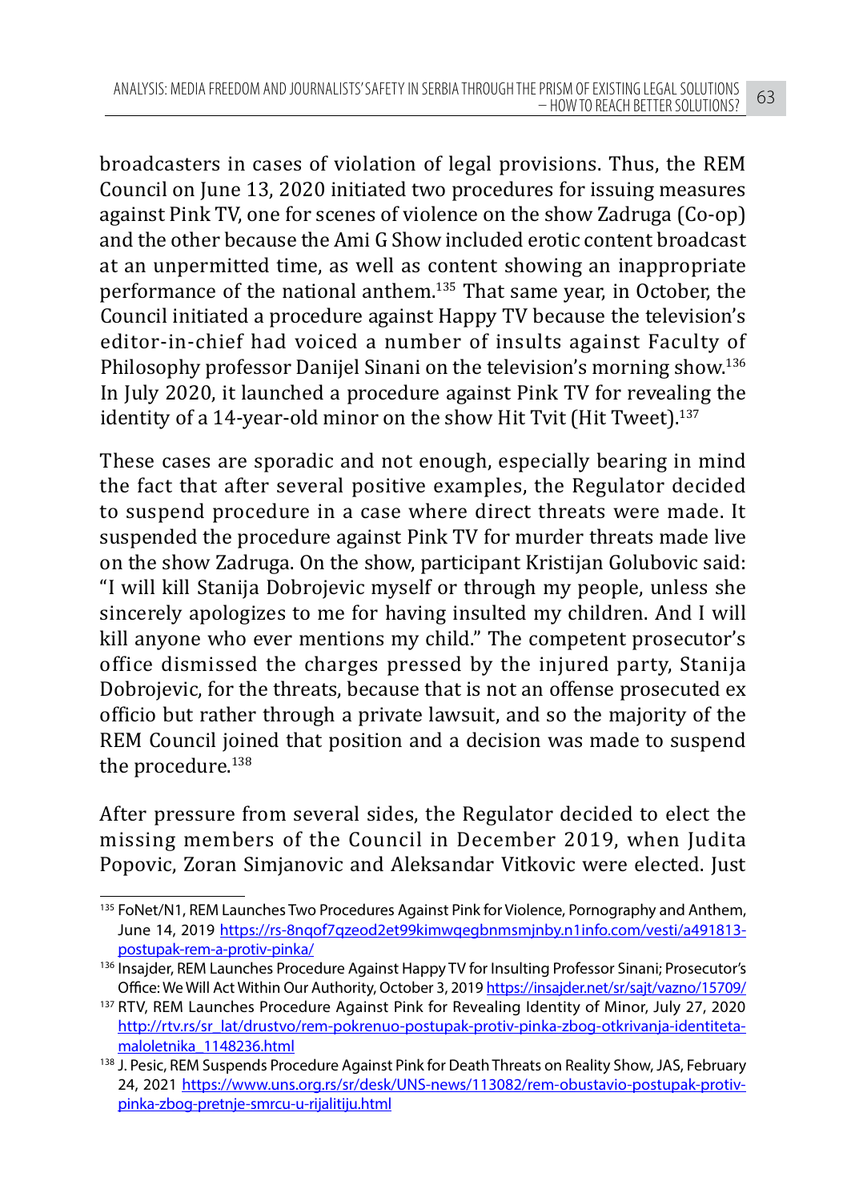broadcasters in cases of violation of legal provisions. Thus, the REM Council on June 13, 2020 initiated two procedures for issuing measures against Pink TV, one for scenes of violence on the show Zadruga (Co-op) and the other because the Ami G Show included erotic content broadcast at an unpermitted time, as well as content showing an inappropriate performance of the national anthem.[135] That same year, in October, the Council initiated a procedure against Happy TV because the television's editor-in-chief had voiced a number of insults against Faculty of Philosophy professor Danijel Sinani on the television's morning show.[136] In July 2020, it launched a procedure against Pink TV for revealing the identity of a 14-year-old minor on the show Hit Tvit (Hit Tweet).[137]

These cases are sporadic and not enough, especially bearing in mind the fact that after several positive examples, the Regulator decided to suspend procedure in a case where direct threats were made. It suspended the procedure against Pink TV for murder threats made live on the show Zadruga. On the show, participant Kristijan Golubovic said: "I will kill Stanija Dobrojevic myself or through my people, unless she sincerely apologizes to me for having insulted my children. And I will kill anyone who ever mentions my child." The competent prosecutor's office dismissed the charges pressed by the injured party, Stanija Dobrojevic, for the threats, because that is not an offense prosecuted ex officio but rather through a private lawsuit, and so the majority of the REM Council joined that position and a decision was made to suspend the procedure.[138]

After pressure from several sides, the Regulator decided to elect the missing members of the Council in December 2019, when Judita Popovic, Zoran Simjanovic and Aleksandar Vitkovic were elected. Just

---

[135] FoNet/N1, REM Launches Two Procedures Against Pink for Violence, Pornography and Anthem, June 14, 2019 https://rs-8nqof7qzeod2et99kimwqegbnmsmjnby.n1info.com/vesti/a491813-postupak-rem-a-protiv-pinka/

[136] Insajder, REM Launches Procedure Against Happy TV for Insulting Professor Sinani; Prosecutor's Office: We Will Act Within Our Authority, October 3, 2019 https://insajder.net/sr/sajt/vazno/15709/

[137] RTV, REM Launches Procedure Against Pink for Revealing Identity of Minor, July 27, 2020 http://rtv.rs/sr_lat/drustvo/rem-pokrenuo-postupak-protiv-pinka-zbog-otkrivanja-identiteta-maloletnika_1148236.html

[138] J. Pesic, REM Suspends Procedure Against Pink for Death Threats on Reality Show, JAS, February 24, 2021 https://www.uns.org.rs/sr/desk/UNS-news/113082/rem-obustavio-postupak-protiv-pinka-zbog-pretnje-smrcu-u-rijalitiju.html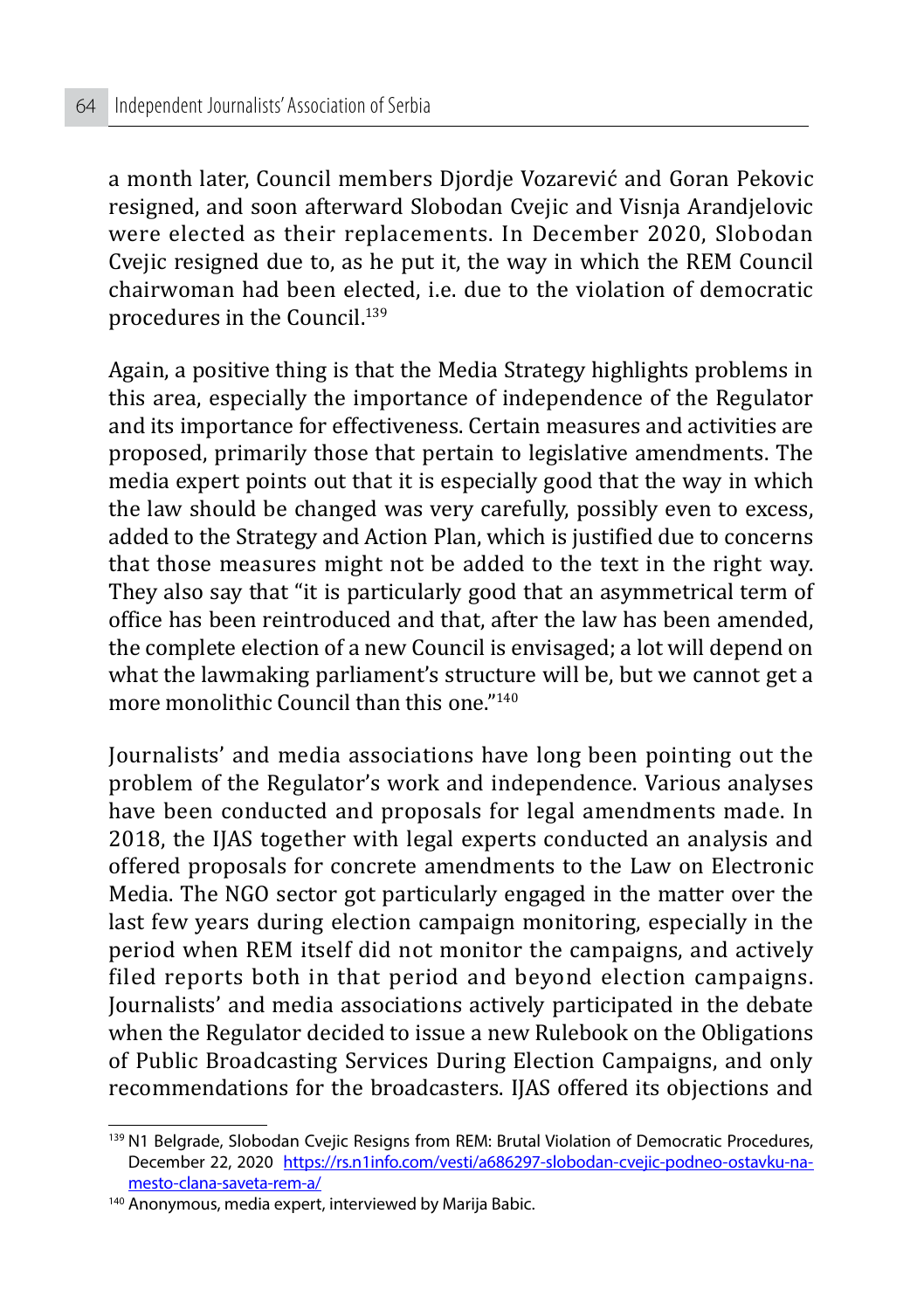a month later, Council members Djordje Vozarević and Goran Pekovic resigned, and soon afterward Slobodan Cvejic and Visnja Arandjelovic were elected as their replacements. In December 2020, Slobodan Cvejic resigned due to, as he put it, the way in which the REM Council chairwoman had been elected, i.e. due to the violation of democratic procedures in the Council.[139]

Again, a positive thing is that the Media Strategy highlights problems in this area, especially the importance of independence of the Regulator and its importance for effectiveness. Certain measures and activities are proposed, primarily those that pertain to legislative amendments. The media expert points out that it is especially good that the way in which the law should be changed was very carefully, possibly even to excess, added to the Strategy and Action Plan, which is justified due to concerns that those measures might not be added to the text in the right way. They also say that "it is particularly good that an asymmetrical term of office has been reintroduced and that, after the law has been amended, the complete election of a new Council is envisaged; a lot will depend on what the lawmaking parliament's structure will be, but we cannot get a more monolithic Council than this one."[140]

Journalists' and media associations have long been pointing out the problem of the Regulator's work and independence. Various analyses have been conducted and proposals for legal amendments made. In 2018, the IJAS together with legal experts conducted an analysis and offered proposals for concrete amendments to the Law on Electronic Media. The NGO sector got particularly engaged in the matter over the last few years during election campaign monitoring, especially in the period when REM itself did not monitor the campaigns, and actively filed reports both in that period and beyond election campaigns. Journalists' and media associations actively participated in the debate when the Regulator decided to issue a new Rulebook on the Obligations of Public Broadcasting Services During Election Campaigns, and only recommendations for the broadcasters. IJAS offered its objections and

---

[139] N1 Belgrade, Slobodan Cvejic Resigns from REM: Brutal Violation of Democratic Procedures, December 22, 2020 https://rs.n1info.com/vesti/a686297-slobodan-cvejic-podneo-ostavku-na-mesto-clana-saveta-rem-a/

[140] Anonymous, media expert, interviewed by Marija Babic.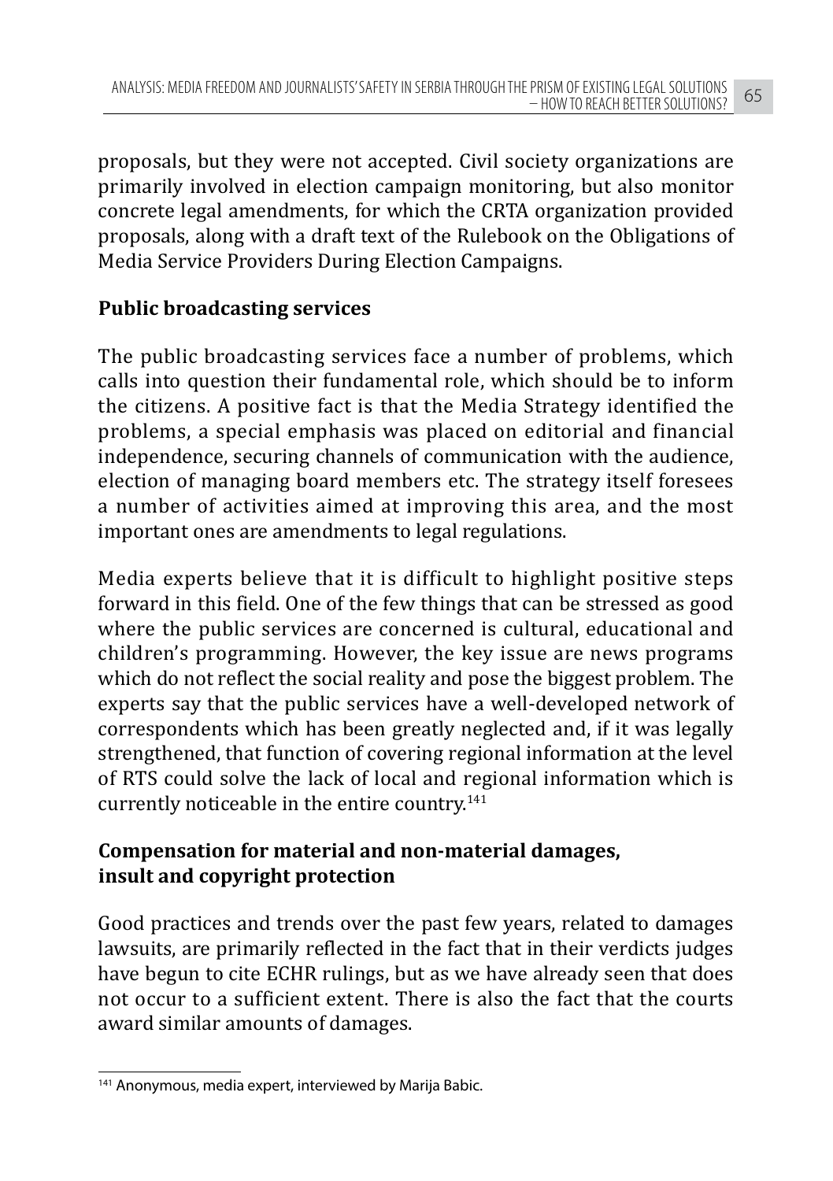proposals, but they were not accepted. Civil society organizations are primarily involved in election campaign monitoring, but also monitor concrete legal amendments, for which the CRTA organization provided proposals, along with a draft text of the Rulebook on the Obligations of Media Service Providers During Election Campaigns.

**Public broadcasting services**

The public broadcasting services face a number of problems, which calls into question their fundamental role, which should be to inform the citizens. A positive fact is that the Media Strategy identified the problems, a special emphasis was placed on editorial and financial independence, securing channels of communication with the audience, election of managing board members etc. The strategy itself foresees a number of activities aimed at improving this area, and the most important ones are amendments to legal regulations.

Media experts believe that it is difficult to highlight positive steps forward in this field. One of the few things that can be stressed as good where the public services are concerned is cultural, educational and children's programming. However, the key issue are news programs which do not reflect the social reality and pose the biggest problem. The experts say that the public services have a well-developed network of correspondents which has been greatly neglected and, if it was legally strengthened, that function of covering regional information at the level of RTS could solve the lack of local and regional information which is currently noticeable in the entire country.[141]

**Compensation for material and non-material damages, insult and copyright protection**

Good practices and trends over the past few years, related to damages lawsuits, are primarily reflected in the fact that in their verdicts judges have begun to cite ECHR rulings, but as we have already seen that does not occur to a sufficient extent. There is also the fact that the courts award similar amounts of damages.

[141] Anonymous, media expert, interviewed by Marija Babic.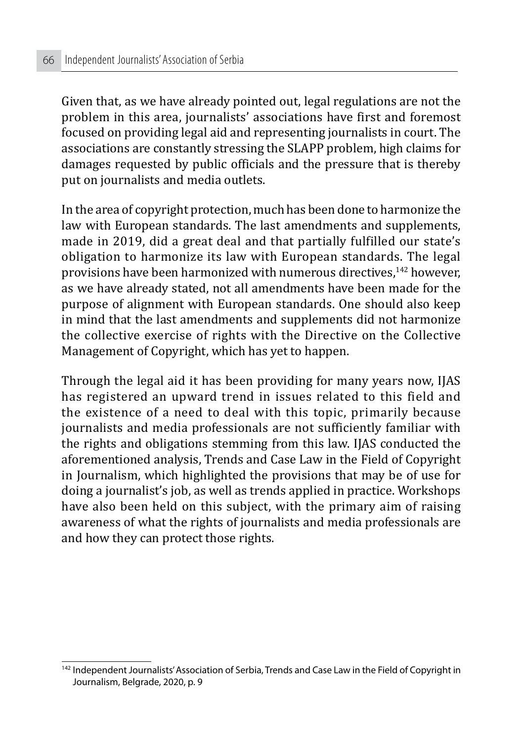Given that, as we have already pointed out, legal regulations are not the problem in this area, journalists' associations have first and foremost focused on providing legal aid and representing journalists in court. The associations are constantly stressing the SLAPP problem, high claims for damages requested by public officials and the pressure that is thereby put on journalists and media outlets.

In the area of copyright protection, much has been done to harmonize the law with European standards. The last amendments and supplements, made in 2019, did a great deal and that partially fulfilled our state's obligation to harmonize its law with European standards. The legal provisions have been harmonized with numerous directives,[142] however, as we have already stated, not all amendments have been made for the purpose of alignment with European standards. One should also keep in mind that the last amendments and supplements did not harmonize the collective exercise of rights with the Directive on the Collective Management of Copyright, which has yet to happen.

Through the legal aid it has been providing for many years now, IJAS has registered an upward trend in issues related to this field and the existence of a need to deal with this topic, primarily because journalists and media professionals are not sufficiently familiar with the rights and obligations stemming from this law. IJAS conducted the aforementioned analysis, Trends and Case Law in the Field of Copyright in Journalism, which highlighted the provisions that may be of use for doing a journalist's job, as well as trends applied in practice. Workshops have also been held on this subject, with the primary aim of raising awareness of what the rights of journalists and media professionals are and how they can protect those rights.

---

[142] Independent Journalists' Association of Serbia, Trends and Case Law in the Field of Copyright in Journalism, Belgrade, 2020, p. 9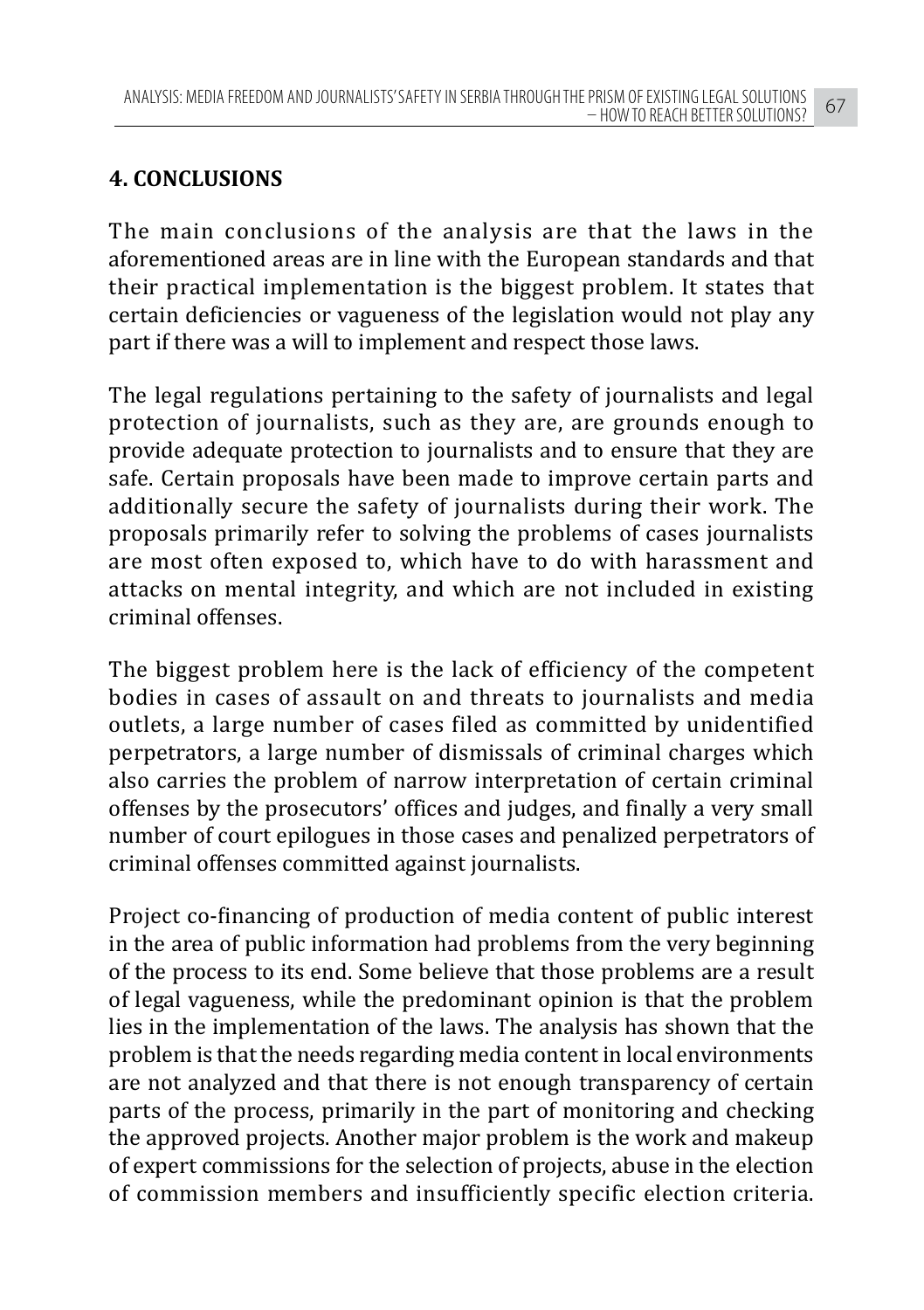## 4. CONCLUSIONS

The main conclusions of the analysis are that the laws in the aforementioned areas are in line with the European standards and that their practical implementation is the biggest problem. It states that certain deficiencies or vagueness of the legislation would not play any part if there was a will to implement and respect those laws.

The legal regulations pertaining to the safety of journalists and legal protection of journalists, such as they are, are grounds enough to provide adequate protection to journalists and to ensure that they are safe. Certain proposals have been made to improve certain parts and additionally secure the safety of journalists during their work. The proposals primarily refer to solving the problems of cases journalists are most often exposed to, which have to do with harassment and attacks on mental integrity, and which are not included in existing criminal offenses.

The biggest problem here is the lack of efficiency of the competent bodies in cases of assault on and threats to journalists and media outlets, a large number of cases filed as committed by unidentified perpetrators, a large number of dismissals of criminal charges which also carries the problem of narrow interpretation of certain criminal offenses by the prosecutors' offices and judges, and finally a very small number of court epilogues in those cases and penalized perpetrators of criminal offenses committed against journalists.

Project co-financing of production of media content of public interest in the area of public information had problems from the very beginning of the process to its end. Some believe that those problems are a result of legal vagueness, while the predominant opinion is that the problem lies in the implementation of the laws. The analysis has shown that the problem is that the needs regarding media content in local environments are not analyzed and that there is not enough transparency of certain parts of the process, primarily in the part of monitoring and checking the approved projects. Another major problem is the work and makeup of expert commissions for the selection of projects, abuse in the election of commission members and insufficiently specific election criteria.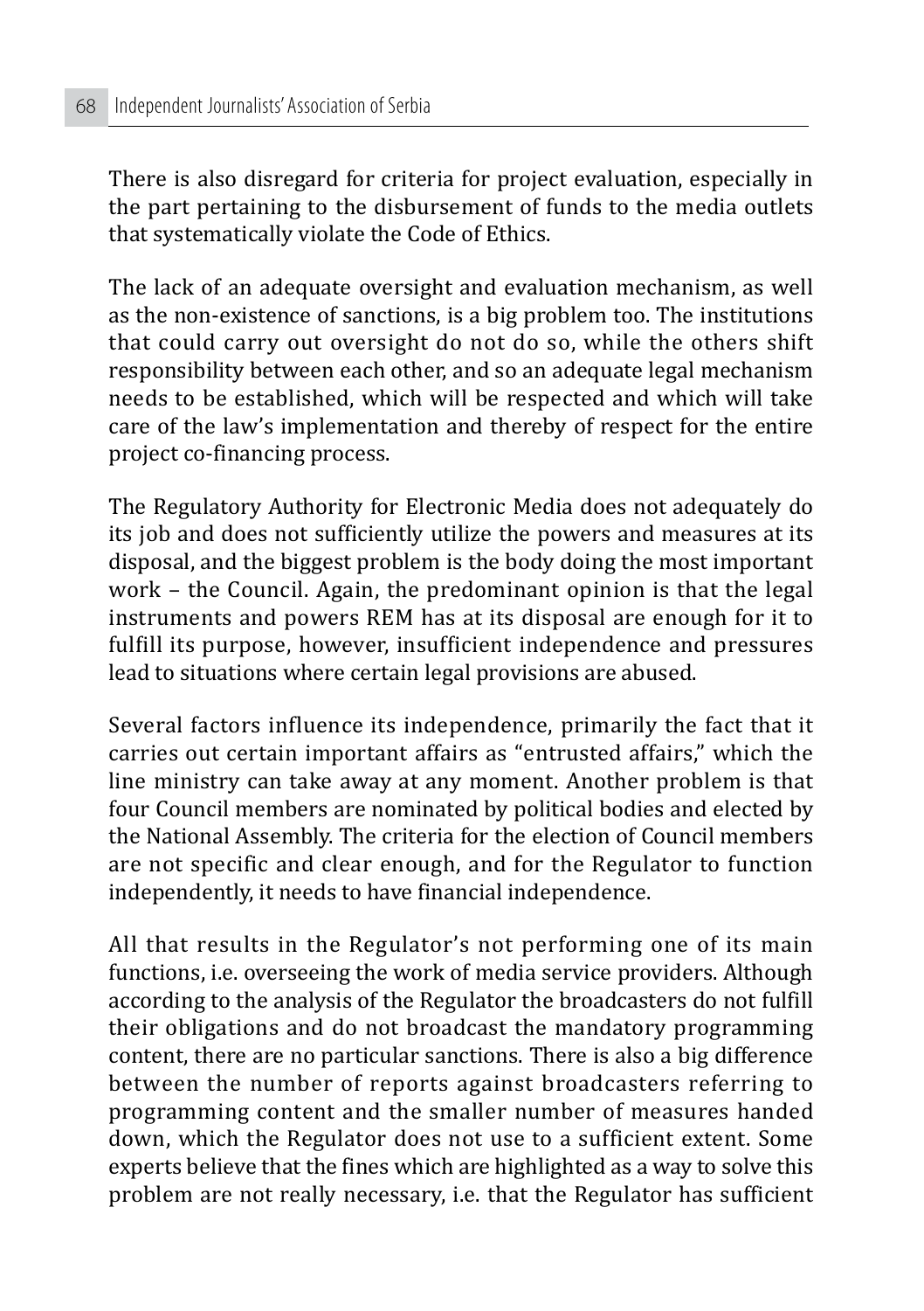There is also disregard for criteria for project evaluation, especially in the part pertaining to the disbursement of funds to the media outlets that systematically violate the Code of Ethics.

The lack of an adequate oversight and evaluation mechanism, as well as the non-existence of sanctions, is a big problem too. The institutions that could carry out oversight do not do so, while the others shift responsibility between each other, and so an adequate legal mechanism needs to be established, which will be respected and which will take care of the law's implementation and thereby of respect for the entire project co-financing process.

The Regulatory Authority for Electronic Media does not adequately do its job and does not sufficiently utilize the powers and measures at its disposal, and the biggest problem is the body doing the most important work – the Council. Again, the predominant opinion is that the legal instruments and powers REM has at its disposal are enough for it to fulfill its purpose, however, insufficient independence and pressures lead to situations where certain legal provisions are abused.

Several factors influence its independence, primarily the fact that it carries out certain important affairs as "entrusted affairs," which the line ministry can take away at any moment. Another problem is that four Council members are nominated by political bodies and elected by the National Assembly. The criteria for the election of Council members are not specific and clear enough, and for the Regulator to function independently, it needs to have financial independence.

All that results in the Regulator's not performing one of its main functions, i.e. overseeing the work of media service providers. Although according to the analysis of the Regulator the broadcasters do not fulfill their obligations and do not broadcast the mandatory programming content, there are no particular sanctions. There is also a big difference between the number of reports against broadcasters referring to programming content and the smaller number of measures handed down, which the Regulator does not use to a sufficient extent. Some experts believe that the fines which are highlighted as a way to solve this problem are not really necessary, i.e. that the Regulator has sufficient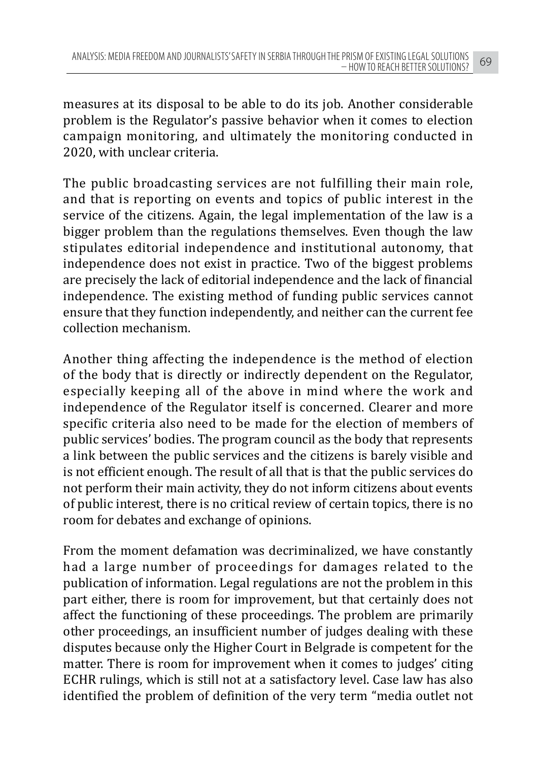measures at its disposal to be able to do its job. Another considerable problem is the Regulator's passive behavior when it comes to election campaign monitoring, and ultimately the monitoring conducted in 2020, with unclear criteria.

The public broadcasting services are not fulfilling their main role, and that is reporting on events and topics of public interest in the service of the citizens. Again, the legal implementation of the law is a bigger problem than the regulations themselves. Even though the law stipulates editorial independence and institutional autonomy, that independence does not exist in practice. Two of the biggest problems are precisely the lack of editorial independence and the lack of financial independence. The existing method of funding public services cannot ensure that they function independently, and neither can the current fee collection mechanism.

Another thing affecting the independence is the method of election of the body that is directly or indirectly dependent on the Regulator, especially keeping all of the above in mind where the work and independence of the Regulator itself is concerned. Clearer and more specific criteria also need to be made for the election of members of public services' bodies. The program council as the body that represents a link between the public services and the citizens is barely visible and is not efficient enough. The result of all that is that the public services do not perform their main activity, they do not inform citizens about events of public interest, there is no critical review of certain topics, there is no room for debates and exchange of opinions.

From the moment defamation was decriminalized, we have constantly had a large number of proceedings for damages related to the publication of information. Legal regulations are not the problem in this part either, there is room for improvement, but that certainly does not affect the functioning of these proceedings. The problem are primarily other proceedings, an insufficient number of judges dealing with these disputes because only the Higher Court in Belgrade is competent for the matter. There is room for improvement when it comes to judges' citing ECHR rulings, which is still not at a satisfactory level. Case law has also identified the problem of definition of the very term "media outlet not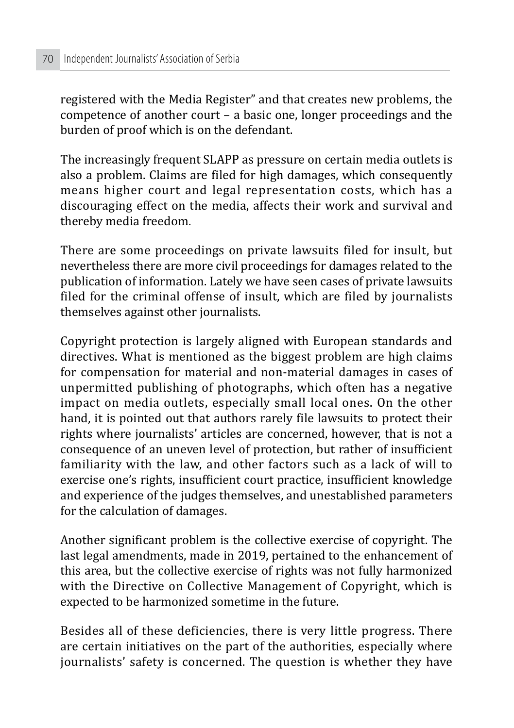registered with the Media Register" and that creates new problems, the competence of another court – a basic one, longer proceedings and the burden of proof which is on the defendant.

The increasingly frequent SLAPP as pressure on certain media outlets is also a problem. Claims are filed for high damages, which consequently means higher court and legal representation costs, which has a discouraging effect on the media, affects their work and survival and thereby media freedom.

There are some proceedings on private lawsuits filed for insult, but nevertheless there are more civil proceedings for damages related to the publication of information. Lately we have seen cases of private lawsuits filed for the criminal offense of insult, which are filed by journalists themselves against other journalists.

Copyright protection is largely aligned with European standards and directives. What is mentioned as the biggest problem are high claims for compensation for material and non-material damages in cases of unpermitted publishing of photographs, which often has a negative impact on media outlets, especially small local ones. On the other hand, it is pointed out that authors rarely file lawsuits to protect their rights where journalists' articles are concerned, however, that is not a consequence of an uneven level of protection, but rather of insufficient familiarity with the law, and other factors such as a lack of will to exercise one's rights, insufficient court practice, insufficient knowledge and experience of the judges themselves, and unestablished parameters for the calculation of damages.

Another significant problem is the collective exercise of copyright. The last legal amendments, made in 2019, pertained to the enhancement of this area, but the collective exercise of rights was not fully harmonized with the Directive on Collective Management of Copyright, which is expected to be harmonized sometime in the future.

Besides all of these deficiencies, there is very little progress. There are certain initiatives on the part of the authorities, especially where journalists' safety is concerned. The question is whether they have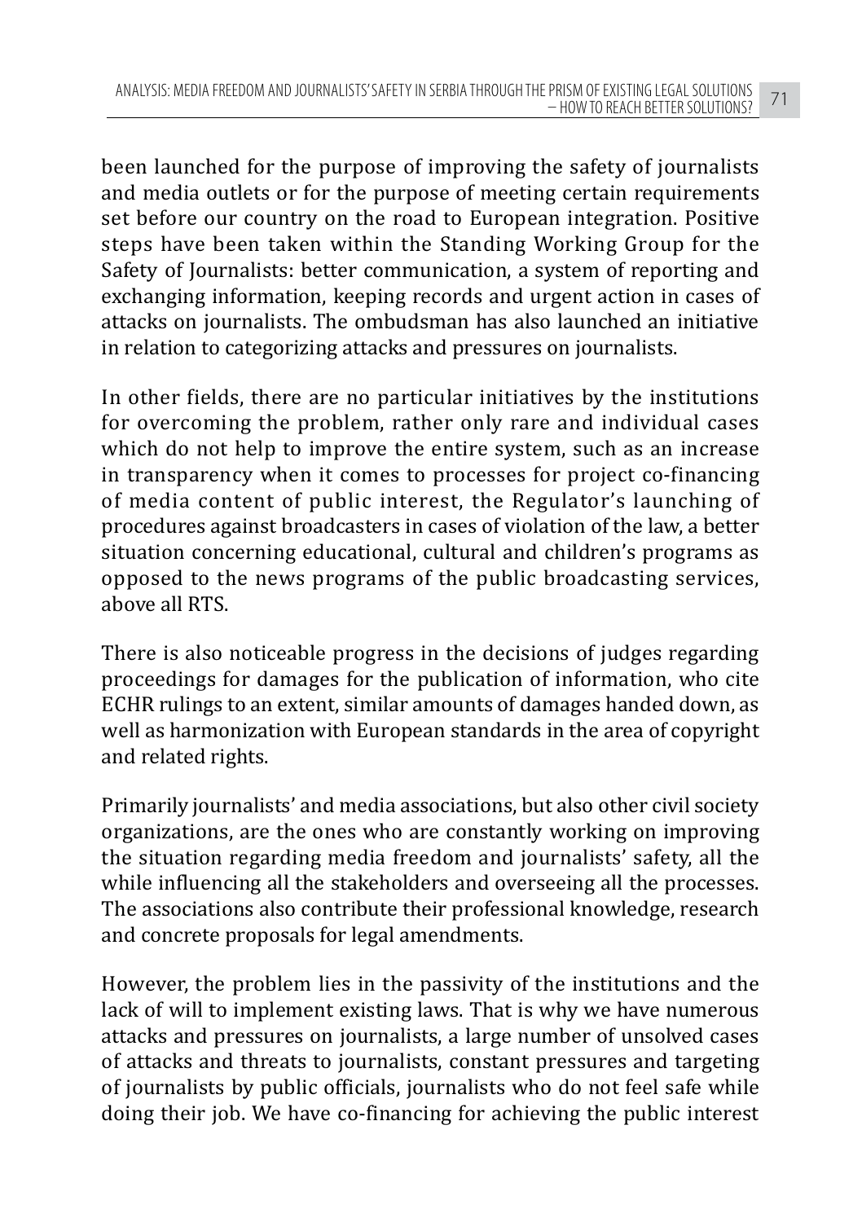been launched for the purpose of improving the safety of journalists and media outlets or for the purpose of meeting certain requirements set before our country on the road to European integration. Positive steps have been taken within the Standing Working Group for the Safety of Journalists: better communication, a system of reporting and exchanging information, keeping records and urgent action in cases of attacks on journalists. The ombudsman has also launched an initiative in relation to categorizing attacks and pressures on journalists.

In other fields, there are no particular initiatives by the institutions for overcoming the problem, rather only rare and individual cases which do not help to improve the entire system, such as an increase in transparency when it comes to processes for project co-financing of media content of public interest, the Regulator's launching of procedures against broadcasters in cases of violation of the law, a better situation concerning educational, cultural and children's programs as opposed to the news programs of the public broadcasting services, above all RTS.

There is also noticeable progress in the decisions of judges regarding proceedings for damages for the publication of information, who cite ECHR rulings to an extent, similar amounts of damages handed down, as well as harmonization with European standards in the area of copyright and related rights.

Primarily journalists' and media associations, but also other civil society organizations, are the ones who are constantly working on improving the situation regarding media freedom and journalists' safety, all the while influencing all the stakeholders and overseeing all the processes. The associations also contribute their professional knowledge, research and concrete proposals for legal amendments.

However, the problem lies in the passivity of the institutions and the lack of will to implement existing laws. That is why we have numerous attacks and pressures on journalists, a large number of unsolved cases of attacks and threats to journalists, constant pressures and targeting of journalists by public officials, journalists who do not feel safe while doing their job. We have co-financing for achieving the public interest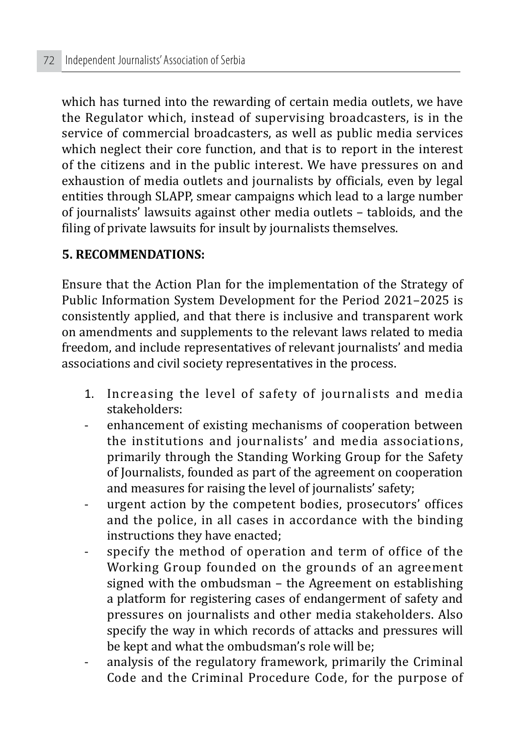which has turned into the rewarding of certain media outlets, we have the Regulator which, instead of supervising broadcasters, is in the service of commercial broadcasters, as well as public media services which neglect their core function, and that is to report in the interest of the citizens and in the public interest. We have pressures on and exhaustion of media outlets and journalists by officials, even by legal entities through SLAPP, smear campaigns which lead to a large number of journalists' lawsuits against other media outlets – tabloids, and the filing of private lawsuits for insult by journalists themselves.

## 5. RECOMMENDATIONS:

Ensure that the Action Plan for the implementation of the Strategy of Public Information System Development for the Period 2021–2025 is consistently applied, and that there is inclusive and transparent work on amendments and supplements to the relevant laws related to media freedom, and include representatives of relevant journalists' and media associations and civil society representatives in the process.

1. Increasing the level of safety of journalists and media stakeholders:

- enhancement of existing mechanisms of cooperation between the institutions and journalists' and media associations, primarily through the Standing Working Group for the Safety of Journalists, founded as part of the agreement on cooperation and measures for raising the level of journalists' safety;
- urgent action by the competent bodies, prosecutors' offices and the police, in all cases in accordance with the binding instructions they have enacted;
- specify the method of operation and term of office of the Working Group founded on the grounds of an agreement signed with the ombudsman – the Agreement on establishing a platform for registering cases of endangerment of safety and pressures on journalists and other media stakeholders. Also specify the way in which records of attacks and pressures will be kept and what the ombudsman's role will be;
- analysis of the regulatory framework, primarily the Criminal Code and the Criminal Procedure Code, for the purpose of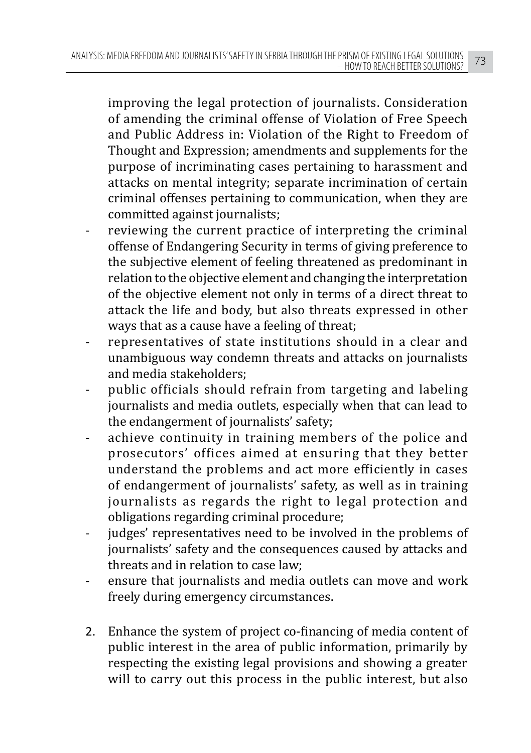improving the legal protection of journalists. Consideration of amending the criminal offense of Violation of Free Speech and Public Address in: Violation of the Right to Freedom of Thought and Expression; amendments and supplements for the purpose of incriminating cases pertaining to harassment and attacks on mental integrity; separate incrimination of certain criminal offenses pertaining to communication, when they are committed against journalists;

- reviewing the current practice of interpreting the criminal offense of Endangering Security in terms of giving preference to the subjective element of feeling threatened as predominant in relation to the objective element and changing the interpretation of the objective element not only in terms of a direct threat to attack the life and body, but also threats expressed in other ways that as a cause have a feeling of threat;
- representatives of state institutions should in a clear and unambiguous way condemn threats and attacks on journalists and media stakeholders;
- public officials should refrain from targeting and labeling journalists and media outlets, especially when that can lead to the endangerment of journalists' safety;
- achieve continuity in training members of the police and prosecutors' offices aimed at ensuring that they better understand the problems and act more efficiently in cases of endangerment of journalists' safety, as well as in training journalists as regards the right to legal protection and obligations regarding criminal procedure;
- judges' representatives need to be involved in the problems of journalists' safety and the consequences caused by attacks and threats and in relation to case law;
- ensure that journalists and media outlets can move and work freely during emergency circumstances.

2. Enhance the system of project co-financing of media content of public interest in the area of public information, primarily by respecting the existing legal provisions and showing a greater will to carry out this process in the public interest, but also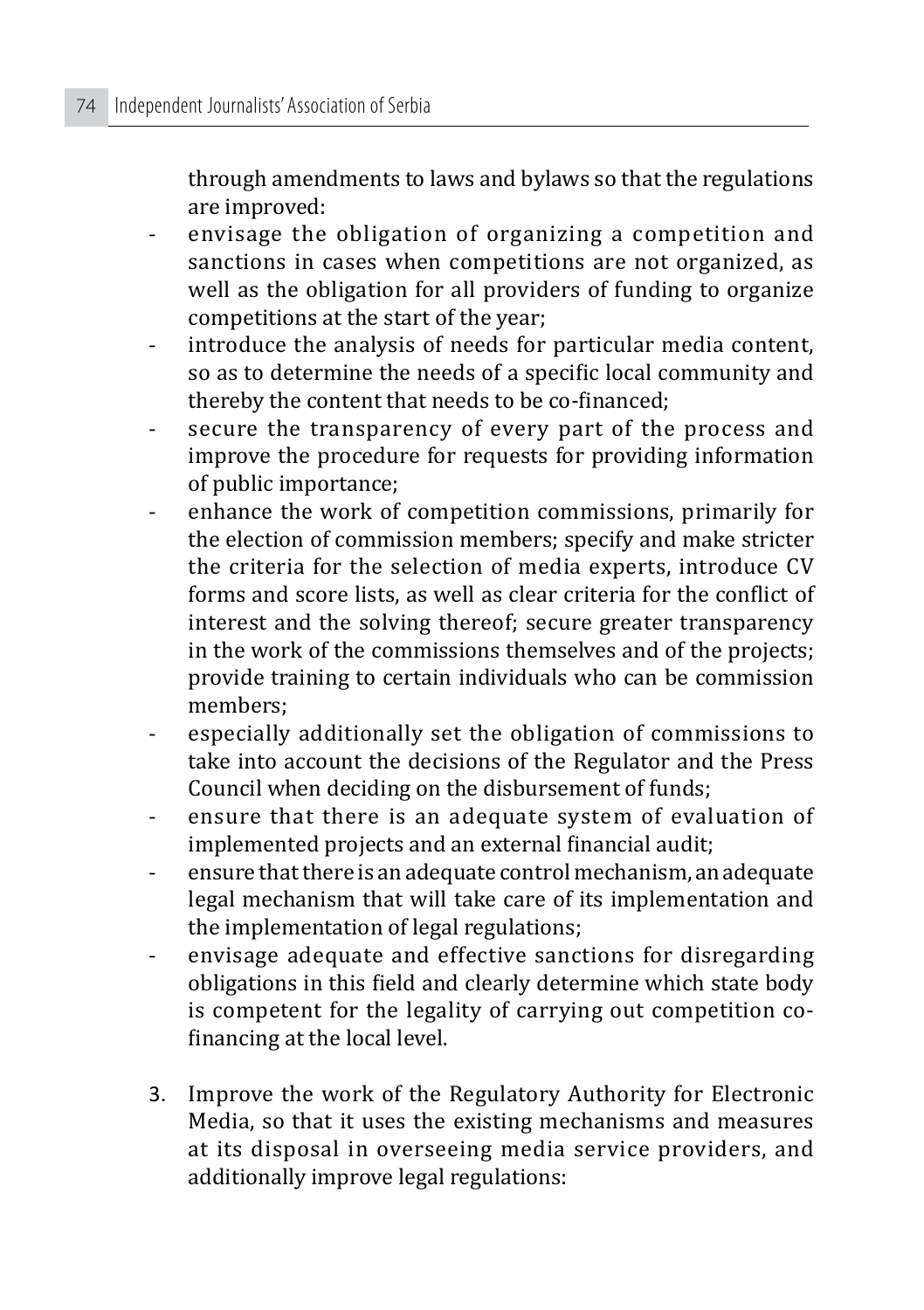through amendments to laws and bylaws so that the regulations are improved:

- envisage the obligation of organizing a competition and sanctions in cases when competitions are not organized, as well as the obligation for all providers of funding to organize competitions at the start of the year;
- introduce the analysis of needs for particular media content, so as to determine the needs of a specific local community and thereby the content that needs to be co-financed;
- secure the transparency of every part of the process and improve the procedure for requests for providing information of public importance;
- enhance the work of competition commissions, primarily for the election of commission members; specify and make stricter the criteria for the selection of media experts, introduce CV forms and score lists, as well as clear criteria for the conflict of interest and the solving thereof; secure greater transparency in the work of the commissions themselves and of the projects; provide training to certain individuals who can be commission members;
- especially additionally set the obligation of commissions to take into account the decisions of the Regulator and the Press Council when deciding on the disbursement of funds;
- ensure that there is an adequate system of evaluation of implemented projects and an external financial audit;
- ensure that there is an adequate control mechanism, an adequate legal mechanism that will take care of its implementation and the implementation of legal regulations;
- envisage adequate and effective sanctions for disregarding obligations in this field and clearly determine which state body is competent for the legality of carrying out competition co-financing at the local level.

3. Improve the work of the Regulatory Authority for Electronic Media, so that it uses the existing mechanisms and measures at its disposal in overseeing media service providers, and additionally improve legal regulations: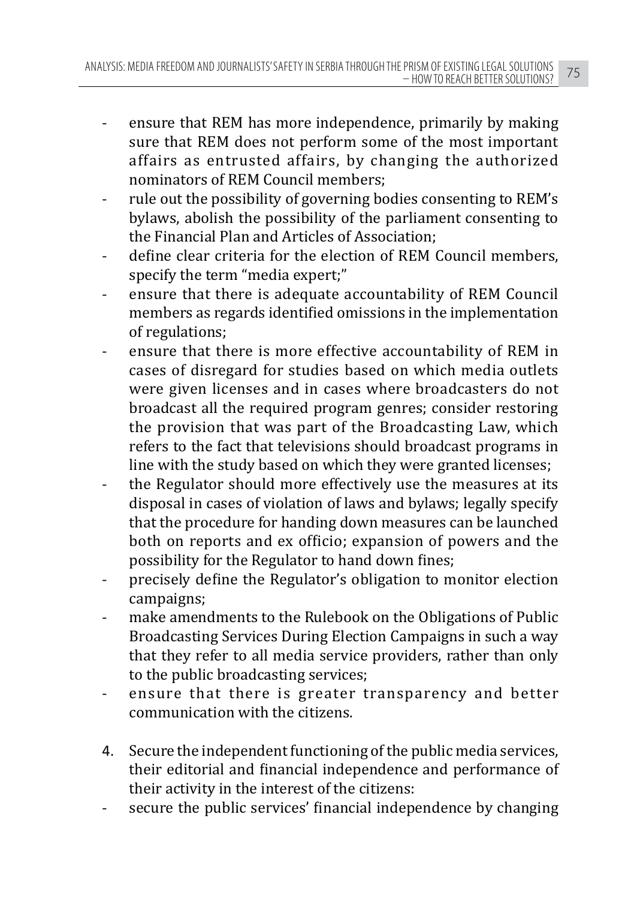- ensure that REM has more independence, primarily by making sure that REM does not perform some of the most important affairs as entrusted affairs, by changing the authorized nominators of REM Council members;
- rule out the possibility of governing bodies consenting to REM's bylaws, abolish the possibility of the parliament consenting to the Financial Plan and Articles of Association;
- define clear criteria for the election of REM Council members, specify the term "media expert;"
- ensure that there is adequate accountability of REM Council members as regards identified omissions in the implementation of regulations;
- ensure that there is more effective accountability of REM in cases of disregard for studies based on which media outlets were given licenses and in cases where broadcasters do not broadcast all the required program genres; consider restoring the provision that was part of the Broadcasting Law, which refers to the fact that televisions should broadcast programs in line with the study based on which they were granted licenses;
- the Regulator should more effectively use the measures at its disposal in cases of violation of laws and bylaws; legally specify that the procedure for handing down measures can be launched both on reports and ex officio; expansion of powers and the possibility for the Regulator to hand down fines;
- precisely define the Regulator's obligation to monitor election campaigns;
- make amendments to the Rulebook on the Obligations of Public Broadcasting Services During Election Campaigns in such a way that they refer to all media service providers, rather than only to the public broadcasting services;
- ensure that there is greater transparency and better communication with the citizens.

4. Secure the independent functioning of the public media services, their editorial and financial independence and performance of their activity in the interest of the citizens:

- secure the public services' financial independence by changing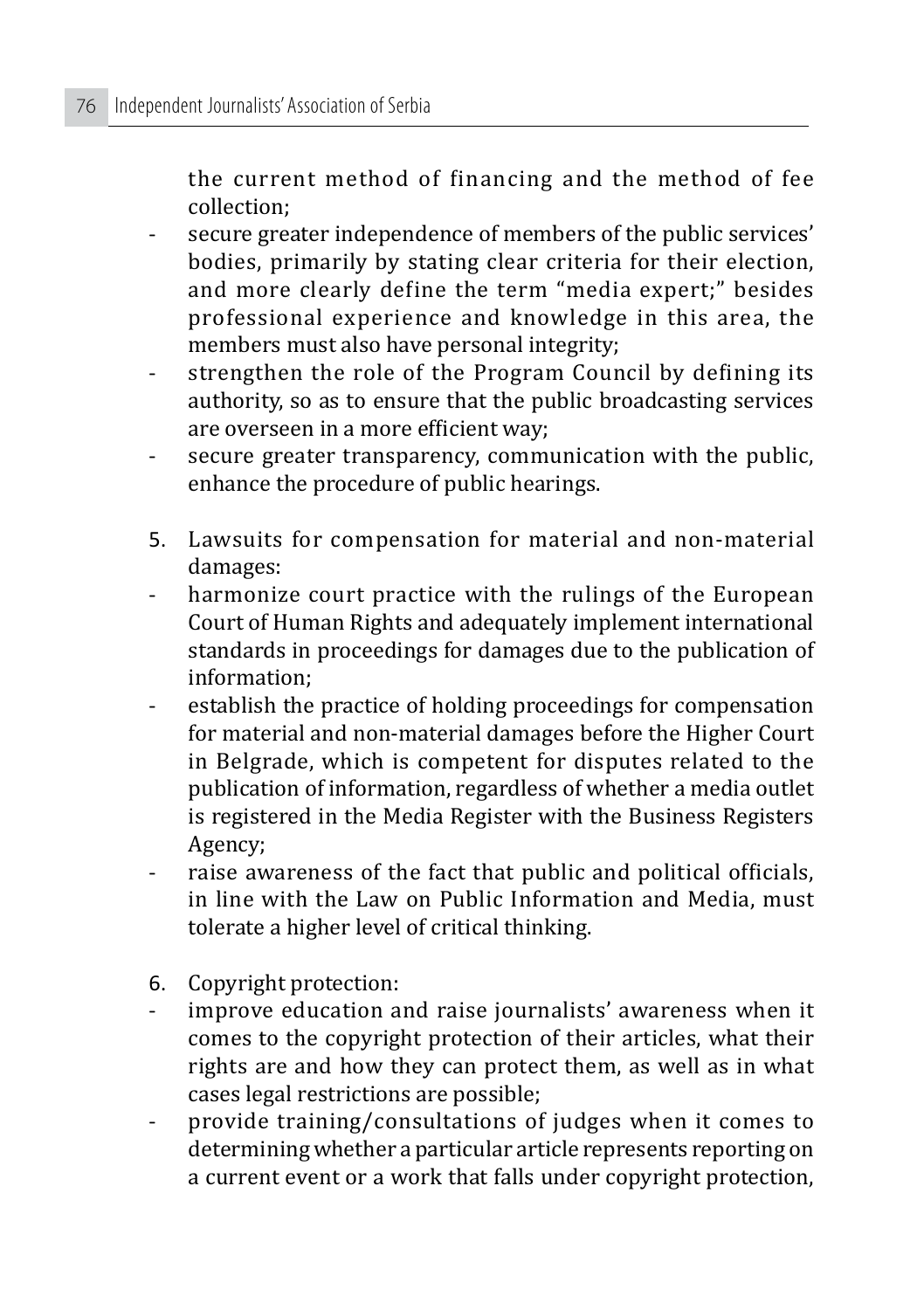the current method of financing and the method of fee collection;

- secure greater independence of members of the public services' bodies, primarily by stating clear criteria for their election, and more clearly define the term "media expert;" besides professional experience and knowledge in this area, the members must also have personal integrity;
- strengthen the role of the Program Council by defining its authority, so as to ensure that the public broadcasting services are overseen in a more efficient way;
- secure greater transparency, communication with the public, enhance the procedure of public hearings.

5. Lawsuits for compensation for material and non-material damages:

- harmonize court practice with the rulings of the European Court of Human Rights and adequately implement international standards in proceedings for damages due to the publication of information;
- establish the practice of holding proceedings for compensation for material and non-material damages before the Higher Court in Belgrade, which is competent for disputes related to the publication of information, regardless of whether a media outlet is registered in the Media Register with the Business Registers Agency;
- raise awareness of the fact that public and political officials, in line with the Law on Public Information and Media, must tolerate a higher level of critical thinking.

6. Copyright protection:

- improve education and raise journalists' awareness when it comes to the copyright protection of their articles, what their rights are and how they can protect them, as well as in what cases legal restrictions are possible;
- provide training/consultations of judges when it comes to determining whether a particular article represents reporting on a current event or a work that falls under copyright protection,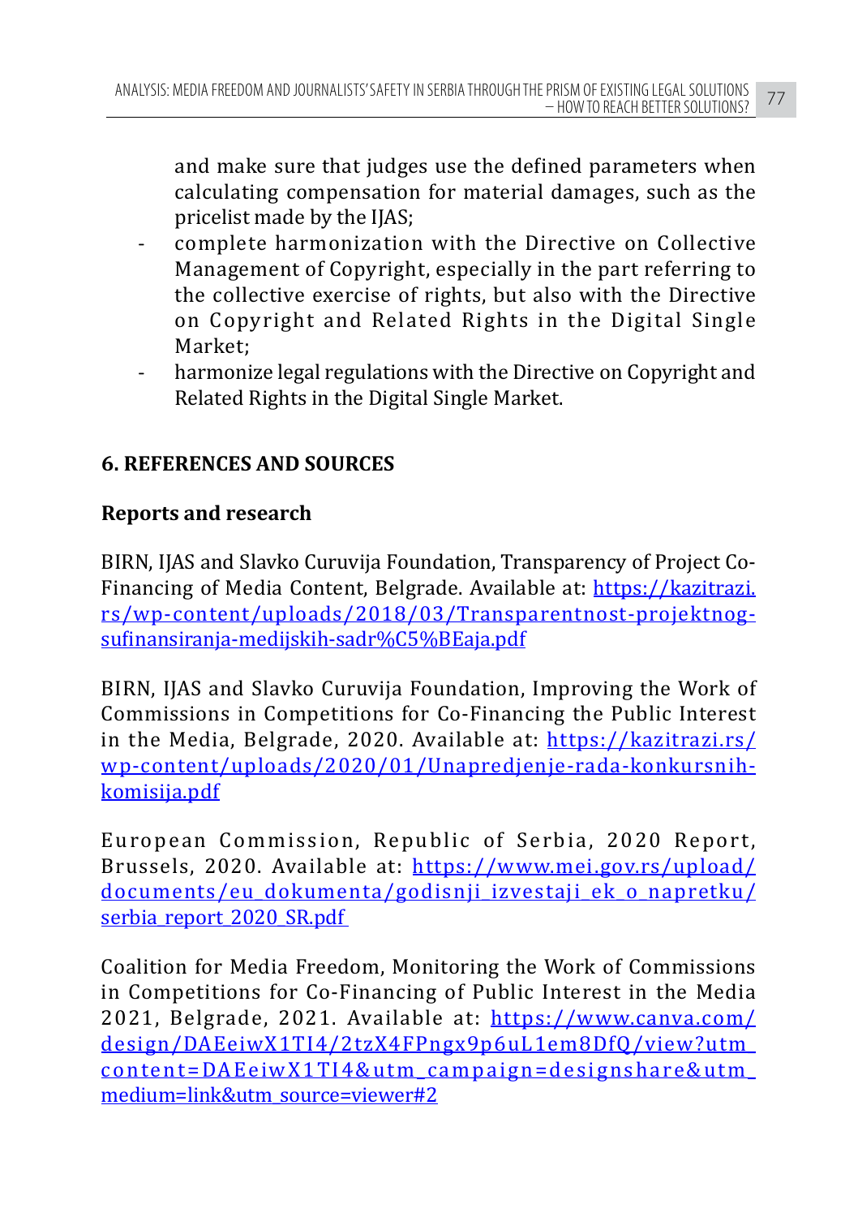and make sure that judges use the defined parameters when calculating compensation for material damages, such as the pricelist made by the IJAS;

- complete harmonization with the Directive on Collective Management of Copyright, especially in the part referring to the collective exercise of rights, but also with the Directive on Copyright and Related Rights in the Digital Single Market;
- harmonize legal regulations with the Directive on Copyright and Related Rights in the Digital Single Market.

## 6. REFERENCES AND SOURCES

### Reports and research

BIRN, IJAS and Slavko Curuvija Foundation, Transparency of Project Co-Financing of Media Content, Belgrade. Available at: https://kazitrazi.rs/wp-content/uploads/2018/03/Transparentnost-projektnog-sufinansiranja-medijskih-sadr%C5%BEaja.pdf

BIRN, IJAS and Slavko Curuvija Foundation, Improving the Work of Commissions in Competitions for Co-Financing the Public Interest in the Media, Belgrade, 2020. Available at: https://kazitrazi.rs/wp-content/uploads/2020/01/Unapredjenje-rada-konkursnih-komisija.pdf

European Commission, Republic of Serbia, 2020 Report, Brussels, 2020. Available at: https://www.mei.gov.rs/upload/documents/eu_dokumenta/godisnji_izvestaji_ek_o_napretku/serbia_report_2020_SR.pdf

Coalition for Media Freedom, Monitoring the Work of Commissions in Competitions for Co-Financing of Public Interest in the Media 2021, Belgrade, 2021. Available at: https://www.canva.com/design/DAEeiwX1TI4/2tzX4FPngx9p6uL1em8DfQ/view?utm_content=DAEeiwX1TI4&utm_campaign=designshare&utm_medium=link&utm_source=viewer#2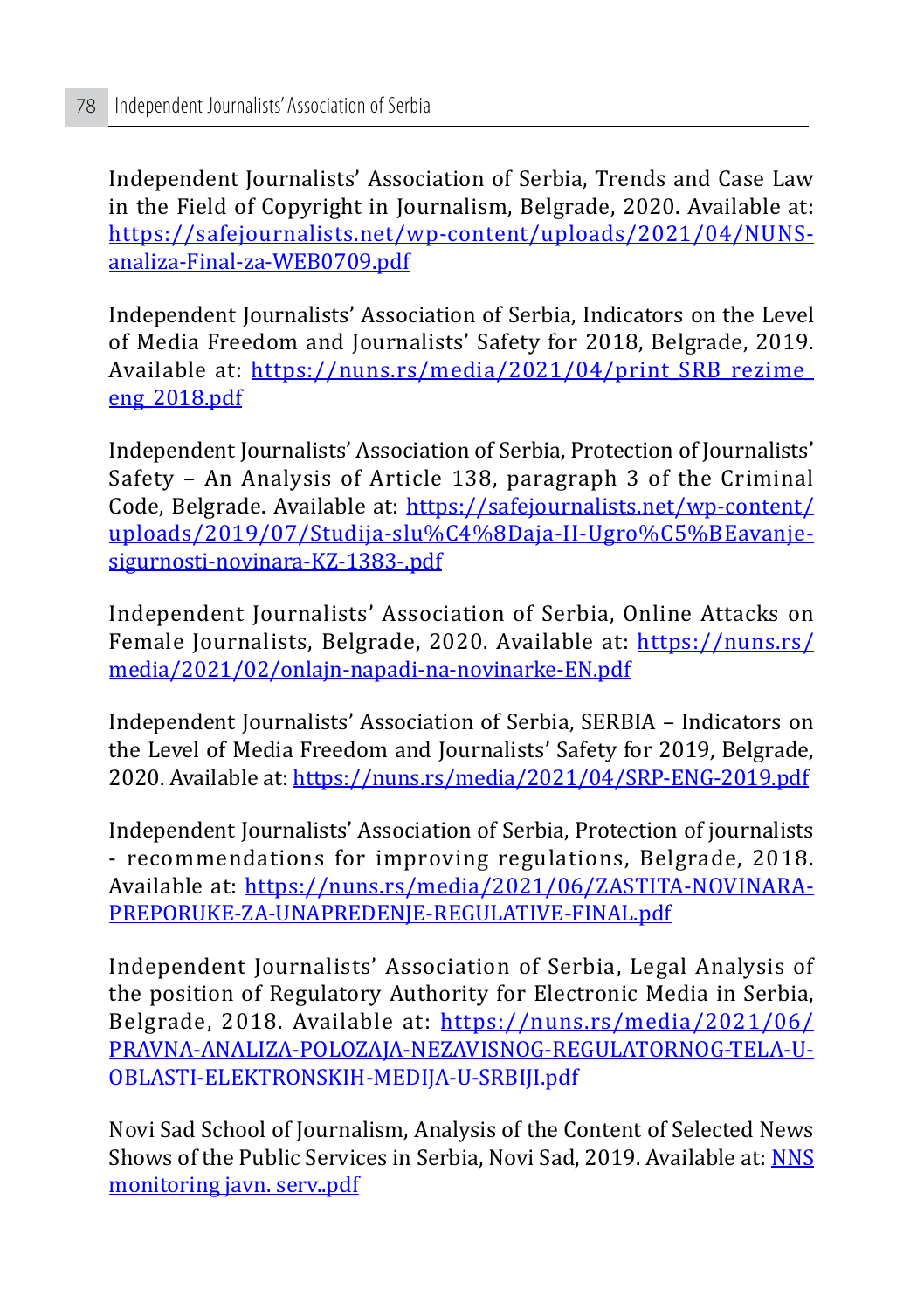Independent Journalists' Association of Serbia, Trends and Case Law in the Field of Copyright in Journalism, Belgrade, 2020. Available at: https://safejournalists.net/wp-content/uploads/2021/04/NUNS-analiza-Final-za-WEB0709.pdf

Independent Journalists' Association of Serbia, Indicators on the Level of Media Freedom and Journalists' Safety for 2018, Belgrade, 2019. Available at: https://nuns.rs/media/2021/04/print_SRB_rezime_eng_2018.pdf

Independent Journalists' Association of Serbia, Protection of Journalists' Safety – An Analysis of Article 138, paragraph 3 of the Criminal Code, Belgrade. Available at: https://safejournalists.net/wp-content/uploads/2019/07/Studija-slu%C4%8Daja-II-Ugro%C5%BEavanje-sigurnosti-novinara-KZ-1383-.pdf

Independent Journalists' Association of Serbia, Online Attacks on Female Journalists, Belgrade, 2020. Available at: https://nuns.rs/media/2021/02/onlajn-napadi-na-novinarke-EN.pdf

Independent Journalists' Association of Serbia, SERBIA – Indicators on the Level of Media Freedom and Journalists' Safety for 2019, Belgrade, 2020. Available at: https://nuns.rs/media/2021/04/SRP-ENG-2019.pdf

Independent Journalists' Association of Serbia, Protection of journalists - recommendations for improving regulations, Belgrade, 2018. Available at: https://nuns.rs/media/2021/06/ZASTITA-NOVINARA-PREPORUKE-ZA-UNAPREDENJE-REGULATIVE-FINAL.pdf

Independent Journalists' Association of Serbia, Legal Analysis of the position of Regulatory Authority for Electronic Media in Serbia, Belgrade, 2018. Available at: https://nuns.rs/media/2021/06/PRAVNA-ANALIZA-POLOZAJA-NEZAVISNOG-REGULATORNOG-TELA-U-OBLASTI-ELEKTRONSKIH-MEDIJA-U-SRBIJI.pdf

Novi Sad School of Journalism, Analysis of the Content of Selected News Shows of the Public Services in Serbia, Novi Sad, 2019. Available at: NNS monitoring javn. serv..pdf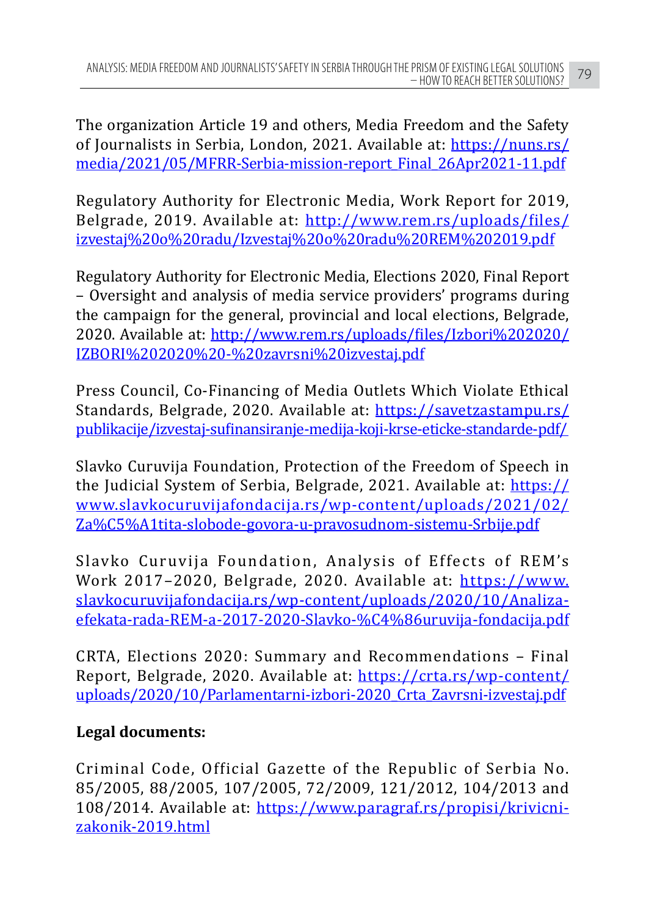The organization Article 19 and others, Media Freedom and the Safety of Journalists in Serbia, London, 2021. Available at: https://nuns.rs/media/2021/05/MFRR-Serbia-mission-report_Final_26Apr2021-11.pdf

Regulatory Authority for Electronic Media, Work Report for 2019, Belgrade, 2019. Available at: http://www.rem.rs/uploads/files/izvestaj%20o%20radu/Izvestaj%20o%20radu%20REM%202019.pdf

Regulatory Authority for Electronic Media, Elections 2020, Final Report – Oversight and analysis of media service providers' programs during the campaign for the general, provincial and local elections, Belgrade, 2020. Available at: http://www.rem.rs/uploads/files/Izbori%202020/IZBORI%202020%20-%20zavrsni%20izvestaj.pdf

Press Council, Co-Financing of Media Outlets Which Violate Ethical Standards, Belgrade, 2020. Available at: https://savetzastampu.rs/publikacije/izvestaj-sufinansiranje-medija-koji-krse-eticke-standarde-pdf/

Slavko Curuvija Foundation, Protection of the Freedom of Speech in the Judicial System of Serbia, Belgrade, 2021. Available at: https://www.slavkocuruvijafondacija.rs/wp-content/uploads/2021/02/Za%C5%A1tita-slobode-govora-u-pravosudnom-sistemu-Srbije.pdf

Slavko Curuvija Foundation, Analysis of Effects of REM's Work 2017–2020, Belgrade, 2020. Available at: https://www.slavkocuruvijafondacija.rs/wp-content/uploads/2020/10/Analiza-efekata-rada-REM-a-2017-2020-Slavko-%C4%86uruvija-fondacija.pdf

CRTA, Elections 2020: Summary and Recommendations – Final Report, Belgrade, 2020. Available at: https://crta.rs/wp-content/uploads/2020/10/Parlamentarni-izbori-2020_Crta_Zavrsni-izvestaj.pdf

**Legal documents:**

Criminal Code, Official Gazette of the Republic of Serbia No. 85/2005, 88/2005, 107/2005, 72/2009, 121/2012, 104/2013 and 108/2014. Available at: https://www.paragraf.rs/propisi/krivicni-zakonik-2019.html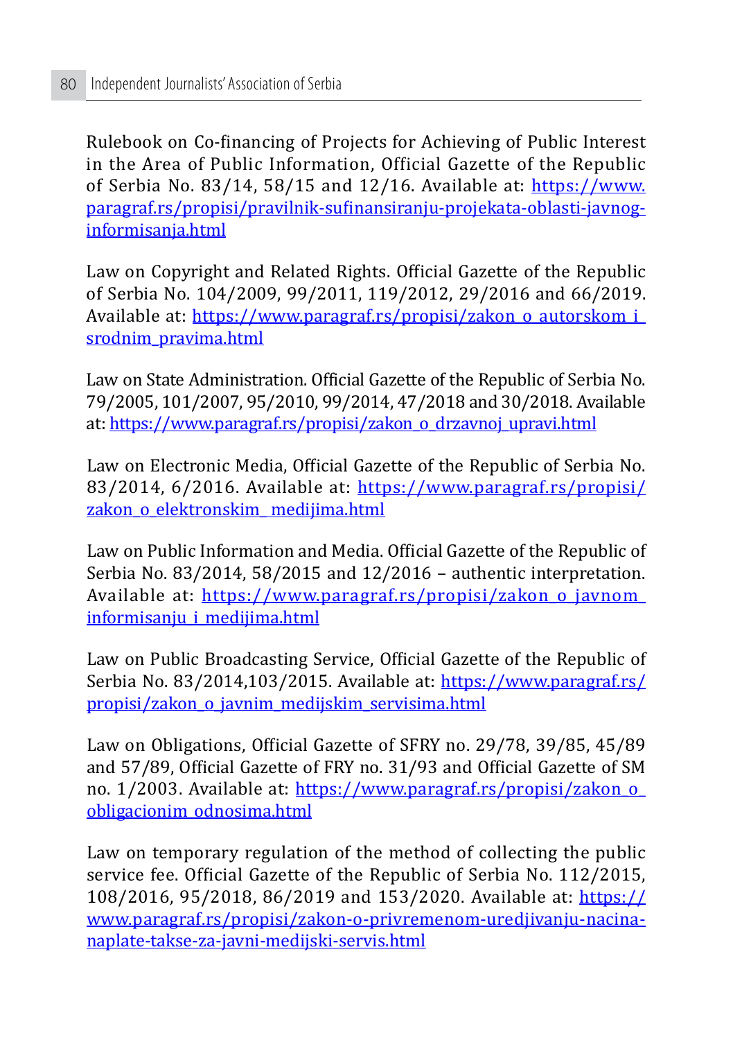Rulebook on Co-financing of Projects for Achieving of Public Interest in the Area of Public Information, Official Gazette of the Republic of Serbia No. 83/14, 58/15 and 12/16. Available at: https://www.paragraf.rs/propisi/pravilnik-sufinansiranju-projekata-oblasti-javnog-informisanja.html

Law on Copyright and Related Rights. Official Gazette of the Republic of Serbia No. 104/2009, 99/2011, 119/2012, 29/2016 and 66/2019. Available at: https://www.paragraf.rs/propisi/zakon_o_autorskom_i_srodnim_pravima.html

Law on State Administration. Official Gazette of the Republic of Serbia No. 79/2005, 101/2007, 95/2010, 99/2014, 47/2018 and 30/2018. Available at: https://www.paragraf.rs/propisi/zakon_o_drzavnoj_upravi.html

Law on Electronic Media, Official Gazette of the Republic of Serbia No. 83/2014, 6/2016. Available at: https://www.paragraf.rs/propisi/zakon_o_elektronskim_medijima.html

Law on Public Information and Media. Official Gazette of the Republic of Serbia No. 83/2014, 58/2015 and 12/2016 – authentic interpretation. Available at: https://www.paragraf.rs/propisi/zakon_o_javnom_informisanju_i_medijima.html

Law on Public Broadcasting Service, Official Gazette of the Republic of Serbia No. 83/2014,103/2015. Available at: https://www.paragraf.rs/propisi/zakon_o_javnim_medijskim_servisima.html

Law on Obligations, Official Gazette of SFRY no. 29/78, 39/85, 45/89 and 57/89, Official Gazette of FRY no. 31/93 and Official Gazette of SM no. 1/2003. Available at: https://www.paragraf.rs/propisi/zakon_o_obligacionim_odnosima.html

Law on temporary regulation of the method of collecting the public service fee. Official Gazette of the Republic of Serbia No. 112/2015, 108/2016, 95/2018, 86/2019 and 153/2020. Available at: https://www.paragraf.rs/propisi/zakon-o-privremenom-uredjivanju-nacina-naplate-takse-za-javni-medijski-servis.html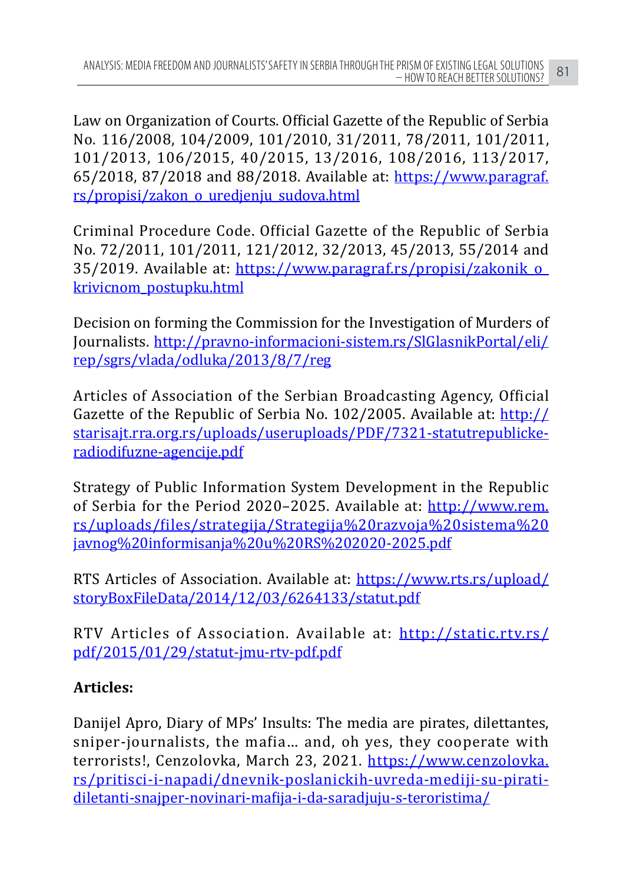Law on Organization of Courts. Official Gazette of the Republic of Serbia No. 116/2008, 104/2009, 101/2010, 31/2011, 78/2011, 101/2011, 101/2013, 106/2015, 40/2015, 13/2016, 108/2016, 113/2017, 65/2018, 87/2018 and 88/2018. Available at: https://www.paragraf.rs/propisi/zakon_o_uredjenju_sudova.html

Criminal Procedure Code. Official Gazette of the Republic of Serbia No. 72/2011, 101/2011, 121/2012, 32/2013, 45/2013, 55/2014 and 35/2019. Available at: https://www.paragraf.rs/propisi/zakonik_o_krivicnom_postupku.html

Decision on forming the Commission for the Investigation of Murders of Journalists. http://pravno-informacioni-sistem.rs/SlGlasnikPortal/eli/rep/sgrs/vlada/odluka/2013/8/7/reg

Articles of Association of the Serbian Broadcasting Agency, Official Gazette of the Republic of Serbia No. 102/2005. Available at: http://starisajt.rra.org.rs/uploads/useruploads/PDF/7321-statutrepublicke-radiodifuzne-agencije.pdf

Strategy of Public Information System Development in the Republic of Serbia for the Period 2020–2025. Available at: http://www.rem.rs/uploads/files/strategija/Strategija%20razvoja%20sistema%20javnog%20informisanja%20u%20RS%202020-2025.pdf

RTS Articles of Association. Available at: https://www.rts.rs/upload/storyBoxFileData/2014/12/03/6264133/statut.pdf

RTV Articles of Association. Available at: http://static.rtv.rs/pdf/2015/01/29/statut-jmu-rtv-pdf.pdf

**Articles:**

Danijel Apro, Diary of MPs' Insults: The media are pirates, dilettantes, sniper-journalists, the mafia... and, oh yes, they cooperate with terrorists!, Cenzolovka, March 23, 2021. https://www.cenzolovka.rs/pritisci-i-napadi/dnevnik-poslanickih-uvreda-mediji-su-pirati-diletanti-snajper-novinari-mafija-i-da-saradjuju-s-teroristima/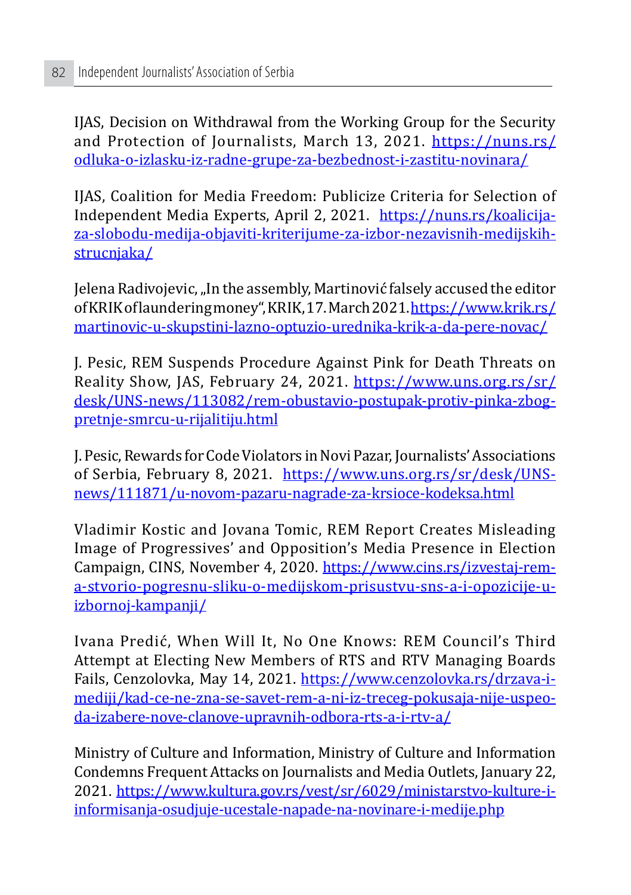IJAS, Decision on Withdrawal from the Working Group for the Security and Protection of Journalists, March 13, 2021. https://nuns.rs/odluka-o-izlasku-iz-radne-grupe-za-bezbednost-i-zastitu-novinara/

IJAS, Coalition for Media Freedom: Publicize Criteria for Selection of Independent Media Experts, April 2, 2021. https://nuns.rs/koalicija-za-slobodu-medija-objaviti-kriterijume-za-izbor-nezavisnih-medijskih-strucnjaka/

Jelena Radivojevic, „In the assembly, Martinović falsely accused the editor of KRIK of laundering money", KRIK, 17. March 2021. https://www.krik.rs/martinovic-u-skupstini-lazno-optuzio-urednika-krik-a-da-pere-novac/

J. Pesic, REM Suspends Procedure Against Pink for Death Threats on Reality Show, JAS, February 24, 2021. https://www.uns.org.rs/sr/desk/UNS-news/113082/rem-obustavio-postupak-protiv-pinka-zbog-pretnje-smrcu-u-rijalitiju.html

J. Pesic, Rewards for Code Violators in Novi Pazar, Journalists' Associations of Serbia, February 8, 2021. https://www.uns.org.rs/sr/desk/UNS-news/111871/u-novom-pazaru-nagrade-za-krsioce-kodeksa.html

Vladimir Kostic and Jovana Tomic, REM Report Creates Misleading Image of Progressives' and Opposition's Media Presence in Election Campaign, CINS, November 4, 2020. https://www.cins.rs/izvestaj-rem-a-stvorio-pogresnu-sliku-o-medijskom-prisustvu-sns-a-i-opozicije-u-izbornoj-kampanji/

Ivana Predić, When Will It, No One Knows: REM Council's Third Attempt at Electing New Members of RTS and RTV Managing Boards Fails, Cenzolovka, May 14, 2021. https://www.cenzolovka.rs/drzava-i-mediji/kad-ce-ne-zna-se-savet-rem-a-ni-iz-treceg-pokusaja-nije-uspeo-da-izabere-nove-clanove-upravnih-odbora-rts-a-i-rtv-a/

Ministry of Culture and Information, Ministry of Culture and Information Condemns Frequent Attacks on Journalists and Media Outlets, January 22, 2021. https://www.kultura.gov.rs/vest/sr/6029/ministarstvo-kulture-i-informisanja-osudjuje-ucestale-napade-na-novinare-i-medije.php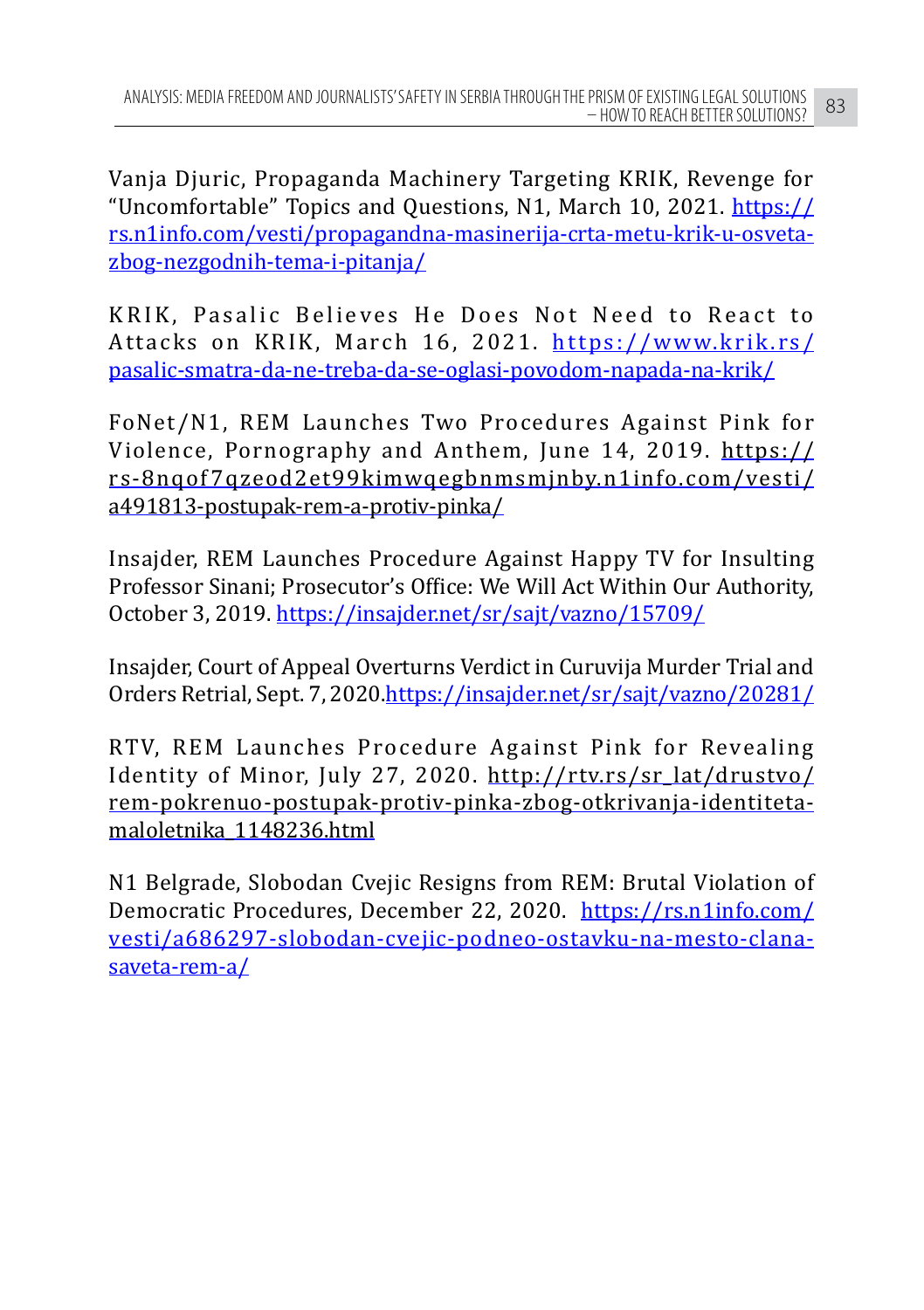Vanja Djuric, Propaganda Machinery Targeting KRIK, Revenge for "Uncomfortable" Topics and Questions, N1, March 10, 2021. https://rs.n1info.com/vesti/propagandna-masinerija-crta-metu-krik-u-osveta-zbog-nezgodnih-tema-i-pitanja/

KRIK, Pasalic Believes He Does Not Need to React to Attacks on KRIK, March 16, 2021. https://www.krik.rs/pasalic-smatra-da-ne-treba-da-se-oglasi-povodom-napada-na-krik/

FoNet/N1, REM Launches Two Procedures Against Pink for Violence, Pornography and Anthem, June 14, 2019. https://rs-8nqof7qzeod2et99kimwqegbnmsmjnby.n1info.com/vesti/a491813-postupak-rem-a-protiv-pinka/

Insajder, REM Launches Procedure Against Happy TV for Insulting Professor Sinani; Prosecutor's Office: We Will Act Within Our Authority, October 3, 2019. https://insajder.net/sr/sajt/vazno/15709/

Insajder, Court of Appeal Overturns Verdict in Curuvija Murder Trial and Orders Retrial, Sept. 7, 2020.https://insajder.net/sr/sajt/vazno/20281/

RTV, REM Launches Procedure Against Pink for Revealing Identity of Minor, July 27, 2020. http://rtv.rs/sr_lat/drustvo/rem-pokrenuo-postupak-protiv-pinka-zbog-otkrivanja-identiteta-maloletnika_1148236.html

N1 Belgrade, Slobodan Cvejic Resigns from REM: Brutal Violation of Democratic Procedures, December 22, 2020. https://rs.n1info.com/vesti/a686297-slobodan-cvejic-podneo-ostavku-na-mesto-clana-saveta-rem-a/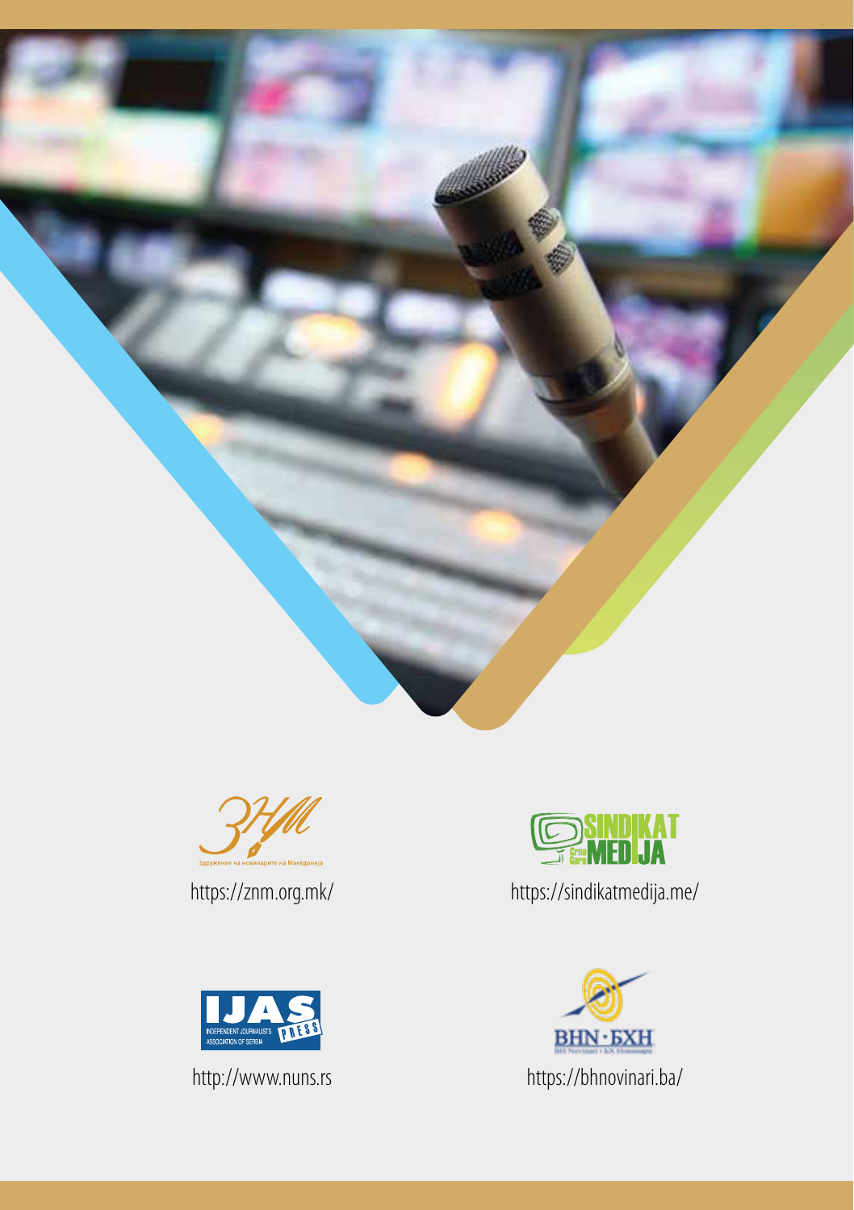https://znm.org.mk/

https://sindikatmedija.me/

http://www.nuns.rs

https://bhnovinari.ba/